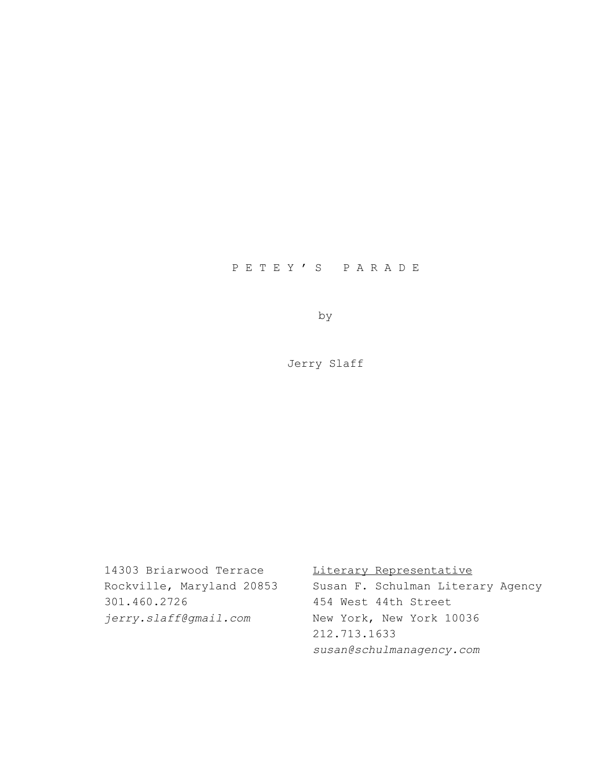# P E T E Y ' S   P A R A D E

by

Jerry Slaff

14303 Briarwood Terrace
Rockville, Maryland 20853
301.460.2726
*jerry.slaff@gmail.com*

Literary Representative
Susan F. Schulman Literary Agency
454 West 44th Street
New York, New York 10036
212.713.1633
*susan@schulmanagency.com*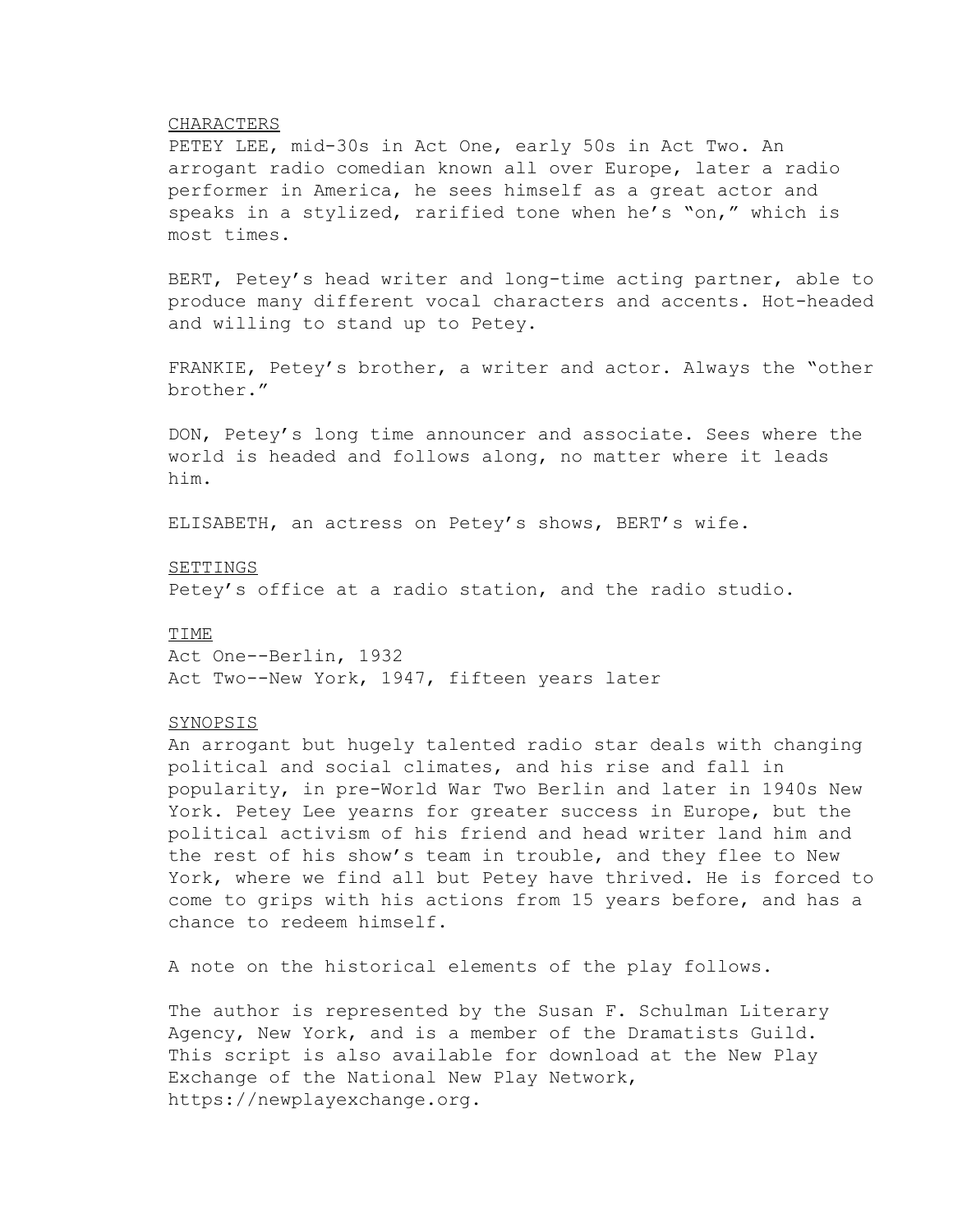## CHARACTERS

PETEY LEE, mid-30s in Act One, early 50s in Act Two. An arrogant radio comedian known all over Europe, later a radio performer in America, he sees himself as a great actor and speaks in a stylized, rarified tone when he's "on," which is most times.

BERT, Petey's head writer and long-time acting partner, able to produce many different vocal characters and accents. Hot-headed and willing to stand up to Petey.

FRANKIE, Petey's brother, a writer and actor. Always the "other brother."

DON, Petey's long time announcer and associate. Sees where the world is headed and follows along, no matter where it leads him.

ELISABETH, an actress on Petey's shows, BERT's wife.

## SETTINGS

Petey's office at a radio station, and the radio studio.

## TIME

Act One--Berlin, 1932
Act Two--New York, 1947, fifteen years later

## SYNOPSIS

An arrogant but hugely talented radio star deals with changing political and social climates, and his rise and fall in popularity, in pre-World War Two Berlin and later in 1940s New York. Petey Lee yearns for greater success in Europe, but the political activism of his friend and head writer land him and the rest of his show's team in trouble, and they flee to New York, where we find all but Petey have thrived. He is forced to come to grips with his actions from 15 years before, and has a chance to redeem himself.

A note on the historical elements of the play follows.

The author is represented by the Susan F. Schulman Literary Agency, New York, and is a member of the Dramatists Guild. This script is also available for download at the New Play Exchange of the National New Play Network, https://newplayexchange.org.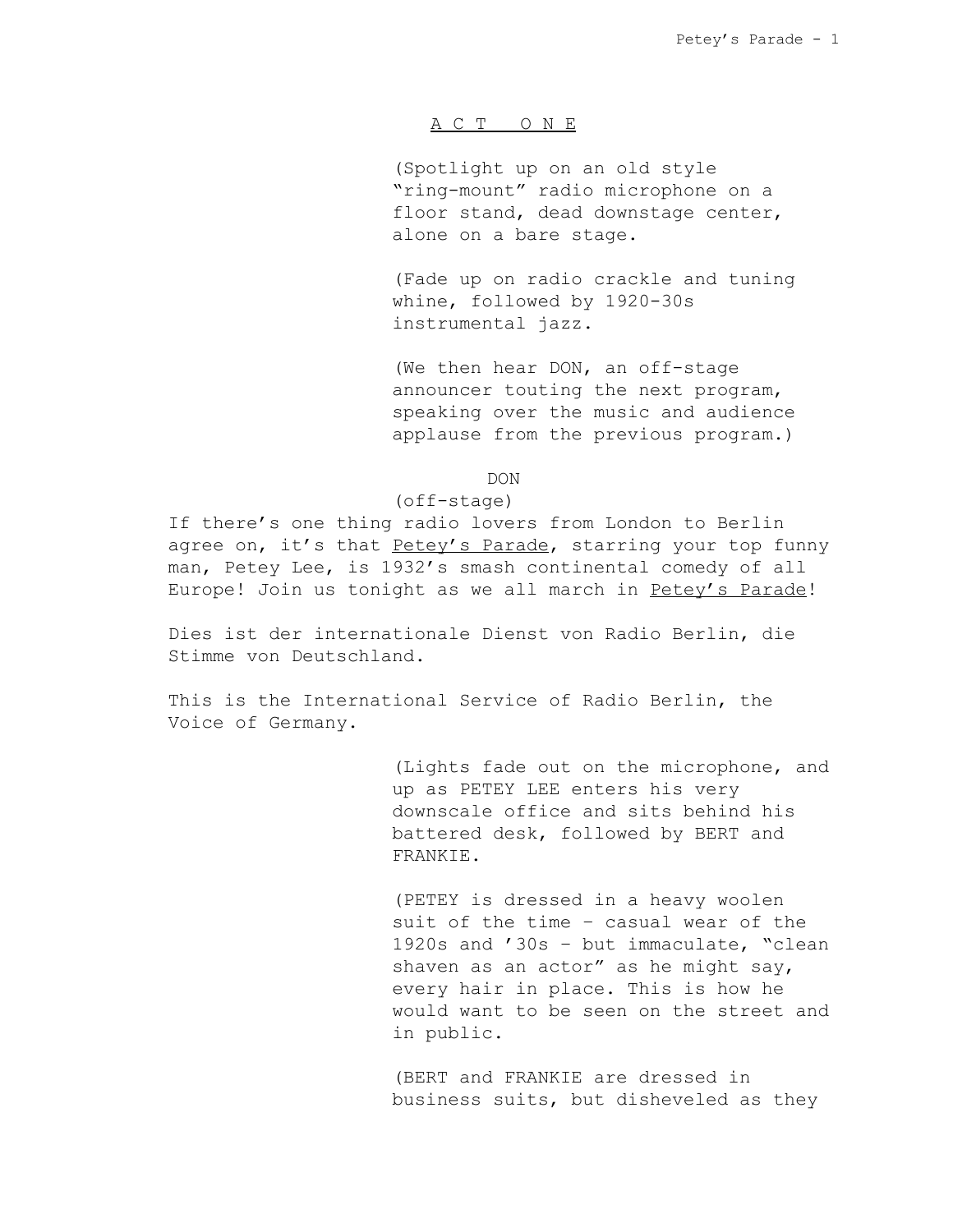# A C T   O N E

(Spotlight up on an old style "ring-mount" radio microphone on a floor stand, dead downstage center, alone on a bare stage.

(Fade up on radio crackle and tuning whine, followed by 1920-30s instrumental jazz.

(We then hear DON, an off-stage announcer touting the next program, speaking over the music and audience applause from the previous program.)

DON
(off-stage)

If there's one thing radio lovers from London to Berlin agree on, it's that Petey's Parade, starring your top funny man, Petey Lee, is 1932's smash continental comedy of all Europe! Join us tonight as we all march in Petey's Parade!

Dies ist der internationale Dienst von Radio Berlin, die Stimme von Deutschland.

This is the International Service of Radio Berlin, the Voice of Germany.

(Lights fade out on the microphone, and up as PETEY LEE enters his very downscale office and sits behind his battered desk, followed by BERT and FRANKIE.

(PETEY is dressed in a heavy woolen suit of the time – casual wear of the 1920s and '30s – but immaculate, "clean shaven as an actor" as he might say, every hair in place. This is how he would want to be seen on the street and in public.

(BERT and FRANKIE are dressed in business suits, but disheveled as they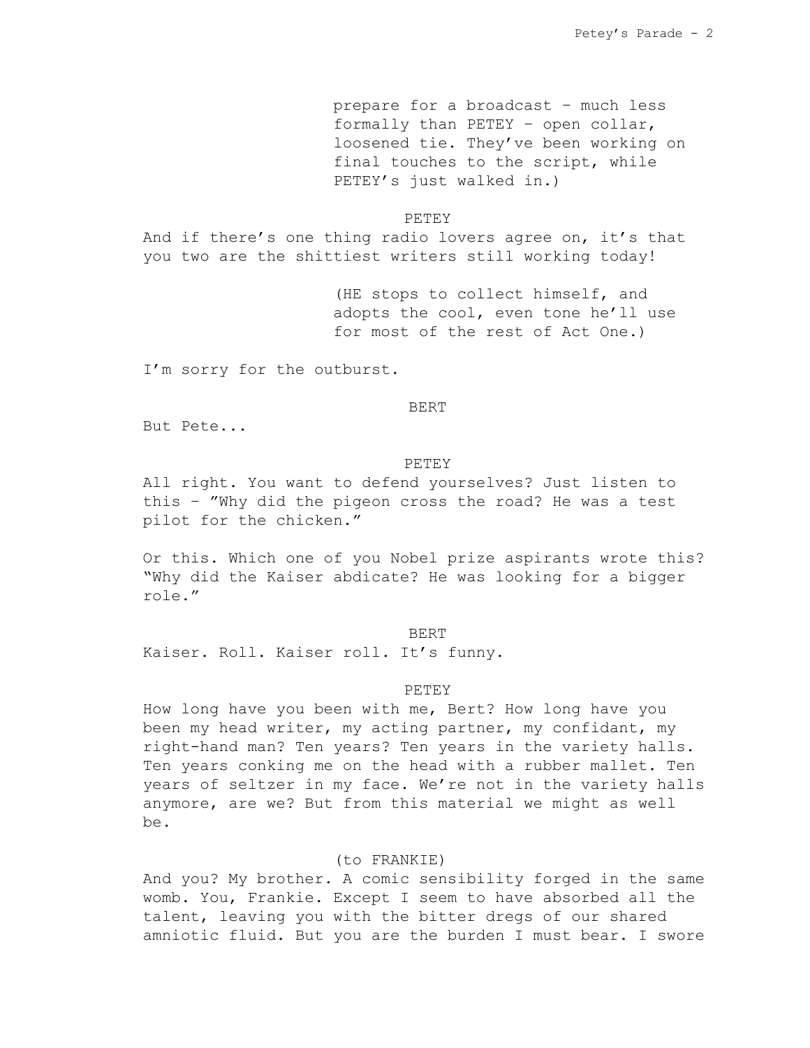prepare for a broadcast – much less formally than PETEY – open collar, loosened tie. They've been working on final touches to the script, while PETEY's just walked in.)

PETEY

And if there's one thing radio lovers agree on, it's that you two are the shittiest writers still working today!

(HE stops to collect himself, and adopts the cool, even tone he'll use for most of the rest of Act One.)

I'm sorry for the outburst.

BERT

But Pete...

PETEY

All right. You want to defend yourselves? Just listen to this – "Why did the pigeon cross the road? He was a test pilot for the chicken."

Or this. Which one of you Nobel prize aspirants wrote this? "Why did the Kaiser abdicate? He was looking for a bigger role."

BERT

Kaiser. Roll. Kaiser roll. It's funny.

PETEY

How long have you been with me, Bert? How long have you been my head writer, my acting partner, my confidant, my right-hand man? Ten years? Ten years in the variety halls. Ten years conking me on the head with a rubber mallet. Ten years of seltzer in my face. We're not in the variety halls anymore, are we? But from this material we might as well be.

(to FRANKIE)

And you? My brother. A comic sensibility forged in the same womb. You, Frankie. Except I seem to have absorbed all the talent, leaving you with the bitter dregs of our shared amniotic fluid. But you are the burden I must bear. I swore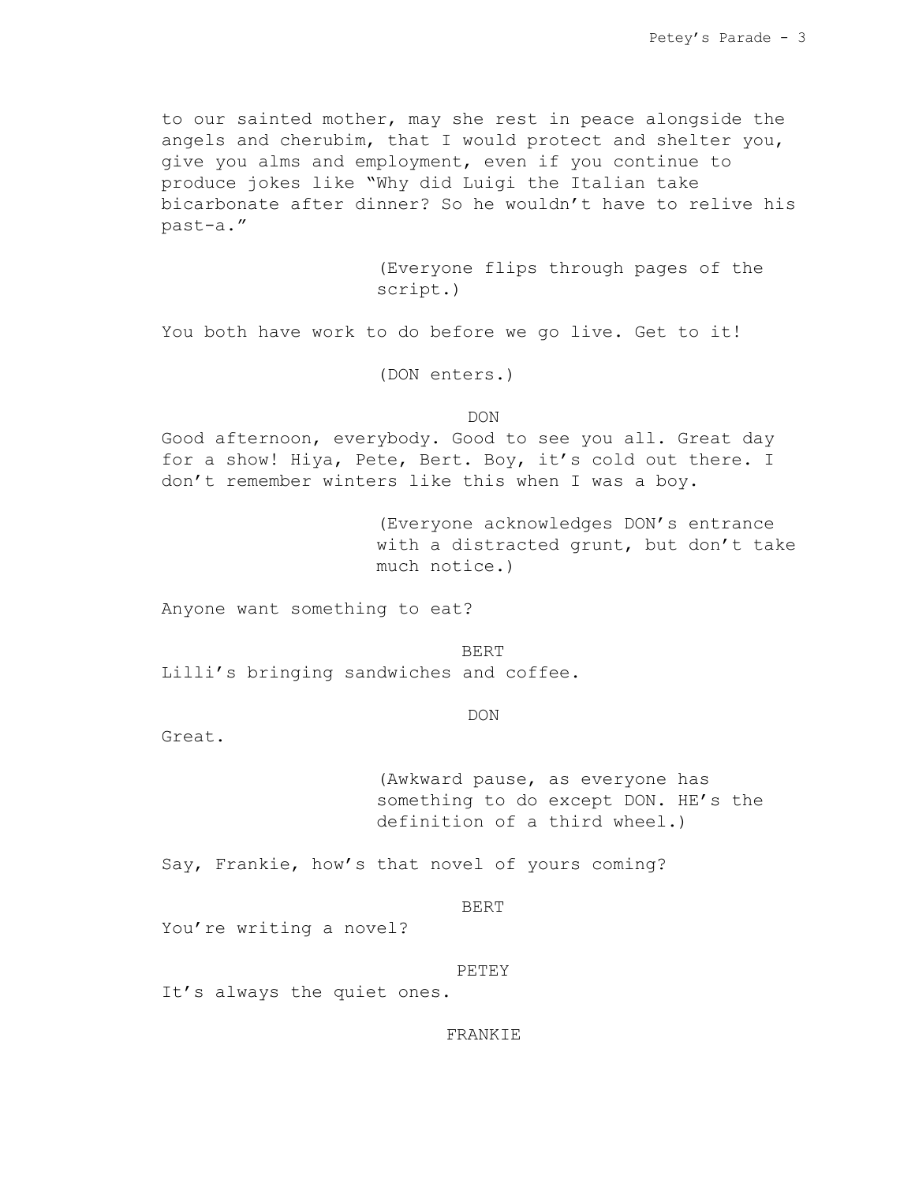to our sainted mother, may she rest in peace alongside the angels and cherubim, that I would protect and shelter you, give you alms and employment, even if you continue to produce jokes like "Why did Luigi the Italian take bicarbonate after dinner? So he wouldn't have to relive his past-a."

(Everyone flips through pages of the script.)

You both have work to do before we go live. Get to it!

(DON enters.)

DON

Good afternoon, everybody. Good to see you all. Great day for a show! Hiya, Pete, Bert. Boy, it's cold out there. I don't remember winters like this when I was a boy.

(Everyone acknowledges DON's entrance with a distracted grunt, but don't take much notice.)

Anyone want something to eat?

BERT

Lilli's bringing sandwiches and coffee.

DON

Great.

(Awkward pause, as everyone has something to do except DON. HE's the definition of a third wheel.)

Say, Frankie, how's that novel of yours coming?

BERT

You're writing a novel?

PETEY

It's always the quiet ones.

FRANKIE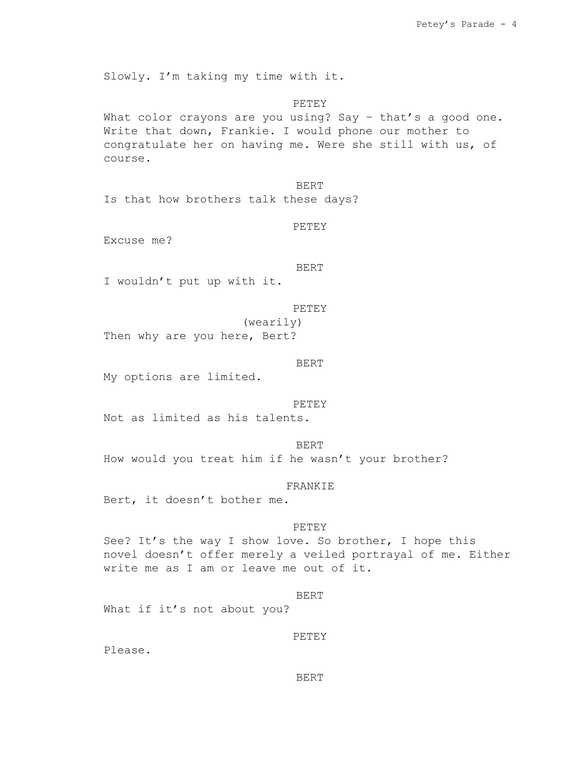Slowly. I'm taking my time with it.

PETEY

What color crayons are you using? Say – that's a good one. Write that down, Frankie. I would phone our mother to congratulate her on having me. Were she still with us, of course.

BERT

Is that how brothers talk these days?

PETEY

Excuse me?

BERT

I wouldn't put up with it.

PETEY

(wearily)

Then why are you here, Bert?

BERT

My options are limited.

PETEY

Not as limited as his talents.

BERT

How would you treat him if he wasn't your brother?

FRANKIE

Bert, it doesn't bother me.

PETEY

See? It's the way I show love. So brother, I hope this novel doesn't offer merely a veiled portrayal of me. Either write me as I am or leave me out of it.

BERT

What if it's not about you?

PETEY

Please.

BERT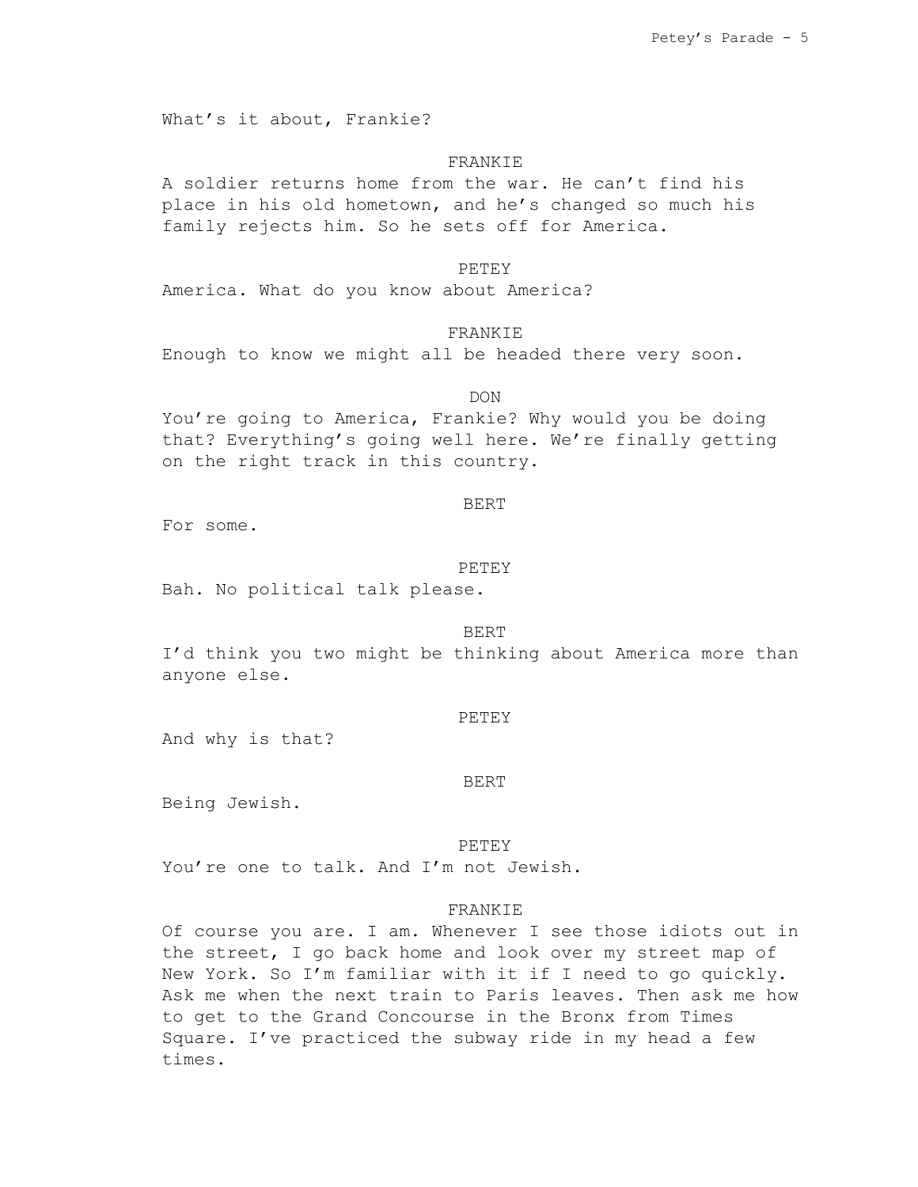What's it about, Frankie?

FRANKIE

A soldier returns home from the war. He can't find his place in his old hometown, and he's changed so much his family rejects him. So he sets off for America.

PETEY

America. What do you know about America?

FRANKIE

Enough to know we might all be headed there very soon.

DON

You're going to America, Frankie? Why would you be doing that? Everything's going well here. We're finally getting on the right track in this country.

BERT

For some.

PETEY

Bah. No political talk please.

BERT

I'd think you two might be thinking about America more than anyone else.

PETEY

And why is that?

BERT

Being Jewish.

PETEY

You're one to talk. And I'm not Jewish.

FRANKIE

Of course you are. I am. Whenever I see those idiots out in the street, I go back home and look over my street map of New York. So I'm familiar with it if I need to go quickly. Ask me when the next train to Paris leaves. Then ask me how to get to the Grand Concourse in the Bronx from Times Square. I've practiced the subway ride in my head a few times.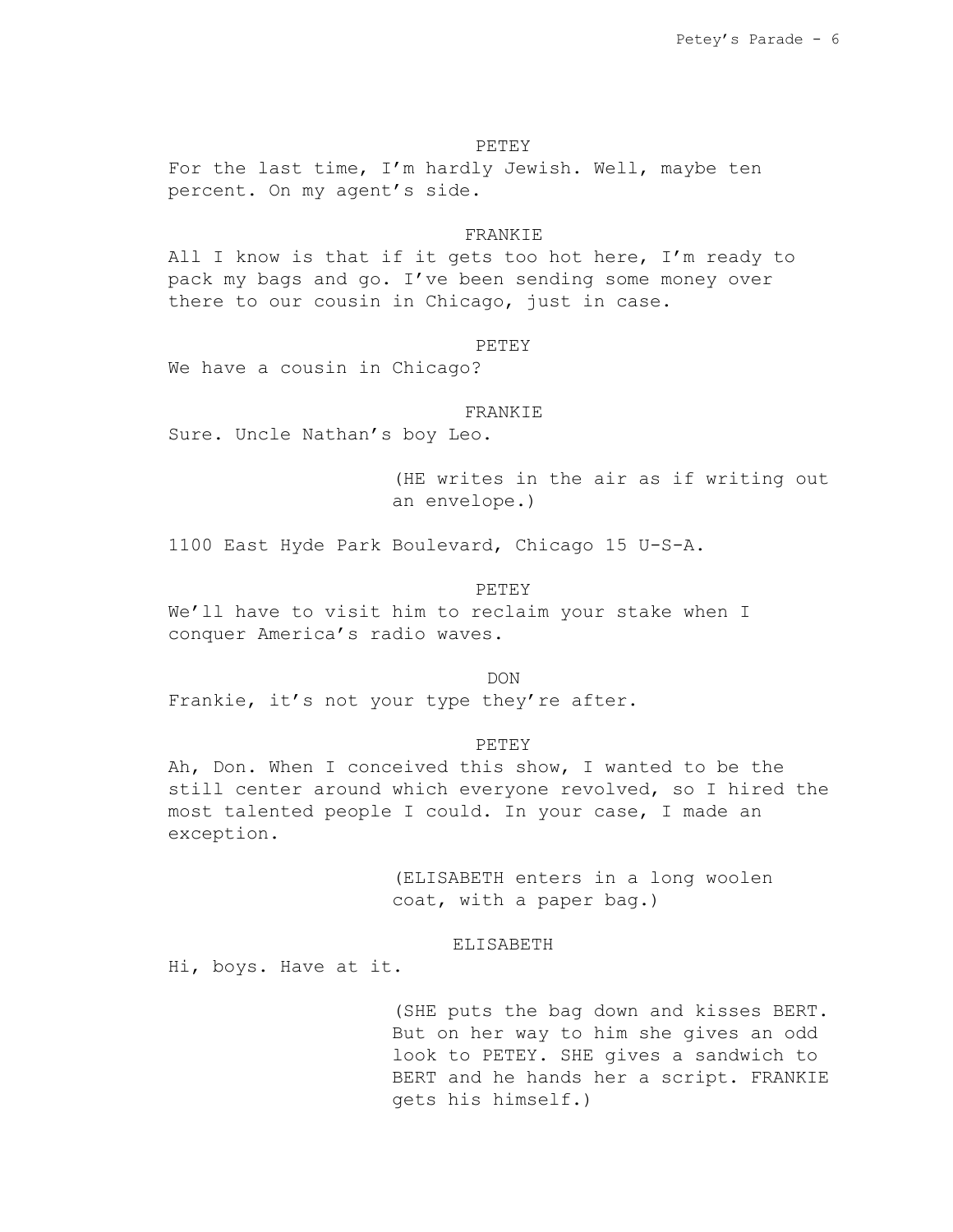PETEY

For the last time, I'm hardly Jewish. Well, maybe ten percent. On my agent's side.

FRANKIE

All I know is that if it gets too hot here, I'm ready to pack my bags and go. I've been sending some money over there to our cousin in Chicago, just in case.

PETEY

We have a cousin in Chicago?

FRANKIE

Sure. Uncle Nathan's boy Leo.

(HE writes in the air as if writing out an envelope.)

1100 East Hyde Park Boulevard, Chicago 15 U-S-A.

PETEY

We'll have to visit him to reclaim your stake when I conquer America's radio waves.

DON

Frankie, it's not your type they're after.

PETEY

Ah, Don. When I conceived this show, I wanted to be the still center around which everyone revolved, so I hired the most talented people I could. In your case, I made an exception.

(ELISABETH enters in a long woolen coat, with a paper bag.)

ELISABETH

Hi, boys. Have at it.

(SHE puts the bag down and kisses BERT. But on her way to him she gives an odd look to PETEY. SHE gives a sandwich to BERT and he hands her a script. FRANKIE gets his himself.)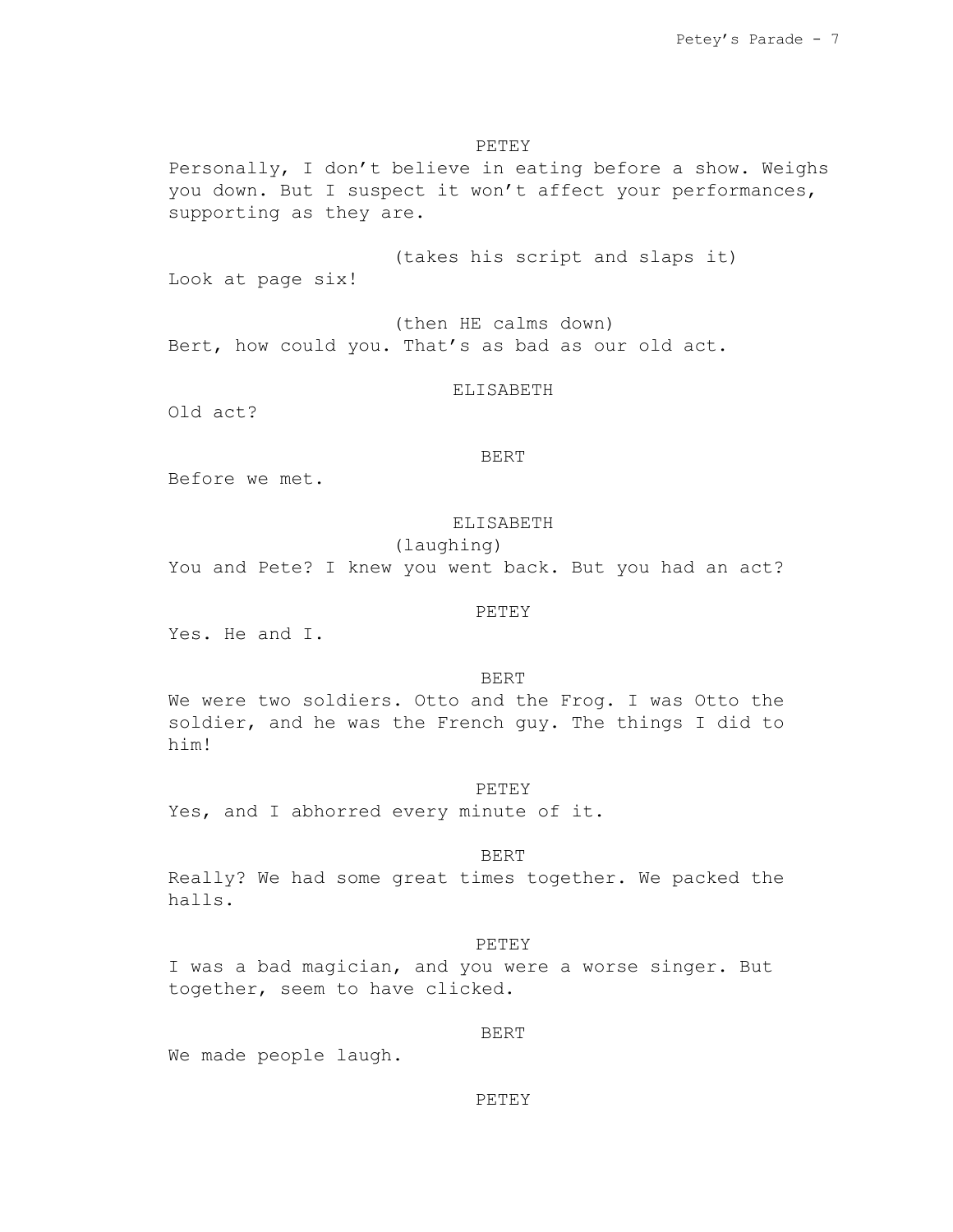PETEY

Personally, I don’t believe in eating before a show. Weighs you down. But I suspect it won’t affect your performances, supporting as they are.

(takes his script and slaps it)

Look at page six!

(then HE calms down)

Bert, how could you. That’s as bad as our old act.

ELISABETH

Old act?

BERT

Before we met.

ELISABETH

(laughing)

You and Pete? I knew you went back. But you had an act?

PETEY

Yes. He and I.

BERT

We were two soldiers. Otto and the Frog. I was Otto the soldier, and he was the French guy. The things I did to him!

PETEY

Yes, and I abhorred every minute of it.

BERT

Really? We had some great times together. We packed the halls.

PETEY

I was a bad magician, and you were a worse singer. But together, seem to have clicked.

BERT

We made people laugh.

PETEY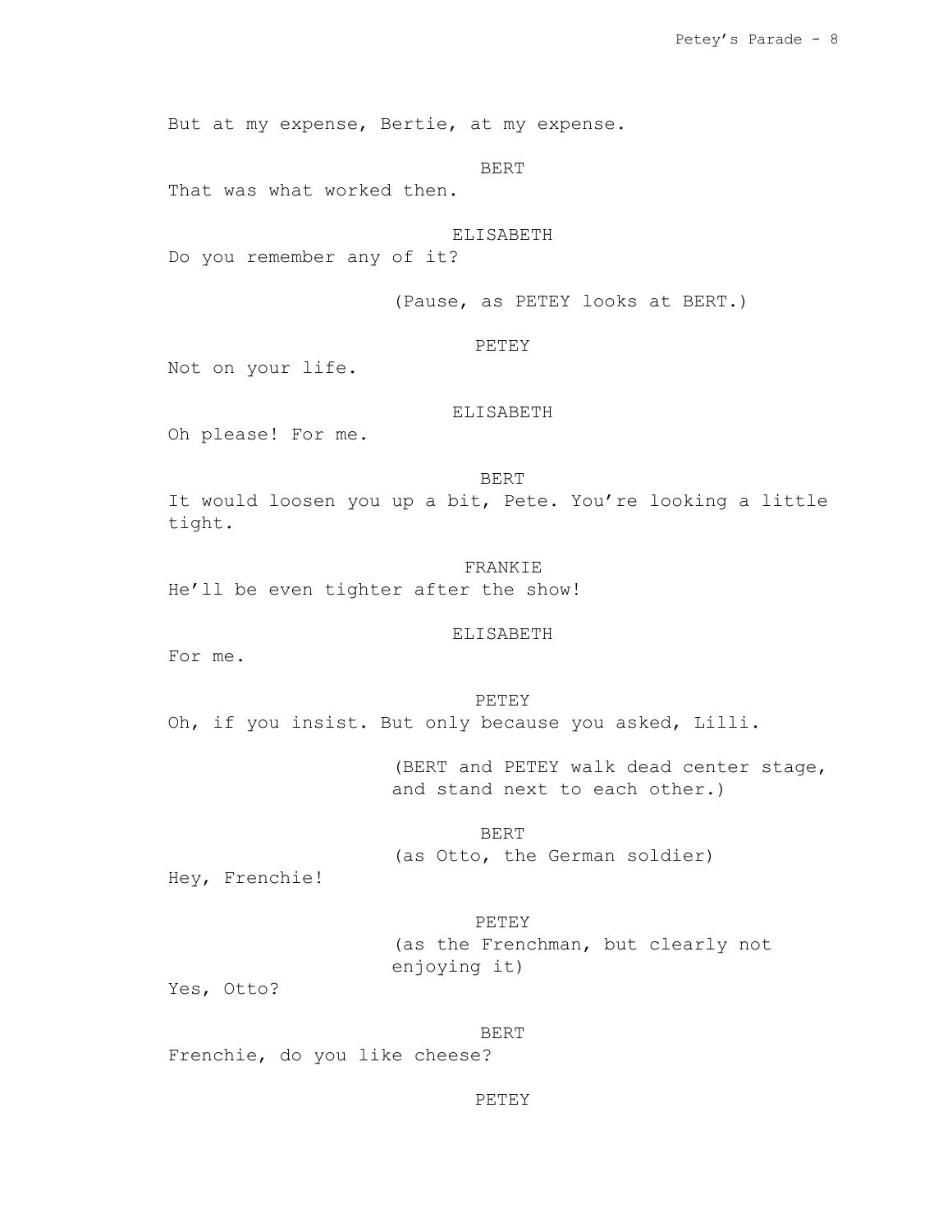But at my expense, Bertie, at my expense.

BERT

That was what worked then.

ELISABETH

Do you remember any of it?

(Pause, as PETEY looks at BERT.)

PETEY

Not on your life.

ELISABETH

Oh please! For me.

BERT

It would loosen you up a bit, Pete. You're looking a little tight.

FRANKIE

He'll be even tighter after the show!

ELISABETH

For me.

PETEY

Oh, if you insist. But only because you asked, Lilli.

(BERT and PETEY walk dead center stage, and stand next to each other.)

BERT

(as Otto, the German soldier)

Hey, Frenchie!

PETEY

(as the Frenchman, but clearly not enjoying it)

Yes, Otto?

BERT

Frenchie, do you like cheese?

PETEY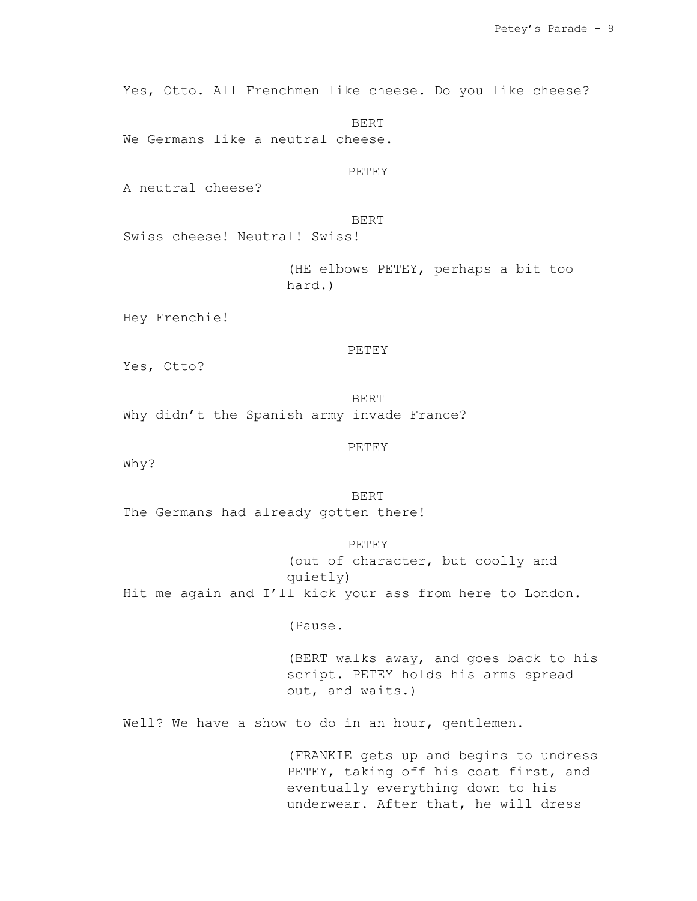Yes, Otto. All Frenchmen like cheese. Do you like cheese?

BERT

We Germans like a neutral cheese.

PETEY

A neutral cheese?

BERT

Swiss cheese! Neutral! Swiss!

(HE elbows PETEY, perhaps a bit too hard.)

Hey Frenchie!

PETEY

Yes, Otto?

BERT

Why didn't the Spanish army invade France?

PETEY

Why?

BERT

The Germans had already gotten there!

PETEY

(out of character, but coolly and quietly)

Hit me again and I'll kick your ass from here to London.

(Pause.

(BERT walks away, and goes back to his script. PETEY holds his arms spread out, and waits.)

Well? We have a show to do in an hour, gentlemen.

(FRANKIE gets up and begins to undress PETEY, taking off his coat first, and eventually everything down to his underwear. After that, he will dress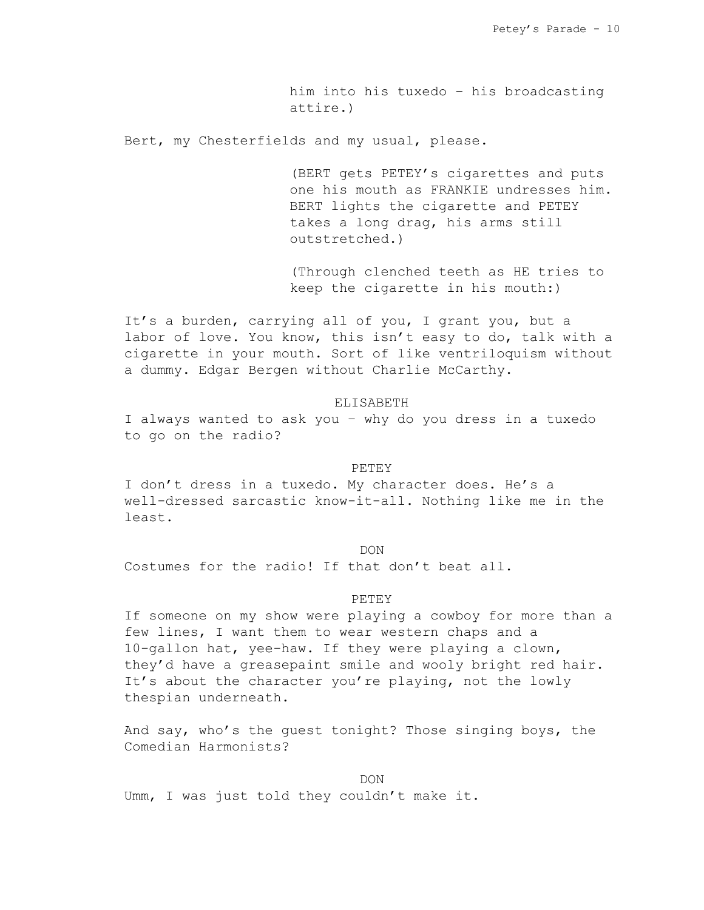him into his tuxedo – his broadcasting attire.)

Bert, my Chesterfields and my usual, please.

(BERT gets PETEY's cigarettes and puts one his mouth as FRANKIE undresses him. BERT lights the cigarette and PETEY takes a long drag, his arms still outstretched.)

(Through clenched teeth as HE tries to keep the cigarette in his mouth:)

It's a burden, carrying all of you, I grant you, but a labor of love. You know, this isn't easy to do, talk with a cigarette in your mouth. Sort of like ventriloquism without a dummy. Edgar Bergen without Charlie McCarthy.

ELISABETH

I always wanted to ask you – why do you dress in a tuxedo to go on the radio?

PETEY

I don't dress in a tuxedo. My character does. He's a well-dressed sarcastic know-it-all. Nothing like me in the least.

DON

Costumes for the radio! If that don't beat all.

PETEY

If someone on my show were playing a cowboy for more than a few lines, I want them to wear western chaps and a 10-gallon hat, yee-haw. If they were playing a clown, they'd have a greasepaint smile and wooly bright red hair. It's about the character you're playing, not the lowly thespian underneath.

And say, who's the guest tonight? Those singing boys, the Comedian Harmonists?

DON

Umm, I was just told they couldn't make it.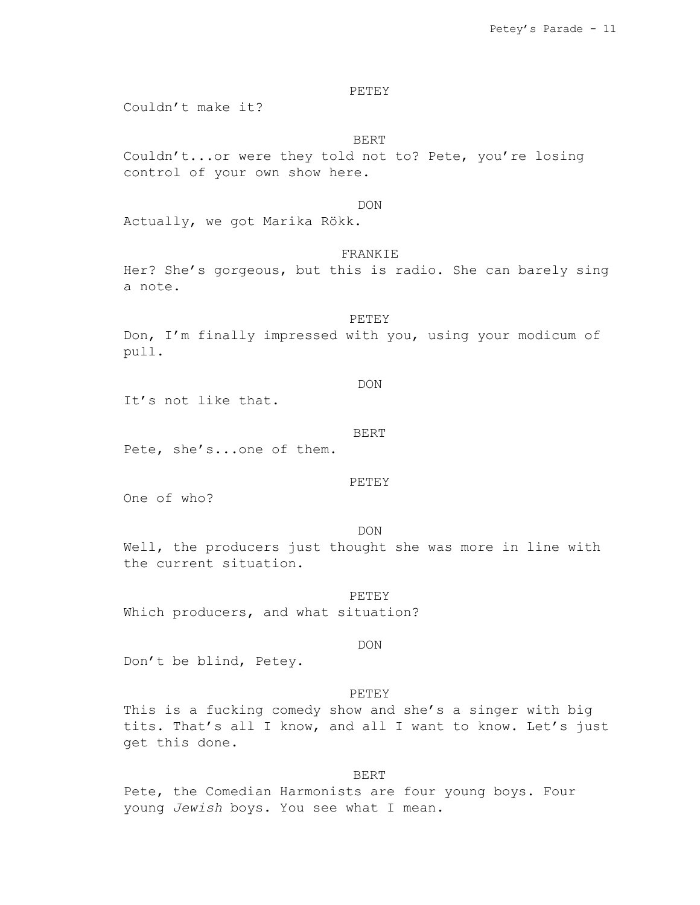PETEY

Couldn't make it?

BERT

Couldn't...or were they told not to? Pete, you're losing control of your own show here.

DON

Actually, we got Marika Rökk.

FRANKIE

Her? She's gorgeous, but this is radio. She can barely sing a note.

PETEY

Don, I'm finally impressed with you, using your modicum of pull.

DON

It's not like that.

BERT

Pete, she's...one of them.

PETEY

One of who?

DON

Well, the producers just thought she was more in line with the current situation.

PETEY

Which producers, and what situation?

DON

Don't be blind, Petey.

PETEY

This is a fucking comedy show and she's a singer with big tits. That's all I know, and all I want to know. Let's just get this done.

BERT

Pete, the Comedian Harmonists are four young boys. Four young *Jewish* boys. You see what I mean.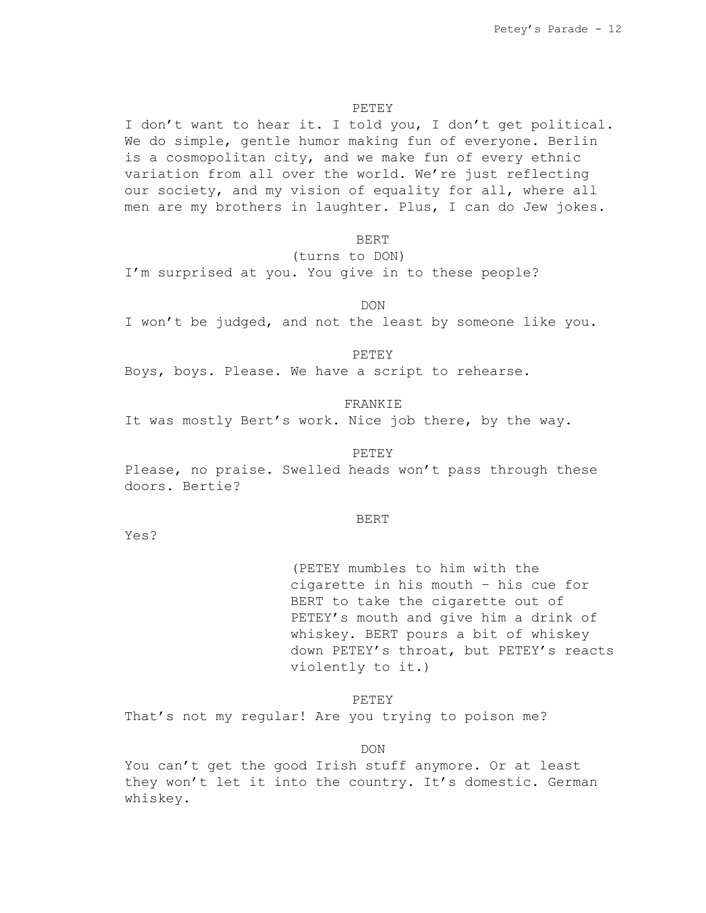PETEY

I don't want to hear it. I told you, I don't get political. We do simple, gentle humor making fun of everyone. Berlin is a cosmopolitan city, and we make fun of every ethnic variation from all over the world. We're just reflecting our society, and my vision of equality for all, where all men are my brothers in laughter. Plus, I can do Jew jokes.

BERT

(turns to DON)

I'm surprised at you. You give in to these people?

DON

I won't be judged, and not the least by someone like you.

PETEY

Boys, boys. Please. We have a script to rehearse.

FRANKIE

It was mostly Bert's work. Nice job there, by the way.

PETEY

Please, no praise. Swelled heads won't pass through these doors. Bertie?

BERT

Yes?

(PETEY mumbles to him with the cigarette in his mouth – his cue for BERT to take the cigarette out of PETEY's mouth and give him a drink of whiskey. BERT pours a bit of whiskey down PETEY's throat, but PETEY's reacts violently to it.)

PETEY

That's not my regular! Are you trying to poison me?

DON

You can't get the good Irish stuff anymore. Or at least they won't let it into the country. It's domestic. German whiskey.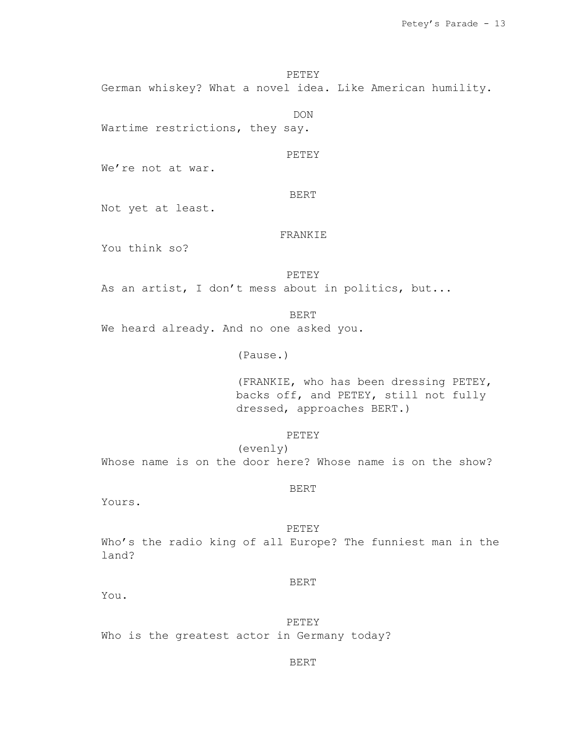PETEY
German whiskey? What a novel idea. Like American humility.

DON
Wartime restrictions, they say.

PETEY
We're not at war.

BERT
Not yet at least.

FRANKIE
You think so?

PETEY
As an artist, I don't mess about in politics, but...

BERT
We heard already. And no one asked you.

(Pause.)

(FRANKIE, who has been dressing PETEY, backs off, and PETEY, still not fully dressed, approaches BERT.)

PETEY
(evenly)
Whose name is on the door here? Whose name is on the show?

BERT
Yours.

PETEY
Who's the radio king of all Europe? The funniest man in the land?

BERT
You.

PETEY
Who is the greatest actor in Germany today?

BERT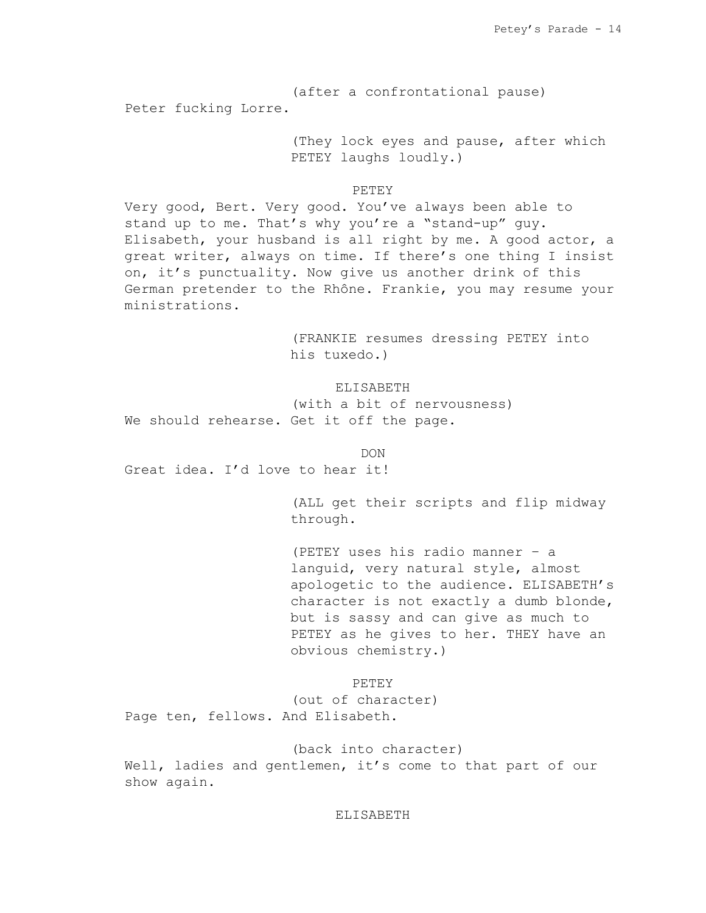(after a confrontational pause)

Peter fucking Lorre.

(They lock eyes and pause, after which PETEY laughs loudly.)

PETEY

Very good, Bert. Very good. You've always been able to stand up to me. That's why you're a "stand-up" guy. Elisabeth, your husband is all right by me. A good actor, a great writer, always on time. If there's one thing I insist on, it's punctuality. Now give us another drink of this German pretender to the Rhône. Frankie, you may resume your ministrations.

(FRANKIE resumes dressing PETEY into his tuxedo.)

ELISABETH

(with a bit of nervousness)

We should rehearse. Get it off the page.

DON

Great idea. I'd love to hear it!

(ALL get their scripts and flip midway through.

(PETEY uses his radio manner – a languid, very natural style, almost apologetic to the audience. ELISABETH's character is not exactly a dumb blonde, but is sassy and can give as much to PETEY as he gives to her. THEY have an obvious chemistry.)

PETEY

(out of character)

Page ten, fellows. And Elisabeth.

(back into character)

Well, ladies and gentlemen, it's come to that part of our show again.

ELISABETH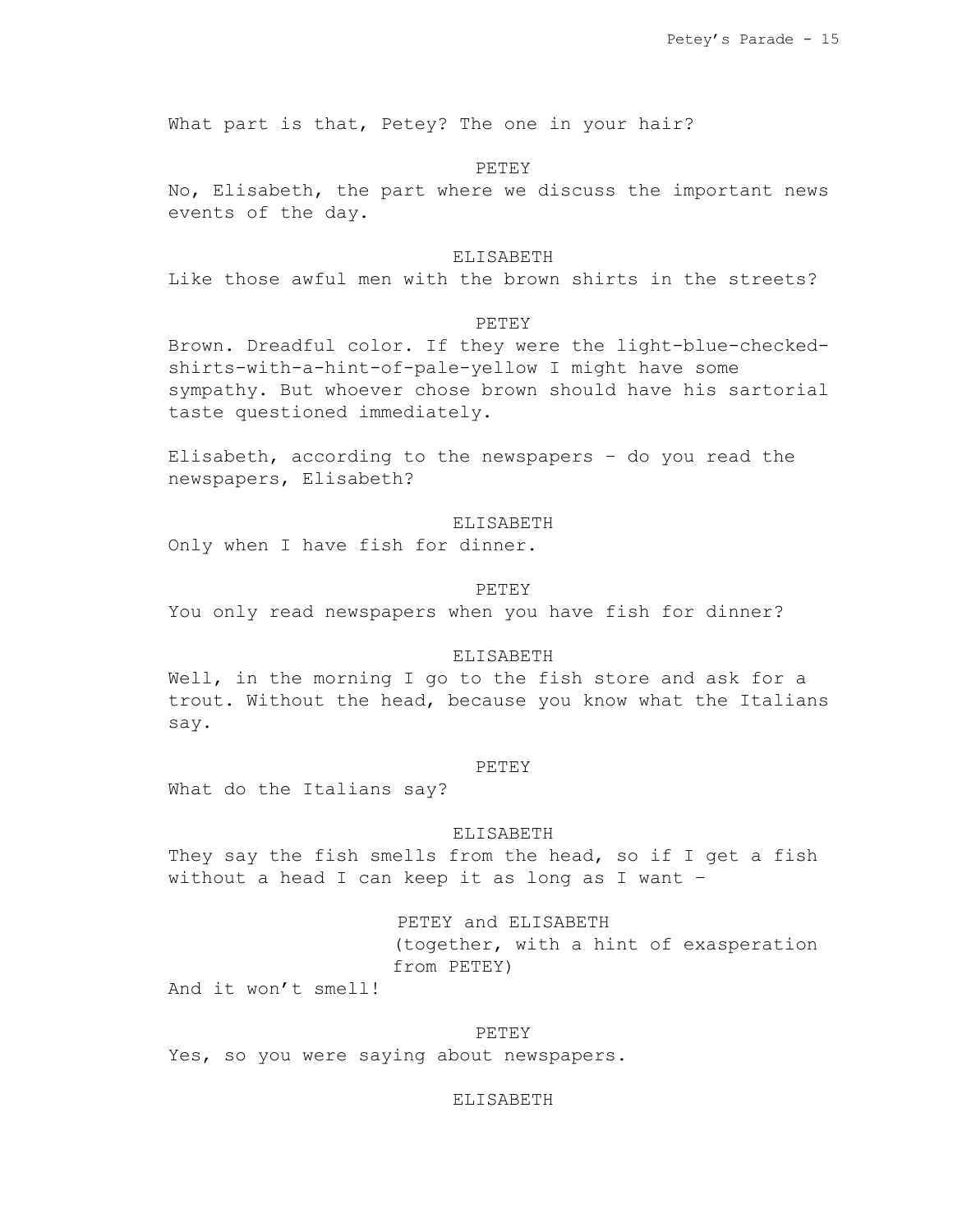What part is that, Petey? The one in your hair?

PETEY

No, Elisabeth, the part where we discuss the important news events of the day.

ELISABETH

Like those awful men with the brown shirts in the streets?

PETEY

Brown. Dreadful color. If they were the light-blue-checked-shirts-with-a-hint-of-pale-yellow I might have some sympathy. But whoever chose brown should have his sartorial taste questioned immediately.

Elisabeth, according to the newspapers – do you read the newspapers, Elisabeth?

ELISABETH

Only when I have fish for dinner.

PETEY

You only read newspapers when you have fish for dinner?

ELISABETH

Well, in the morning I go to the fish store and ask for a trout. Without the head, because you know what the Italians say.

PETEY

What do the Italians say?

ELISABETH

They say the fish smells from the head, so if I get a fish without a head I can keep it as long as I want –

PETEY and ELISABETH
(together, with a hint of exasperation from PETEY)

And it won't smell!

PETEY

Yes, so you were saying about newspapers.

ELISABETH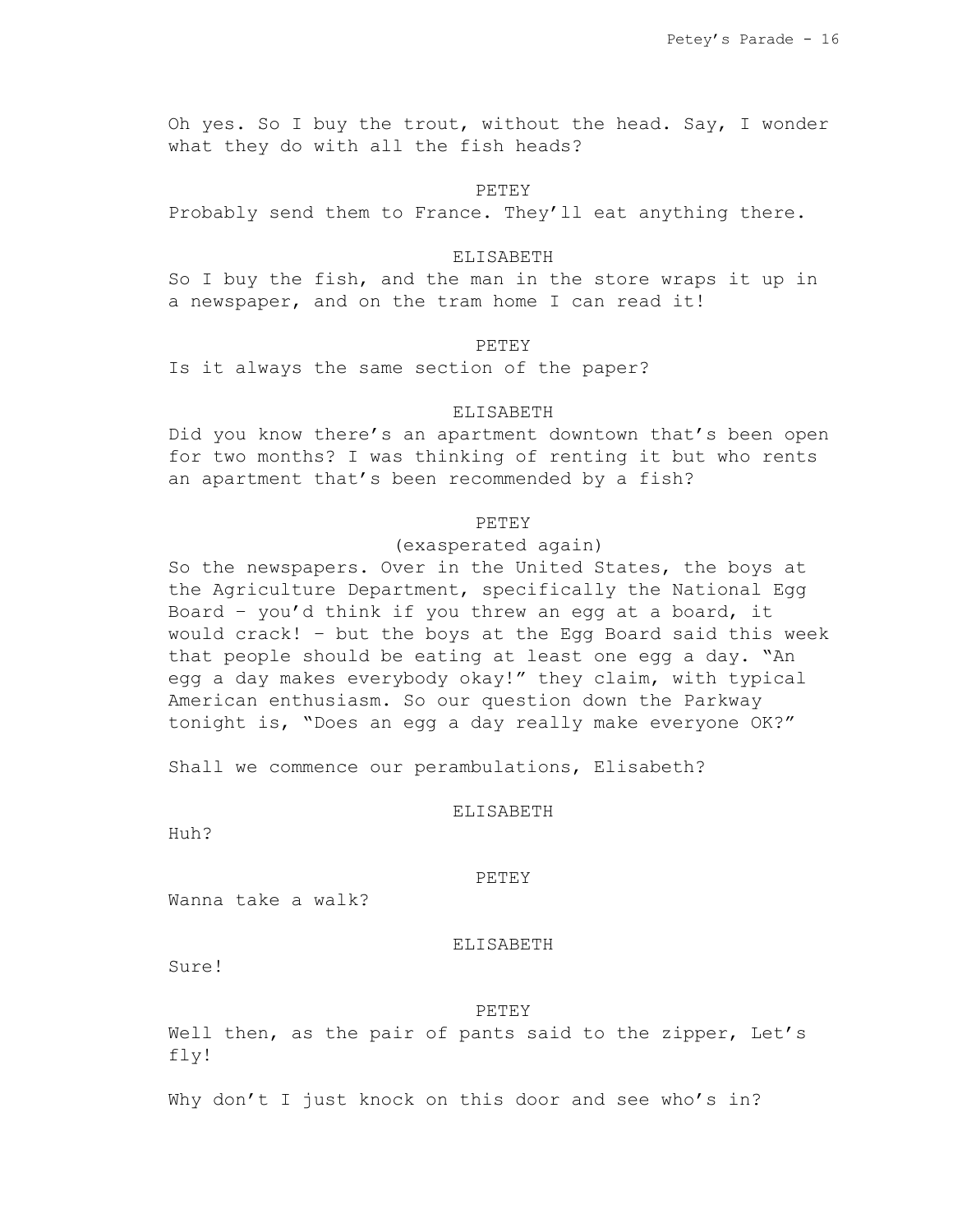Oh yes. So I buy the trout, without the head. Say, I wonder what they do with all the fish heads?

PETEY

Probably send them to France. They'll eat anything there.

ELISABETH

So I buy the fish, and the man in the store wraps it up in a newspaper, and on the tram home I can read it!

PETEY

Is it always the same section of the paper?

ELISABETH

Did you know there's an apartment downtown that's been open for two months? I was thinking of renting it but who rents an apartment that's been recommended by a fish?

PETEY

(exasperated again)

So the newspapers. Over in the United States, the boys at the Agriculture Department, specifically the National Egg Board – you'd think if you threw an egg at a board, it would crack! – but the boys at the Egg Board said this week that people should be eating at least one egg a day. "An egg a day makes everybody okay!" they claim, with typical American enthusiasm. So our question down the Parkway tonight is, "Does an egg a day really make everyone OK?"

Shall we commence our perambulations, Elisabeth?

ELISABETH

Huh?

PETEY

Wanna take a walk?

ELISABETH

Sure!

PETEY

Well then, as the pair of pants said to the zipper, Let's fly!

Why don't I just knock on this door and see who's in?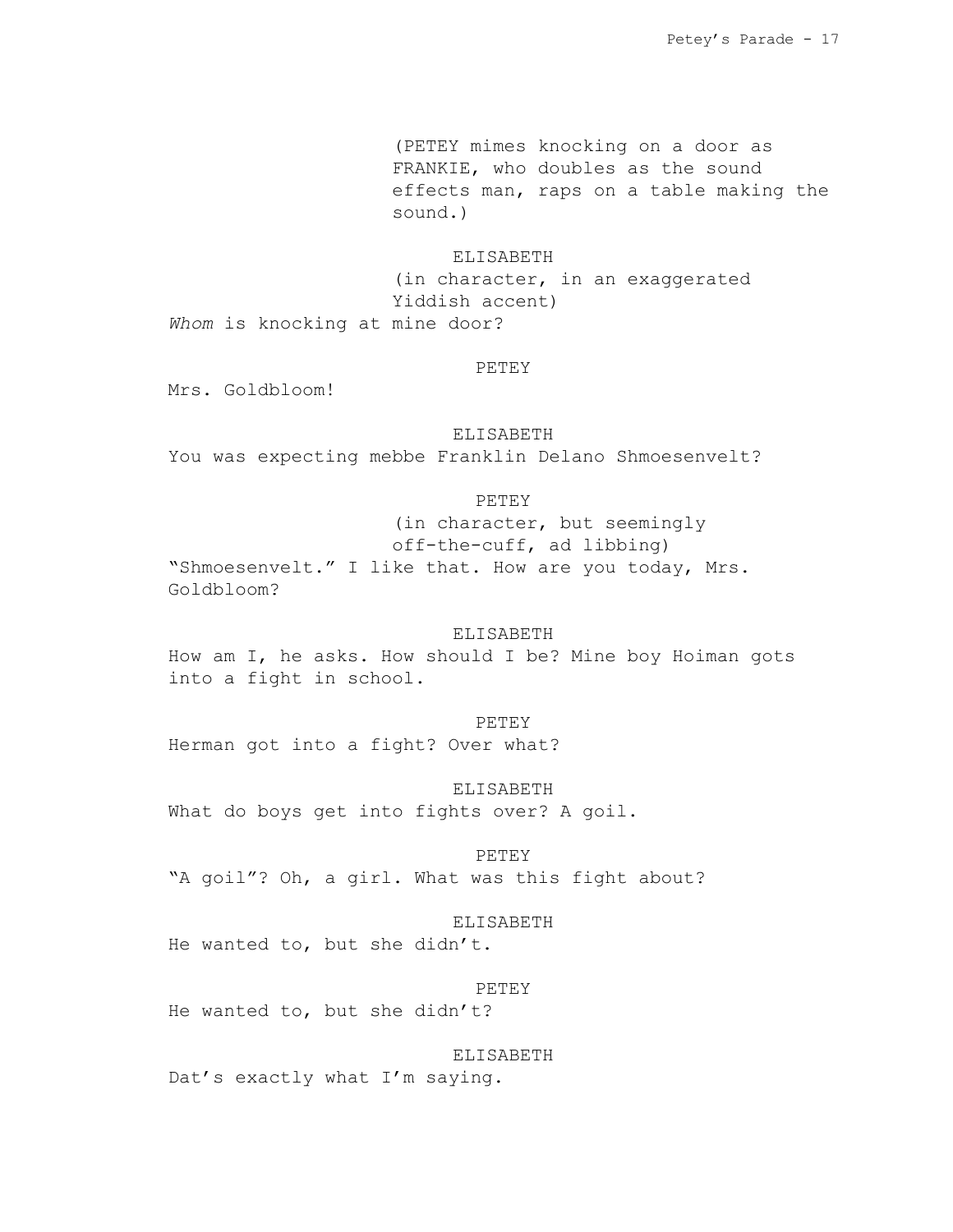(PETEY mimes knocking on a door as FRANKIE, who doubles as the sound effects man, raps on a table making the sound.)

ELISABETH
(in character, in an exaggerated Yiddish accent)
*Whom* is knocking at mine door?

PETEY
Mrs. Goldbloom!

ELISABETH
You was expecting mebbe Franklin Delano Shmoesenvelt?

PETEY
(in character, but seemingly off-the-cuff, ad libbing)
"Shmoesenvelt." I like that. How are you today, Mrs. Goldbloom?

ELISABETH
How am I, he asks. How should I be? Mine boy Hoiman gots into a fight in school.

PETEY
Herman got into a fight? Over what?

ELISABETH
What do boys get into fights over? A goil.

PETEY
"A goil"? Oh, a girl. What was this fight about?

ELISABETH
He wanted to, but she didn't.

PETEY
He wanted to, but she didn't?

ELISABETH
Dat's exactly what I'm saying.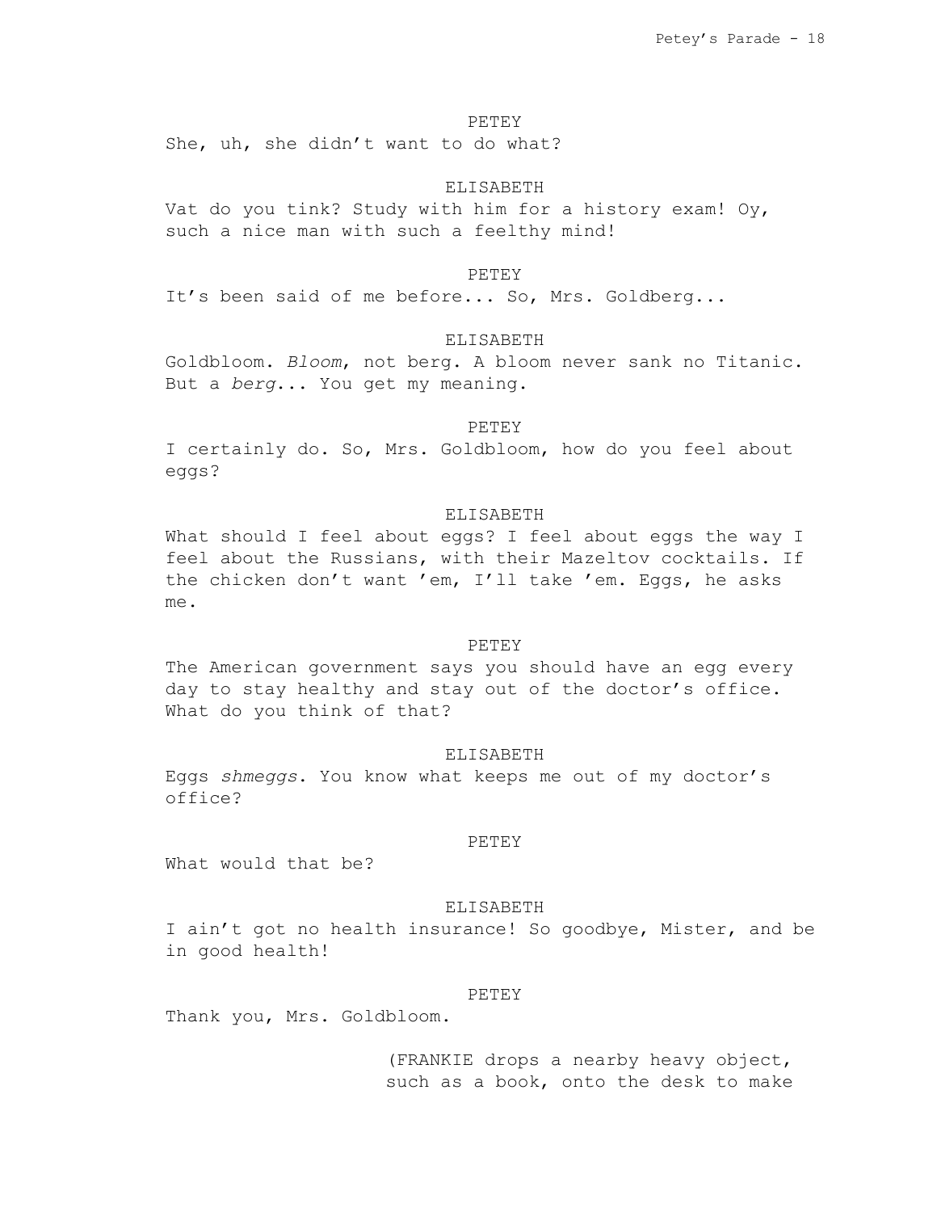PETEY

She, uh, she didn't want to do what?

ELISABETH

Vat do you tink? Study with him for a history exam! Oy, such a nice man with such a feelthy mind!

PETEY

It's been said of me before... So, Mrs. Goldberg...

ELISABETH

Goldbloom. *Bloom*, not berg. A bloom never sank no Titanic. But a *berg*... You get my meaning.

PETEY

I certainly do. So, Mrs. Goldbloom, how do you feel about eggs?

ELISABETH

What should I feel about eggs? I feel about eggs the way I feel about the Russians, with their Mazeltov cocktails. If the chicken don't want 'em, I'll take 'em. Eggs, he asks me.

PETEY

The American government says you should have an egg every day to stay healthy and stay out of the doctor's office. What do you think of that?

ELISABETH

Eggs *shmeggs*. You know what keeps me out of my doctor's office?

PETEY

What would that be?

ELISABETH

I ain't got no health insurance! So goodbye, Mister, and be in good health!

PETEY

Thank you, Mrs. Goldbloom.

(FRANKIE drops a nearby heavy object, such as a book, onto the desk to make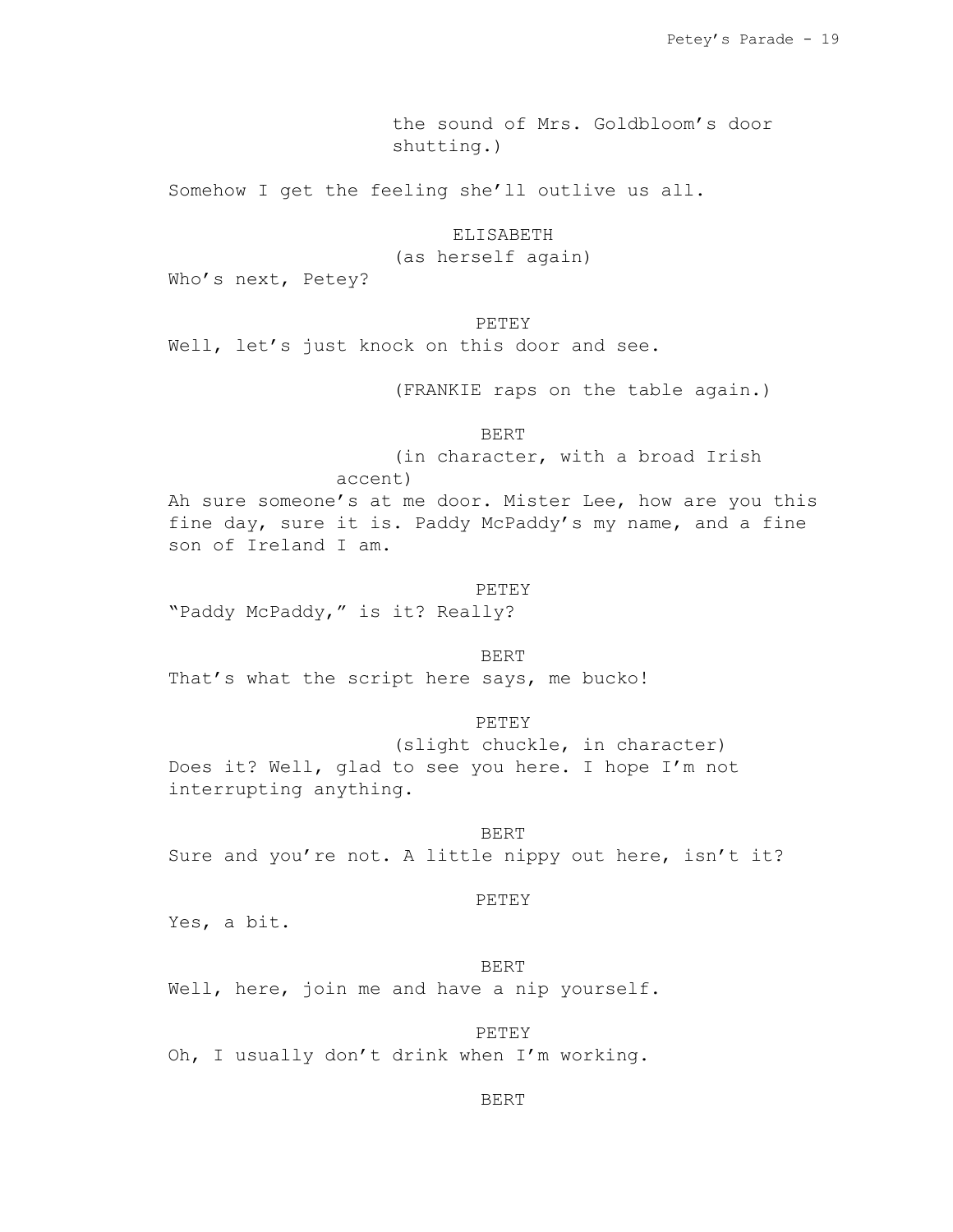the sound of Mrs. Goldbloom's door shutting.)

Somehow I get the feeling she'll outlive us all.

ELISABETH
(as herself again)

Who's next, Petey?

PETEY

Well, let's just knock on this door and see.

(FRANKIE raps on the table again.)

BERT
(in character, with a broad Irish accent)

Ah sure someone's at me door. Mister Lee, how are you this fine day, sure it is. Paddy McPaddy's my name, and a fine son of Ireland I am.

PETEY

"Paddy McPaddy," is it? Really?

BERT

That's what the script here says, me bucko!

PETEY
(slight chuckle, in character)

Does it? Well, glad to see you here. I hope I'm not interrupting anything.

BERT

Sure and you're not. A little nippy out here, isn't it?

PETEY

Yes, a bit.

BERT

Well, here, join me and have a nip yourself.

PETEY

Oh, I usually don't drink when I'm working.

BERT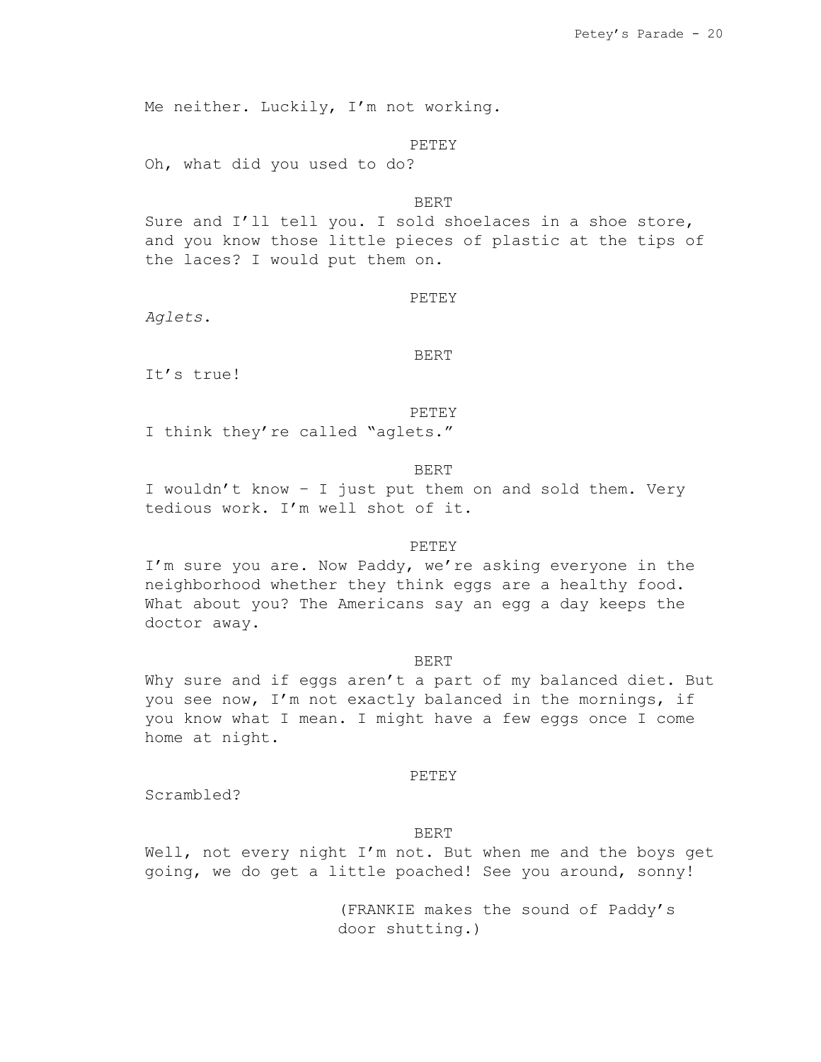Me neither. Luckily, I'm not working.

PETEY

Oh, what did you used to do?

BERT

Sure and I'll tell you. I sold shoelaces in a shoe store, and you know those little pieces of plastic at the tips of the laces? I would put them on.

PETEY

*Aglets*.

BERT

It's true!

PETEY

I think they're called "aglets."

BERT

I wouldn't know – I just put them on and sold them. Very tedious work. I'm well shot of it.

PETEY

I'm sure you are. Now Paddy, we're asking everyone in the neighborhood whether they think eggs are a healthy food. What about you? The Americans say an egg a day keeps the doctor away.

BERT

Why sure and if eggs aren't a part of my balanced diet. But you see now, I'm not exactly balanced in the mornings, if you know what I mean. I might have a few eggs once I come home at night.

PETEY

Scrambled?

BERT

Well, not every night I'm not. But when me and the boys get going, we do get a little poached! See you around, sonny!

(FRANKIE makes the sound of Paddy's door shutting.)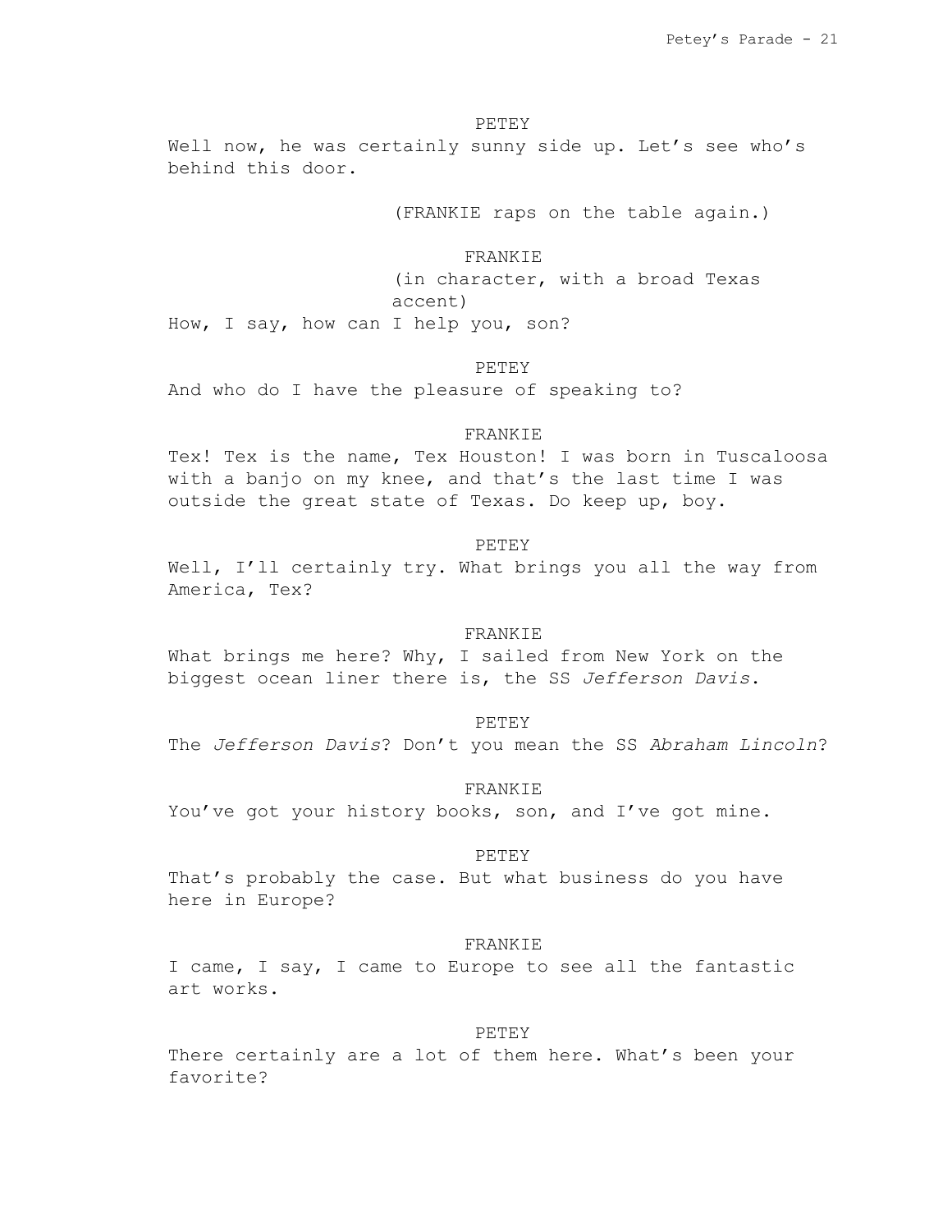PETEY

Well now, he was certainly sunny side up. Let's see who's behind this door.

(FRANKIE raps on the table again.)

FRANKIE

(in character, with a broad Texas accent)

How, I say, how can I help you, son?

PETEY

And who do I have the pleasure of speaking to?

FRANKIE

Tex! Tex is the name, Tex Houston! I was born in Tuscaloosa with a banjo on my knee, and that's the last time I was outside the great state of Texas. Do keep up, boy.

PETEY

Well, I'll certainly try. What brings you all the way from America, Tex?

FRANKIE

What brings me here? Why, I sailed from New York on the biggest ocean liner there is, the SS *Jefferson Davis*.

PETEY

The *Jefferson Davis*? Don't you mean the SS *Abraham Lincoln*?

FRANKIE

You've got your history books, son, and I've got mine.

PETEY

That's probably the case. But what business do you have here in Europe?

FRANKIE

I came, I say, I came to Europe to see all the fantastic art works.

PETEY

There certainly are a lot of them here. What's been your favorite?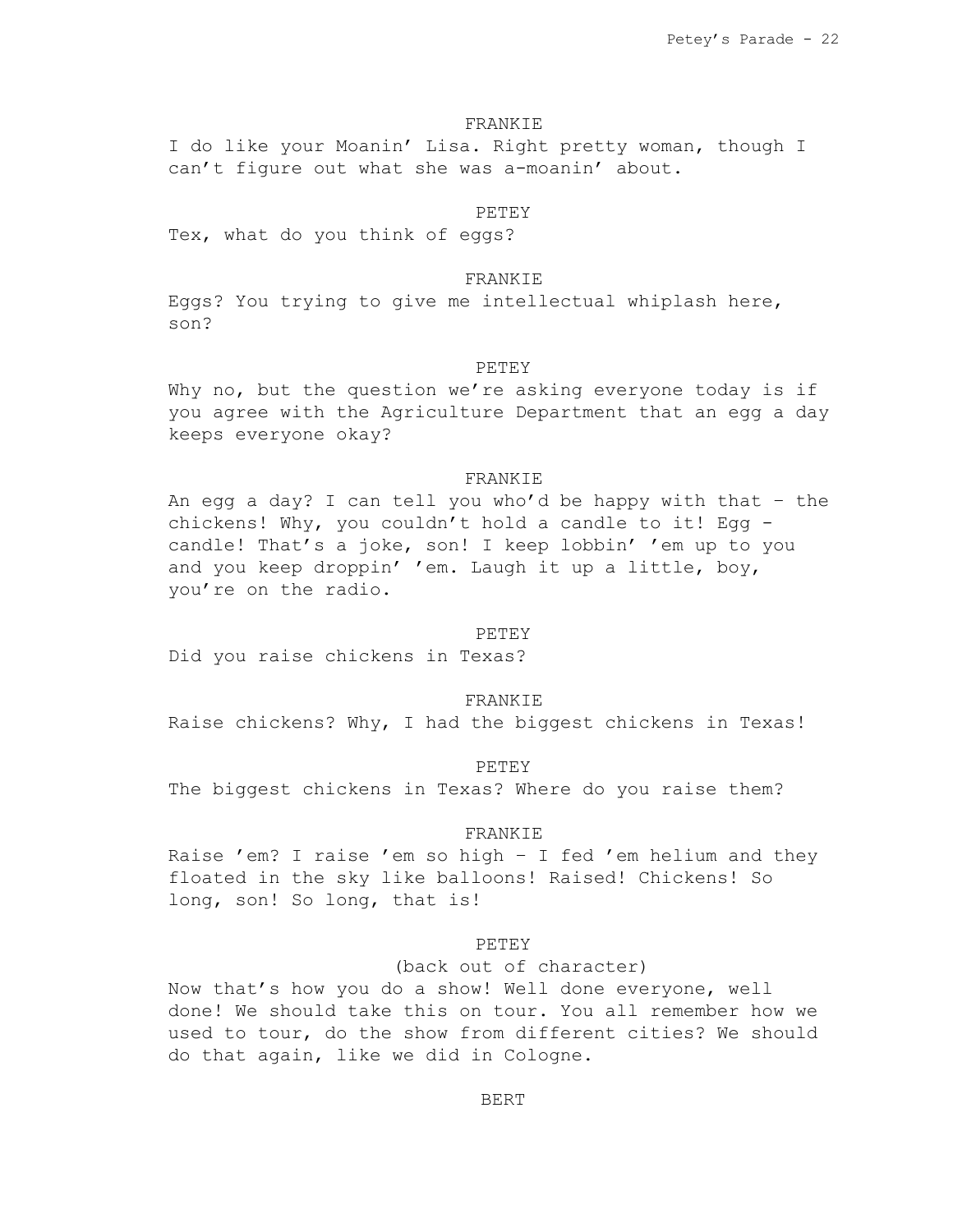FRANKIE

I do like your Moanin' Lisa. Right pretty woman, though I can't figure out what she was a-moanin' about.

PETEY

Tex, what do you think of eggs?

FRANKIE

Eggs? You trying to give me intellectual whiplash here, son?

PETEY

Why no, but the question we're asking everyone today is if you agree with the Agriculture Department that an egg a day keeps everyone okay?

FRANKIE

An egg a day? I can tell you who'd be happy with that – the chickens! Why, you couldn't hold a candle to it! Egg - candle! That's a joke, son! I keep lobbin' 'em up to you and you keep droppin' 'em. Laugh it up a little, boy, you're on the radio.

PETEY

Did you raise chickens in Texas?

FRANKIE

Raise chickens? Why, I had the biggest chickens in Texas!

PETEY

The biggest chickens in Texas? Where do you raise them?

FRANKIE

Raise 'em? I raise 'em so high – I fed 'em helium and they floated in the sky like balloons! Raised! Chickens! So long, son! So long, that is!

PETEY

(back out of character)

Now that's how you do a show! Well done everyone, well done! We should take this on tour. You all remember how we used to tour, do the show from different cities? We should do that again, like we did in Cologne.

BERT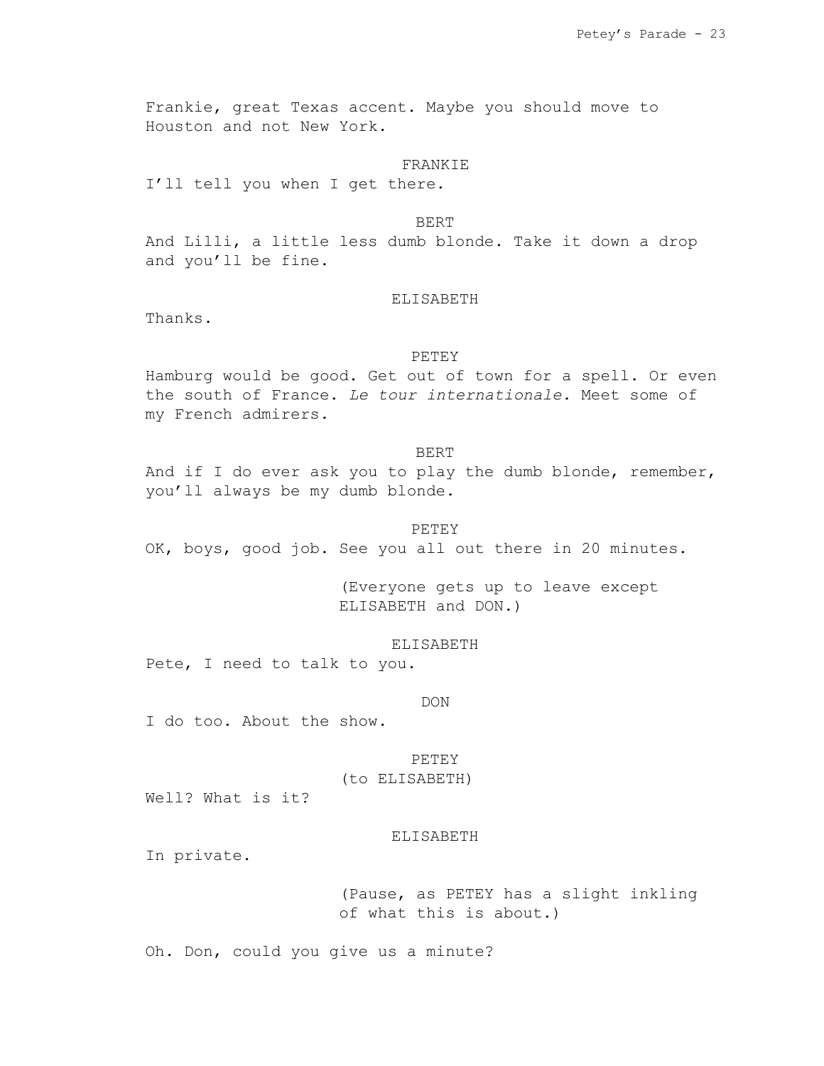Frankie, great Texas accent. Maybe you should move to Houston and not New York.

FRANKIE

I'll tell you when I get there.

BERT

And Lilli, a little less dumb blonde. Take it down a drop and you'll be fine.

ELISABETH

Thanks.

PETEY

Hamburg would be good. Get out of town for a spell. Or even the south of France. *Le tour internationale.* Meet some of my French admirers.

BERT

And if I do ever ask you to play the dumb blonde, remember, you'll always be my dumb blonde.

PETEY

OK, boys, good job. See you all out there in 20 minutes.

(Everyone gets up to leave except ELISABETH and DON.)

ELISABETH

Pete, I need to talk to you.

DON

I do too. About the show.

PETEY

(to ELISABETH)

Well? What is it?

ELISABETH

In private.

(Pause, as PETEY has a slight inkling of what this is about.)

Oh. Don, could you give us a minute?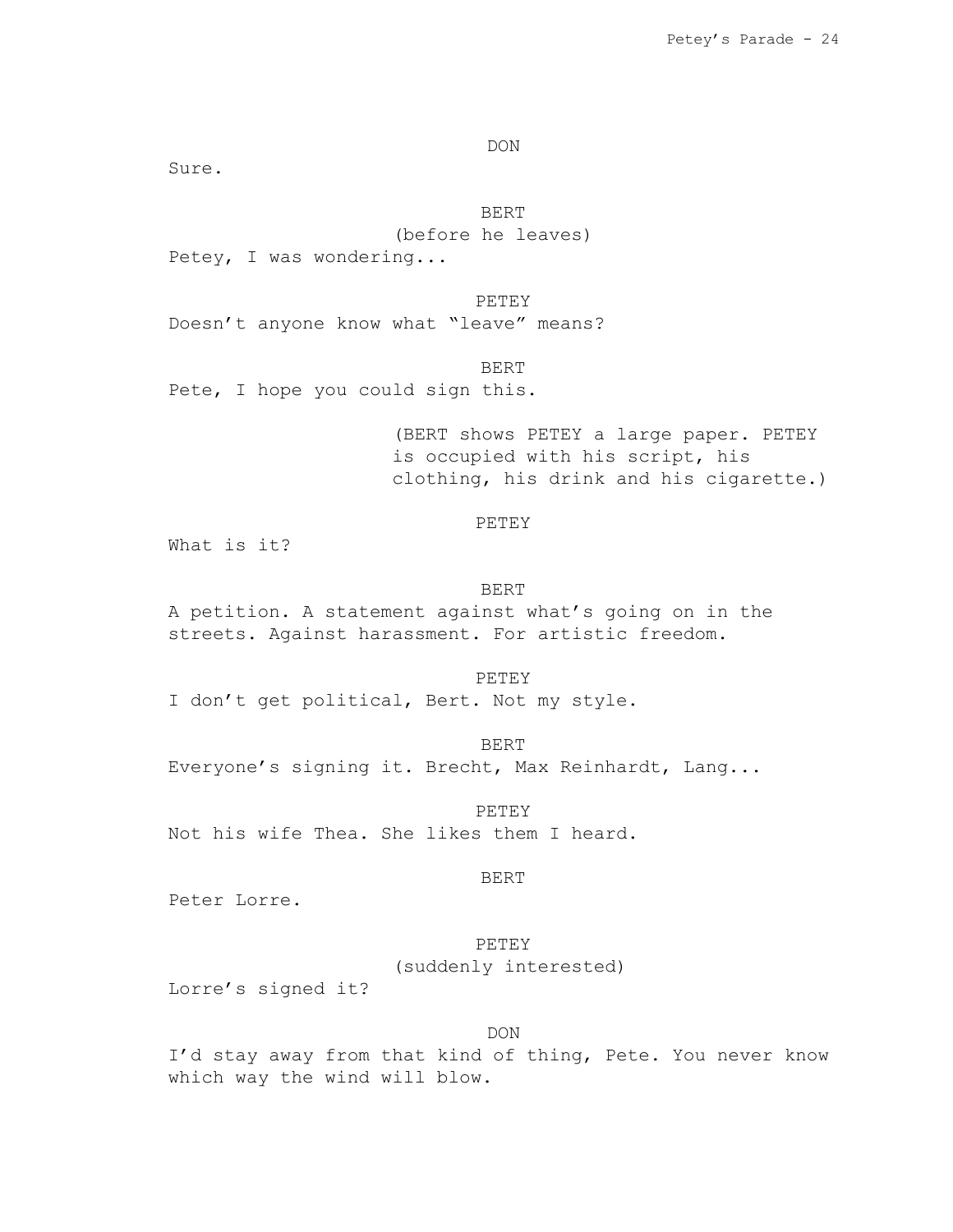DON

Sure.

BERT

(before he leaves)

Petey, I was wondering...

PETEY

Doesn't anyone know what "leave" means?

BERT

Pete, I hope you could sign this.

(BERT shows PETEY a large paper. PETEY is occupied with his script, his clothing, his drink and his cigarette.)

PETEY

What is it?

BERT

A petition. A statement against what's going on in the streets. Against harassment. For artistic freedom.

PETEY

I don't get political, Bert. Not my style.

BERT

Everyone's signing it. Brecht, Max Reinhardt, Lang...

PETEY

Not his wife Thea. She likes them I heard.

BERT

Peter Lorre.

PETEY

(suddenly interested)

Lorre's signed it?

DON

I'd stay away from that kind of thing, Pete. You never know which way the wind will blow.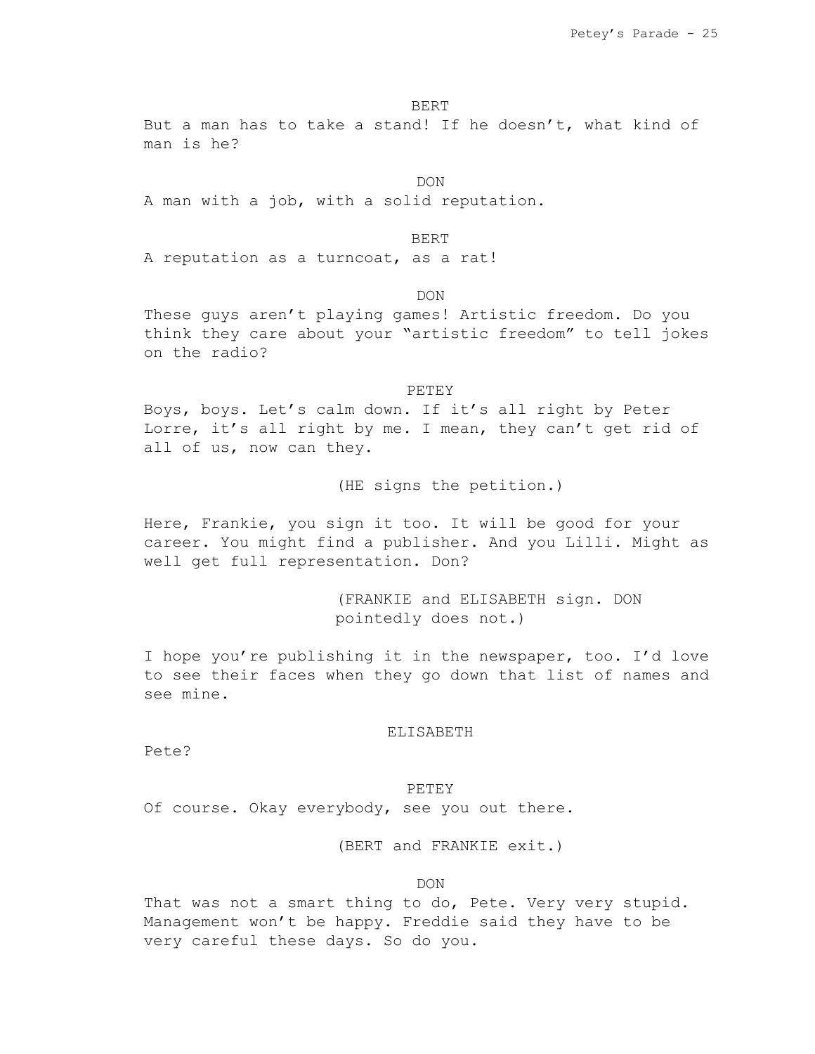BERT

But a man has to take a stand! If he doesn't, what kind of man is he?

DON

A man with a job, with a solid reputation.

BERT

A reputation as a turncoat, as a rat!

DON

These guys aren't playing games! Artistic freedom. Do you think they care about your "artistic freedom" to tell jokes on the radio?

PETEY

Boys, boys. Let's calm down. If it's all right by Peter Lorre, it's all right by me. I mean, they can't get rid of all of us, now can they.

(HE signs the petition.)

Here, Frankie, you sign it too. It will be good for your career. You might find a publisher. And you Lilli. Might as well get full representation. Don?

(FRANKIE and ELISABETH sign. DON pointedly does not.)

I hope you're publishing it in the newspaper, too. I'd love to see their faces when they go down that list of names and see mine.

ELISABETH

Pete?

PETEY

Of course. Okay everybody, see you out there.

(BERT and FRANKIE exit.)

DON

That was not a smart thing to do, Pete. Very very stupid. Management won't be happy. Freddie said they have to be very careful these days. So do you.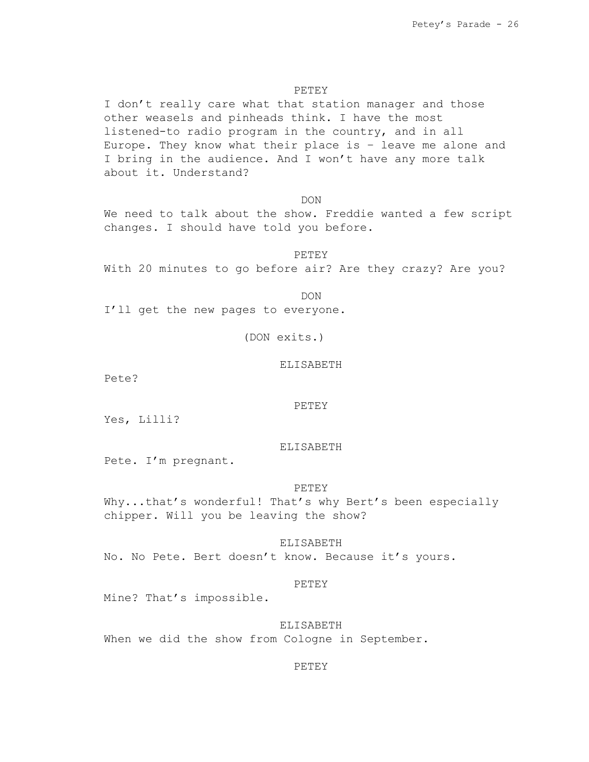PETEY

I don't really care what that station manager and those other weasels and pinheads think. I have the most listened-to radio program in the country, and in all Europe. They know what their place is – leave me alone and I bring in the audience. And I won't have any more talk about it. Understand?

DON

We need to talk about the show. Freddie wanted a few script changes. I should have told you before.

PETEY

With 20 minutes to go before air? Are they crazy? Are you?

DON

I'll get the new pages to everyone.

(DON exits.)

ELISABETH

Pete?

PETEY

Yes, Lilli?

ELISABETH

Pete. I'm pregnant.

PETEY

Why...that's wonderful! That's why Bert's been especially chipper. Will you be leaving the show?

ELISABETH

No. No Pete. Bert doesn't know. Because it's yours.

PETEY

Mine? That's impossible.

ELISABETH

When we did the show from Cologne in September.

PETEY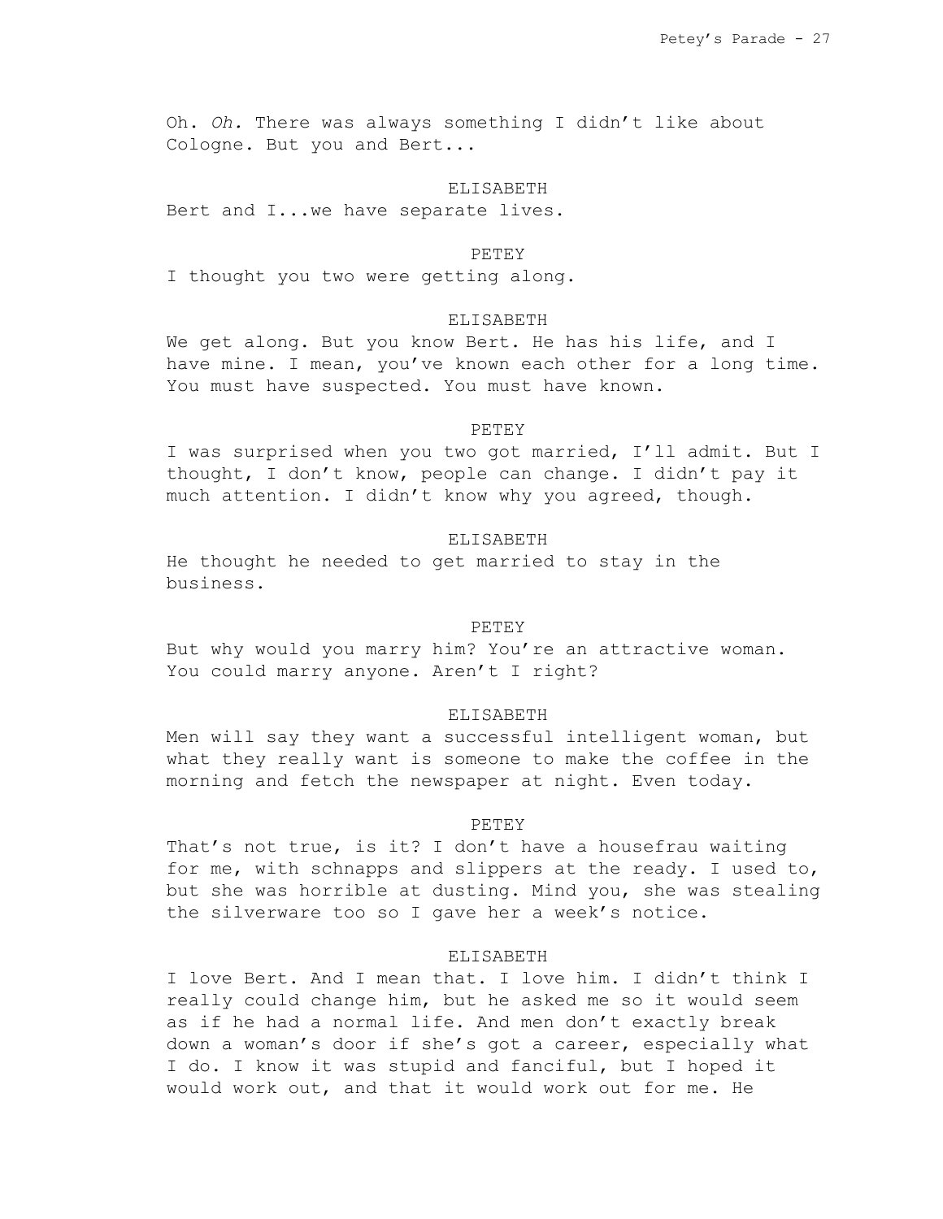Oh. *Oh.* There was always something I didn't like about Cologne. But you and Bert...

ELISABETH

Bert and I...we have separate lives.

PETEY

I thought you two were getting along.

ELISABETH

We get along. But you know Bert. He has his life, and I have mine. I mean, you've known each other for a long time. You must have suspected. You must have known.

PETEY

I was surprised when you two got married, I'll admit. But I thought, I don't know, people can change. I didn't pay it much attention. I didn't know why you agreed, though.

ELISABETH

He thought he needed to get married to stay in the business.

PETEY

But why would you marry him? You're an attractive woman. You could marry anyone. Aren't I right?

ELISABETH

Men will say they want a successful intelligent woman, but what they really want is someone to make the coffee in the morning and fetch the newspaper at night. Even today.

PETEY

That's not true, is it? I don't have a housefrau waiting for me, with schnapps and slippers at the ready. I used to, but she was horrible at dusting. Mind you, she was stealing the silverware too so I gave her a week's notice.

ELISABETH

I love Bert. And I mean that. I love him. I didn't think I really could change him, but he asked me so it would seem as if he had a normal life. And men don't exactly break down a woman's door if she's got a career, especially what I do. I know it was stupid and fanciful, but I hoped it would work out, and that it would work out for me. He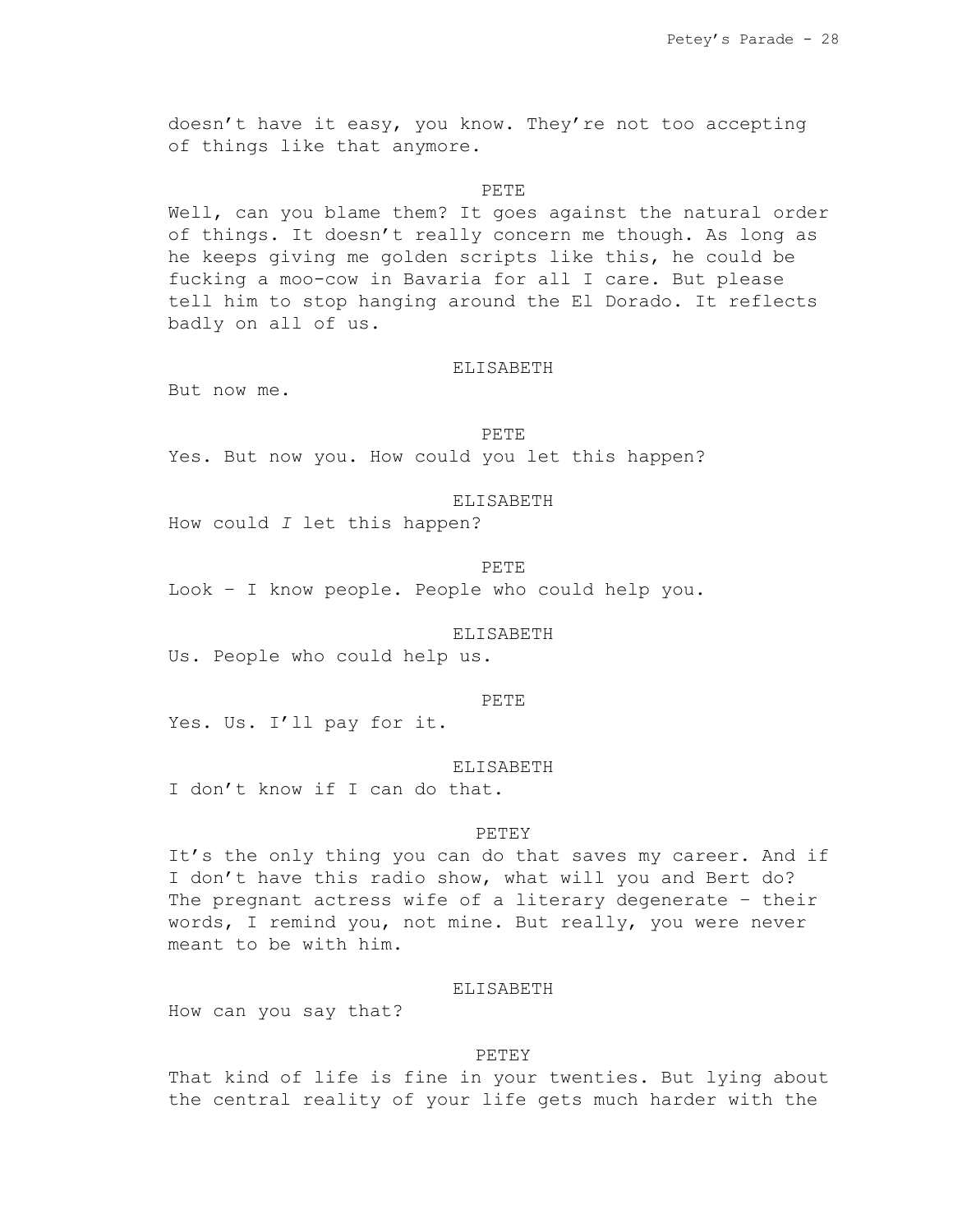doesn't have it easy, you know. They're not too accepting of things like that anymore.

PETE

Well, can you blame them? It goes against the natural order of things. It doesn't really concern me though. As long as he keeps giving me golden scripts like this, he could be fucking a moo-cow in Bavaria for all I care. But please tell him to stop hanging around the El Dorado. It reflects badly on all of us.

ELISABETH

But now me.

PETE

Yes. But now you. How could you let this happen?

ELISABETH

How could *I* let this happen?

PETE

Look – I know people. People who could help you.

ELISABETH

Us. People who could help us.

PETE

Yes. Us. I'll pay for it.

ELISABETH

I don't know if I can do that.

PETEY

It's the only thing you can do that saves my career. And if I don't have this radio show, what will you and Bert do? The pregnant actress wife of a literary degenerate – their words, I remind you, not mine. But really, you were never meant to be with him.

ELISABETH

How can you say that?

PETEY

That kind of life is fine in your twenties. But lying about the central reality of your life gets much harder with the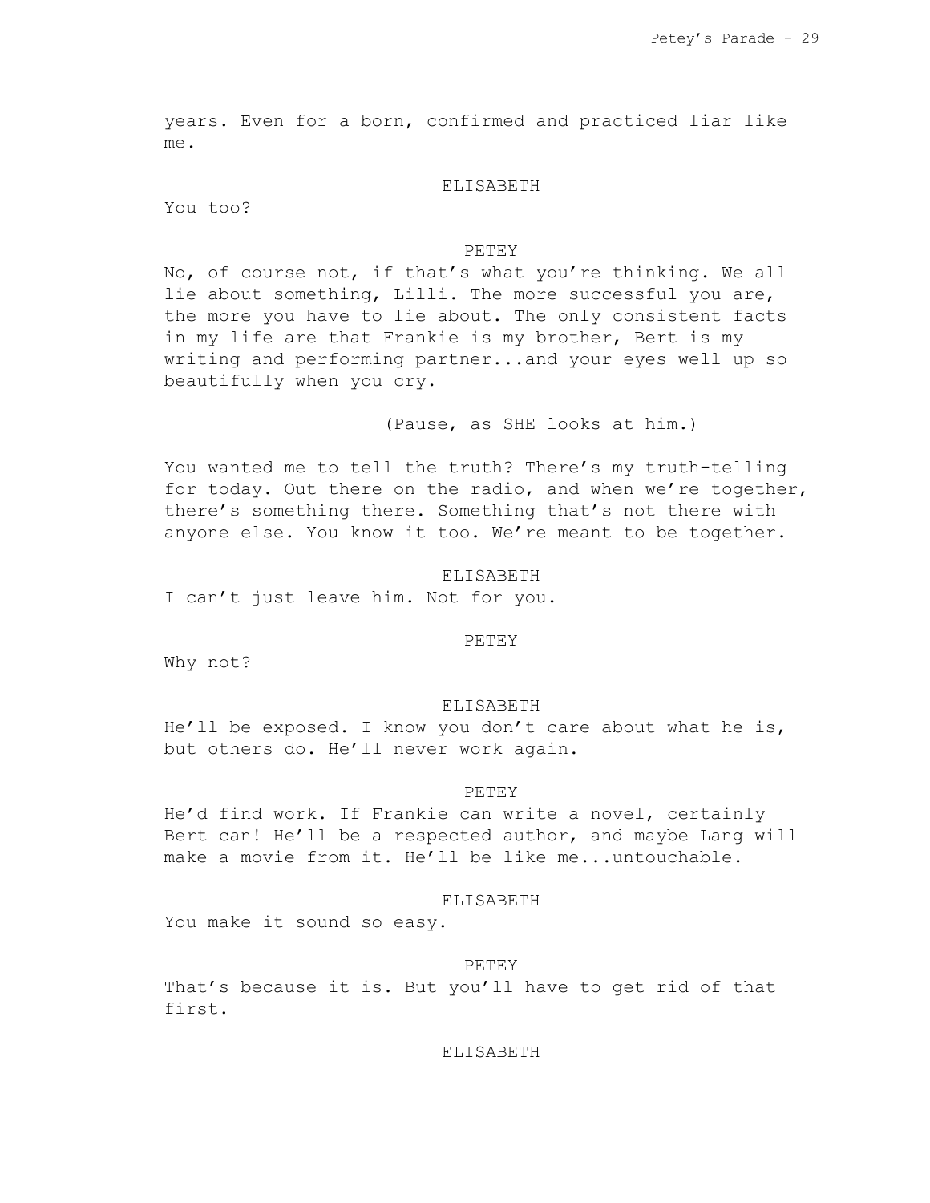years. Even for a born, confirmed and practiced liar like me.

ELISABETH

You too?

PETEY

No, of course not, if that's what you're thinking. We all lie about something, Lilli. The more successful you are, the more you have to lie about. The only consistent facts in my life are that Frankie is my brother, Bert is my writing and performing partner...and your eyes well up so beautifully when you cry.

(Pause, as SHE looks at him.)

You wanted me to tell the truth? There's my truth-telling for today. Out there on the radio, and when we're together, there's something there. Something that's not there with anyone else. You know it too. We're meant to be together.

ELISABETH

I can't just leave him. Not for you.

PETEY

Why not?

ELISABETH

He'll be exposed. I know you don't care about what he is, but others do. He'll never work again.

PETEY

He'd find work. If Frankie can write a novel, certainly Bert can! He'll be a respected author, and maybe Lang will make a movie from it. He'll be like me...untouchable.

ELISABETH

You make it sound so easy.

PETEY

That's because it is. But you'll have to get rid of that first.

ELISABETH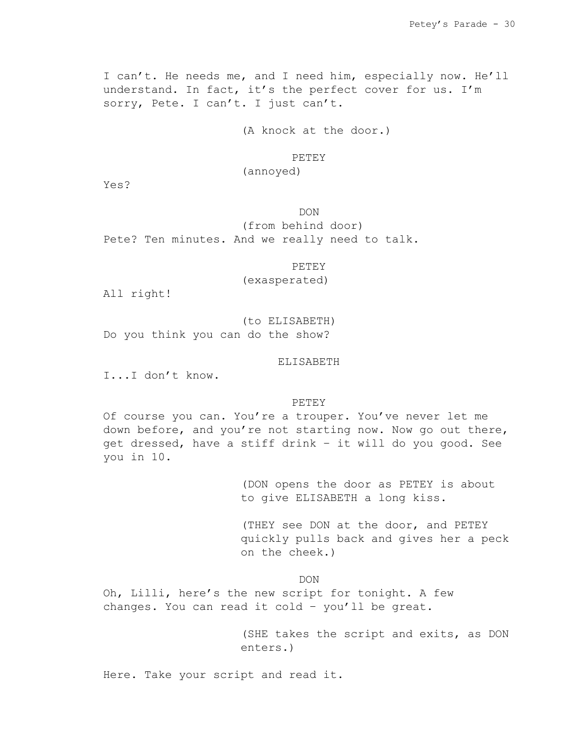I can't. He needs me, and I need him, especially now. He'll understand. In fact, it's the perfect cover for us. I'm sorry, Pete. I can't. I just can't.

(A knock at the door.)

PETEY
(annoyed)

Yes?

DON
(from behind door)

Pete? Ten minutes. And we really need to talk.

PETEY
(exasperated)

All right!

(to ELISABETH)

Do you think you can do the show?

ELISABETH

I...I don't know.

PETEY

Of course you can. You're a trouper. You've never let me down before, and you're not starting now. Now go out there, get dressed, have a stiff drink – it will do you good. See you in 10.

(DON opens the door as PETEY is about to give ELISABETH a long kiss.

(THEY see DON at the door, and PETEY quickly pulls back and gives her a peck on the cheek.)

DON

Oh, Lilli, here's the new script for tonight. A few changes. You can read it cold – you'll be great.

(SHE takes the script and exits, as DON enters.)

Here. Take your script and read it.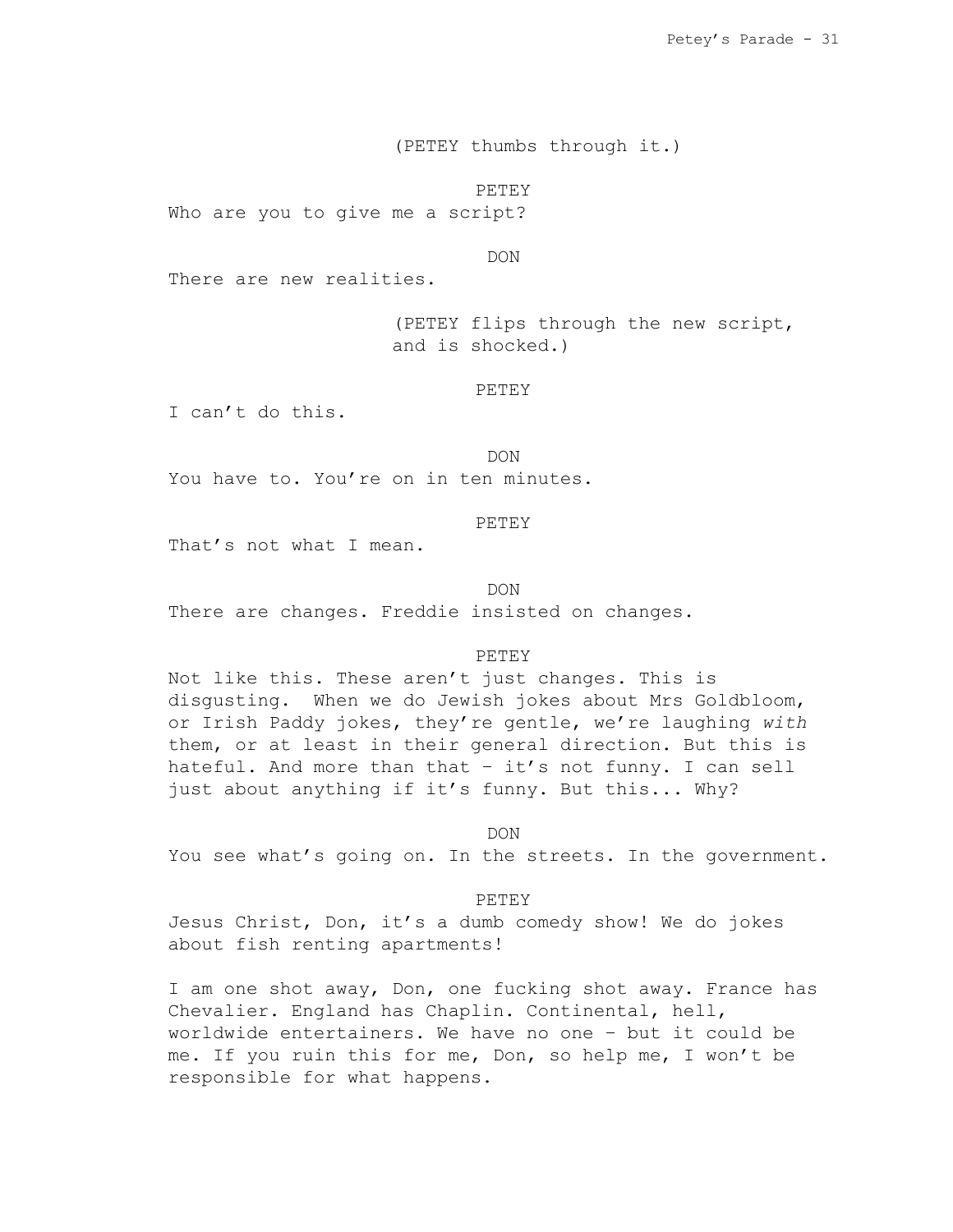(PETEY thumbs through it.)

PETEY

Who are you to give me a script?

DON

There are new realities.

(PETEY flips through the new script, and is shocked.)

PETEY

I can't do this.

DON

You have to. You're on in ten minutes.

PETEY

That's not what I mean.

DON

There are changes. Freddie insisted on changes.

PETEY

Not like this. These aren't just changes. This is disgusting. When we do Jewish jokes about Mrs Goldbloom, or Irish Paddy jokes, they're gentle, we're laughing *with* them, or at least in their general direction. But this is hateful. And more than that – it's not funny. I can sell just about anything if it's funny. But this... Why?

DON

You see what's going on. In the streets. In the government.

PETEY

Jesus Christ, Don, it's a dumb comedy show! We do jokes about fish renting apartments!

I am one shot away, Don, one fucking shot away. France has Chevalier. England has Chaplin. Continental, hell, worldwide entertainers. We have no one – but it could be me. If you ruin this for me, Don, so help me, I won't be responsible for what happens.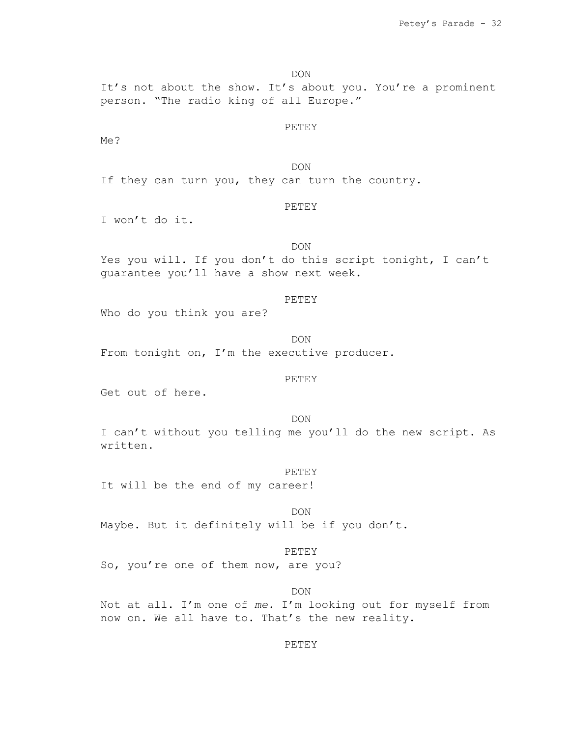DON

It's not about the show. It's about you. You're a prominent person. "The radio king of all Europe."

PETEY

Me?

DON

If they can turn you, they can turn the country.

PETEY

I won't do it.

DON

Yes you will. If you don't do this script tonight, I can't guarantee you'll have a show next week.

PETEY

Who do you think you are?

DON

From tonight on, I'm the executive producer.

PETEY

Get out of here.

DON

I can't without you telling me you'll do the new script. As written.

PETEY

It will be the end of my career!

DON

Maybe. But it definitely will be if you don't.

PETEY

So, you're one of them now, are you?

DON

Not at all. I'm one of *me*. I'm looking out for myself from now on. We all have to. That's the new reality.

PETEY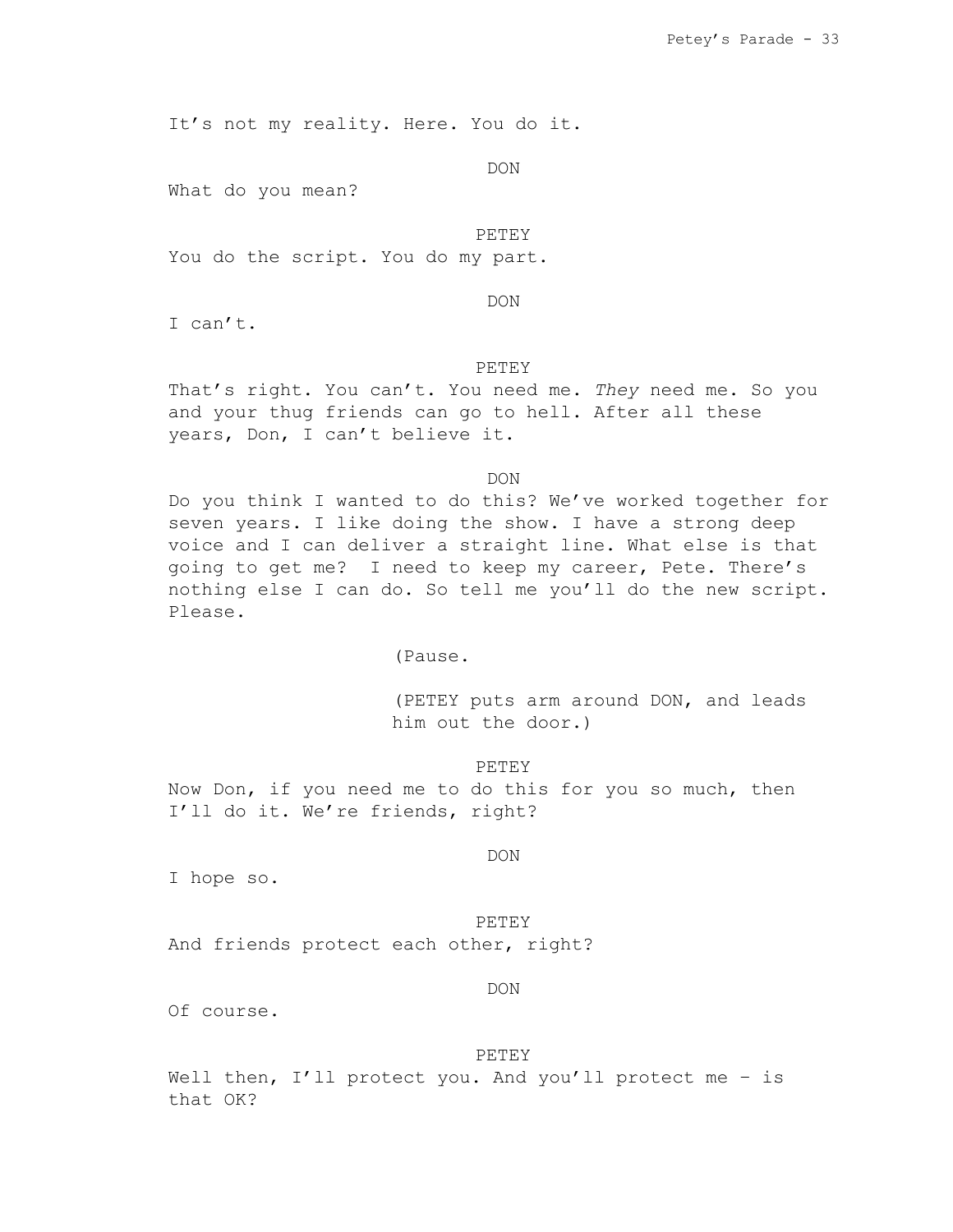It's not my reality. Here. You do it.

DON

What do you mean?

PETEY

You do the script. You do my part.

DON

I can't.

PETEY

That's right. You can't. You need me. *They* need me. So you and your thug friends can go to hell. After all these years, Don, I can't believe it.

DON

Do you think I wanted to do this? We've worked together for seven years. I like doing the show. I have a strong deep voice and I can deliver a straight line. What else is that going to get me?  I need to keep my career, Pete. There's nothing else I can do. So tell me you'll do the new script. Please.

(Pause.

(PETEY puts arm around DON, and leads him out the door.)

PETEY

Now Don, if you need me to do this for you so much, then I'll do it. We're friends, right?

DON

I hope so.

PETEY

And friends protect each other, right?

DON

Of course.

PETEY

Well then, I'll protect you. And you'll protect me – is that OK?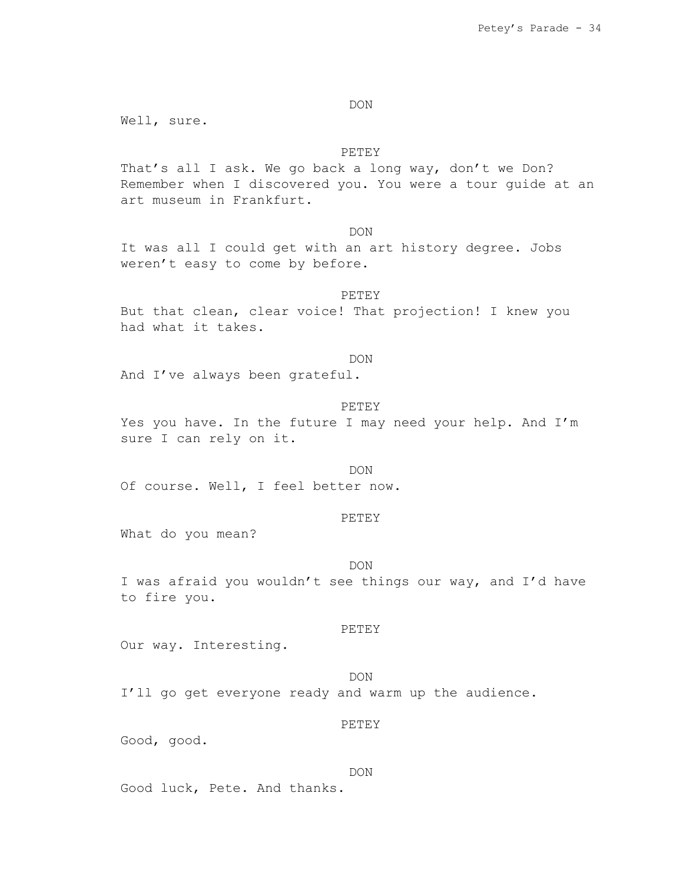DON

Well, sure.

PETEY

That's all I ask. We go back a long way, don't we Don? Remember when I discovered you. You were a tour guide at an art museum in Frankfurt.

DON

It was all I could get with an art history degree. Jobs weren't easy to come by before.

PETEY

But that clean, clear voice! That projection! I knew you had what it takes.

DON

And I've always been grateful.

PETEY

Yes you have. In the future I may need your help. And I'm sure I can rely on it.

DON

Of course. Well, I feel better now.

PETEY

What do you mean?

DON

I was afraid you wouldn't see things our way, and I'd have to fire you.

PETEY

Our way. Interesting.

DON

I'll go get everyone ready and warm up the audience.

PETEY

Good, good.

DON

Good luck, Pete. And thanks.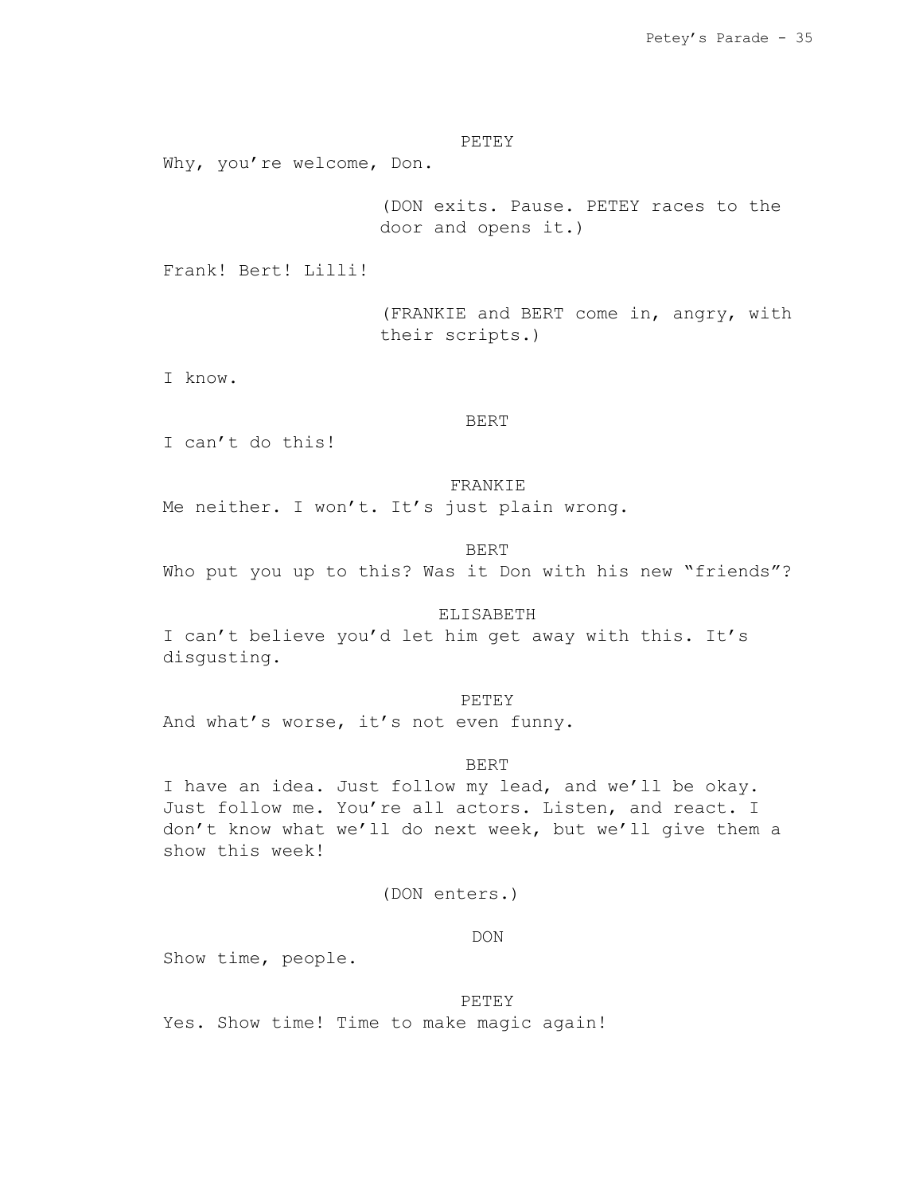PETEY

Why, you're welcome, Don.

(DON exits. Pause. PETEY races to the door and opens it.)

Frank! Bert! Lilli!

(FRANKIE and BERT come in, angry, with their scripts.)

I know.

BERT

I can't do this!

FRANKIE

Me neither. I won't. It's just plain wrong.

BERT

Who put you up to this? Was it Don with his new "friends"?

ELISABETH

I can't believe you'd let him get away with this. It's disgusting.

PETEY

And what's worse, it's not even funny.

BERT

I have an idea. Just follow my lead, and we'll be okay. Just follow me. You're all actors. Listen, and react. I don't know what we'll do next week, but we'll give them a show this week!

(DON enters.)

DON

Show time, people.

PETEY

Yes. Show time! Time to make magic again!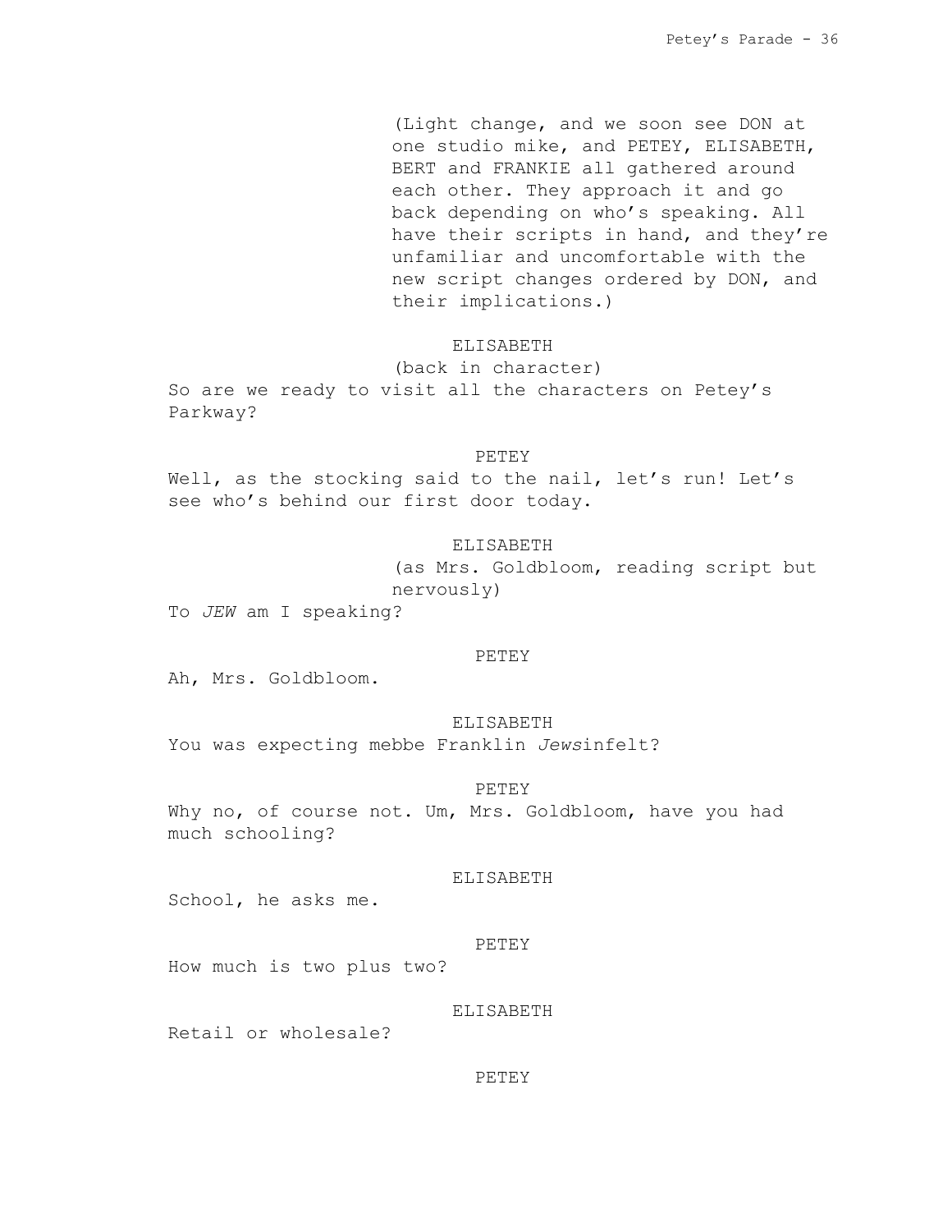(Light change, and we soon see DON at one studio mike, and PETEY, ELISABETH, BERT and FRANKIE all gathered around each other. They approach it and go back depending on who's speaking. All have their scripts in hand, and they're unfamiliar and uncomfortable with the new script changes ordered by DON, and their implications.)

ELISABETH

(back in character)

So are we ready to visit all the characters on Petey's Parkway?

PETEY

Well, as the stocking said to the nail, let's run! Let's see who's behind our first door today.

ELISABETH

(as Mrs. Goldbloom, reading script but nervously)

To *JEW* am I speaking?

PETEY

Ah, Mrs. Goldbloom.

ELISABETH

You was expecting mebbe Franklin *Jews*infelt?

PETEY

Why no, of course not. Um, Mrs. Goldbloom, have you had much schooling?

ELISABETH

School, he asks me.

PETEY

How much is two plus two?

ELISABETH

Retail or wholesale?

PETEY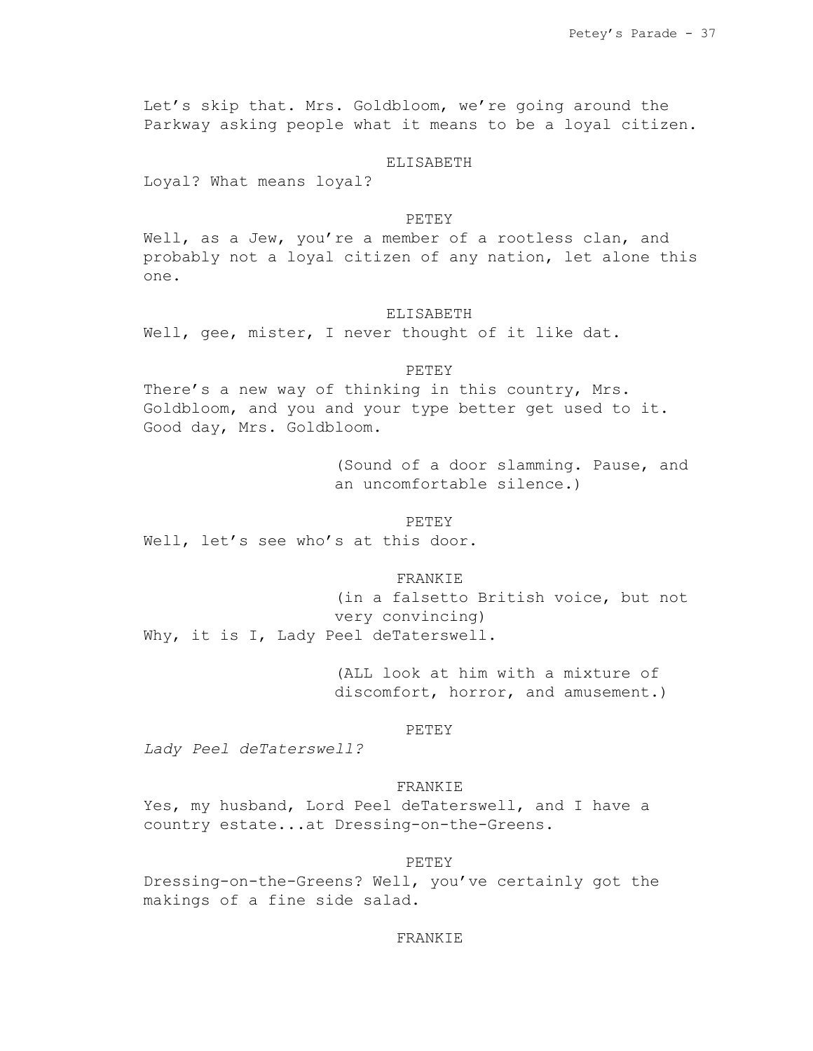Let's skip that. Mrs. Goldbloom, we're going around the Parkway asking people what it means to be a loyal citizen.

ELISABETH

Loyal? What means loyal?

PETEY

Well, as a Jew, you're a member of a rootless clan, and probably not a loyal citizen of any nation, let alone this one.

ELISABETH

Well, gee, mister, I never thought of it like dat.

PETEY

There's a new way of thinking in this country, Mrs. Goldbloom, and you and your type better get used to it. Good day, Mrs. Goldbloom.

(Sound of a door slamming. Pause, and an uncomfortable silence.)

PETEY

Well, let's see who's at this door.

FRANKIE

(in a falsetto British voice, but not very convincing)

Why, it is I, Lady Peel deTaterswell.

(ALL look at him with a mixture of discomfort, horror, and amusement.)

PETEY

*Lady Peel deTaterswell?*

FRANKIE

Yes, my husband, Lord Peel deTaterswell, and I have a country estate...at Dressing-on-the-Greens.

PETEY

Dressing-on-the-Greens? Well, you've certainly got the makings of a fine side salad.

FRANKIE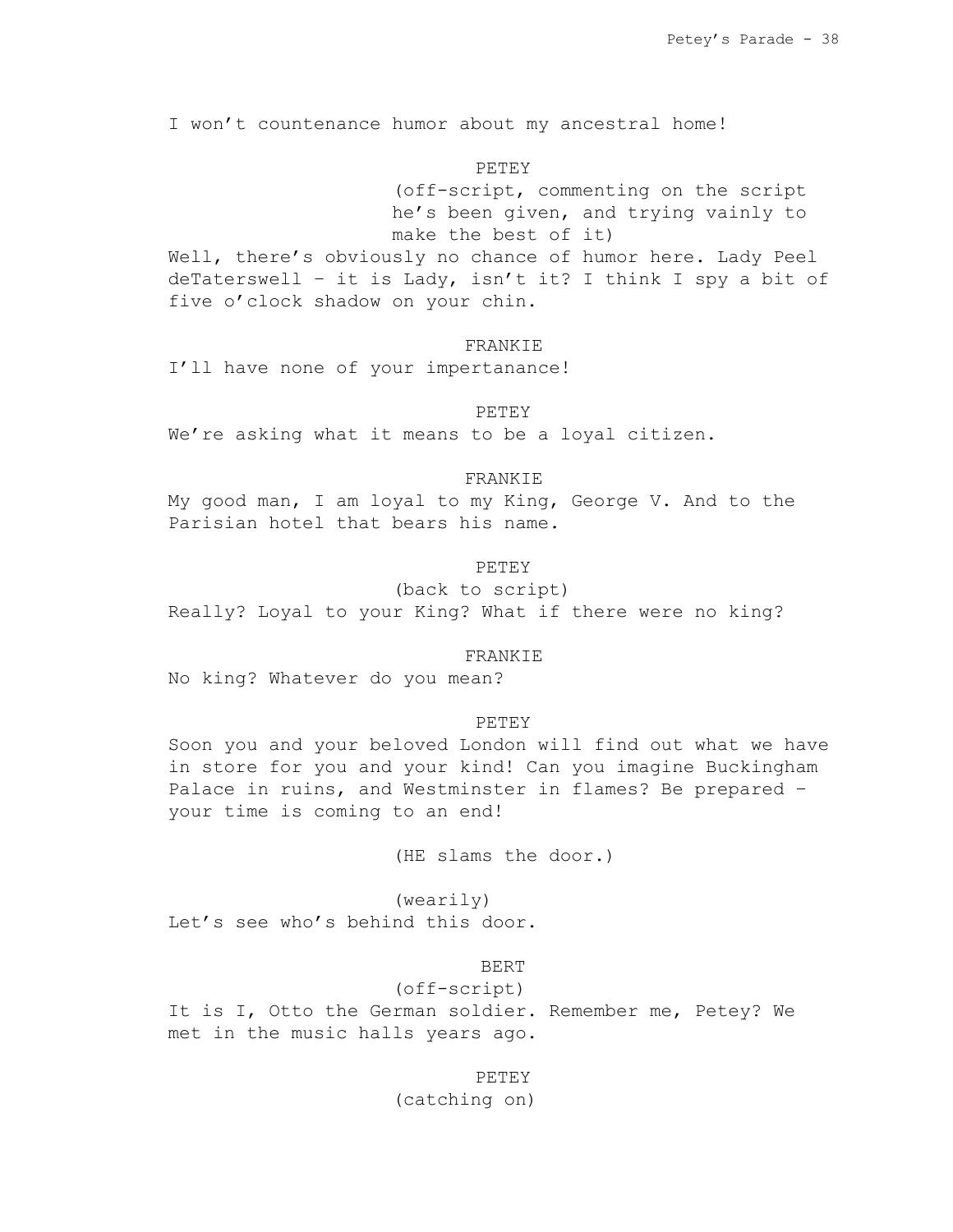I won't countenance humor about my ancestral home!

PETEY

(off-script, commenting on the script he's been given, and trying vainly to make the best of it)

Well, there's obviously no chance of humor here. Lady Peel deTaterswell – it is Lady, isn't it? I think I spy a bit of five o'clock shadow on your chin.

FRANKIE

I'll have none of your impertanance!

PETEY

We're asking what it means to be a loyal citizen.

FRANKIE

My good man, I am loyal to my King, George V. And to the Parisian hotel that bears his name.

PETEY

(back to script)

Really? Loyal to your King? What if there were no king?

FRANKIE

No king? Whatever do you mean?

PETEY

Soon you and your beloved London will find out what we have in store for you and your kind! Can you imagine Buckingham Palace in ruins, and Westminster in flames? Be prepared – your time is coming to an end!

(HE slams the door.)

(wearily)

Let's see who's behind this door.

BERT

(off-script)

It is I, Otto the German soldier. Remember me, Petey? We met in the music halls years ago.

PETEY

(catching on)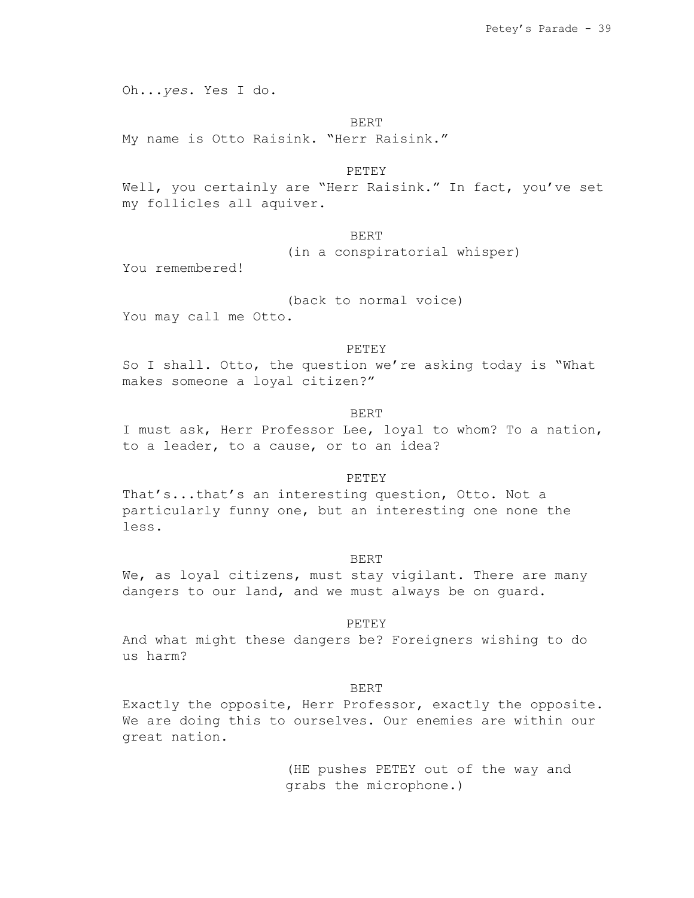Oh...*yes*. Yes I do.

BERT

My name is Otto Raisink. "Herr Raisink."

PETEY

Well, you certainly are "Herr Raisink." In fact, you've set my follicles all aquiver.

BERT

(in a conspiratorial whisper)

You remembered!

(back to normal voice)

You may call me Otto.

PETEY

So I shall. Otto, the question we're asking today is "What makes someone a loyal citizen?"

BERT

I must ask, Herr Professor Lee, loyal to whom? To a nation, to a leader, to a cause, or to an idea?

PETEY

That's...that's an interesting question, Otto. Not a particularly funny one, but an interesting one none the less.

BERT

We, as loyal citizens, must stay vigilant. There are many dangers to our land, and we must always be on guard.

PETEY

And what might these dangers be? Foreigners wishing to do us harm?

BERT

Exactly the opposite, Herr Professor, exactly the opposite. We are doing this to ourselves. Our enemies are within our great nation.

(HE pushes PETEY out of the way and grabs the microphone.)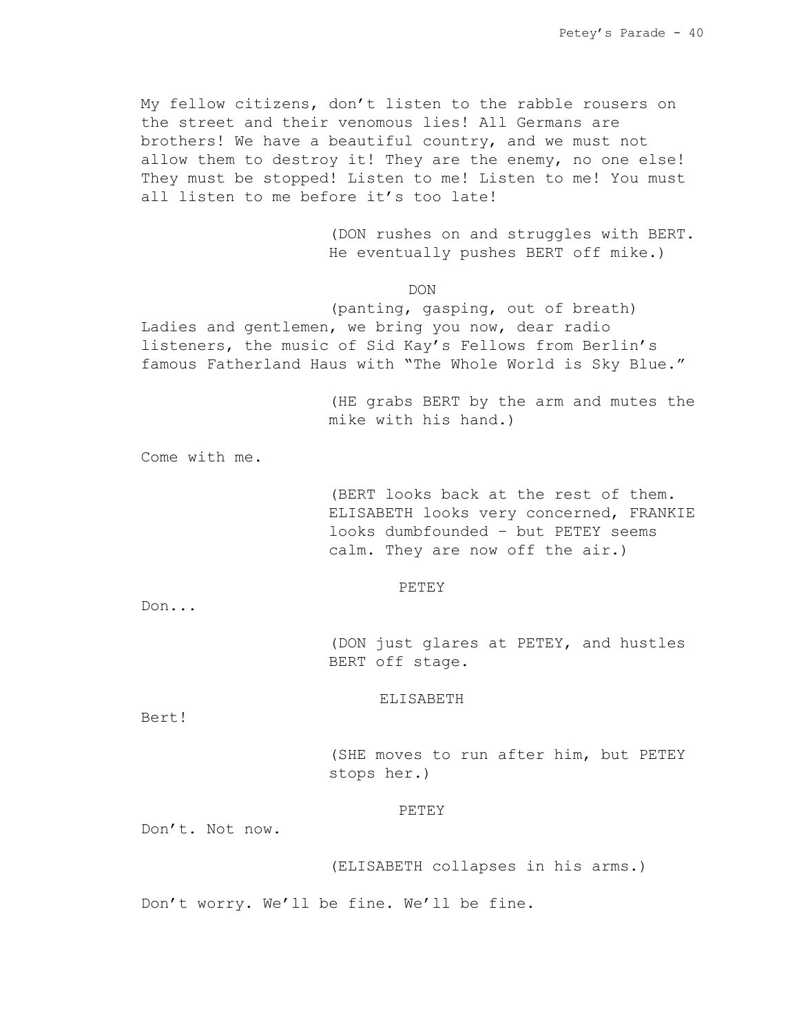My fellow citizens, don't listen to the rabble rousers on the street and their venomous lies! All Germans are brothers! We have a beautiful country, and we must not allow them to destroy it! They are the enemy, no one else! They must be stopped! Listen to me! Listen to me! You must all listen to me before it's too late!

(DON rushes on and struggles with BERT. He eventually pushes BERT off mike.)

DON

(panting, gasping, out of breath)

Ladies and gentlemen, we bring you now, dear radio listeners, the music of Sid Kay's Fellows from Berlin's famous Fatherland Haus with "The Whole World is Sky Blue."

(HE grabs BERT by the arm and mutes the mike with his hand.)

Come with me.

(BERT looks back at the rest of them. ELISABETH looks very concerned, FRANKIE looks dumbfounded - but PETEY seems calm. They are now off the air.)

PETEY

Don...

(DON just glares at PETEY, and hustles BERT off stage.

ELISABETH

Bert!

(SHE moves to run after him, but PETEY stops her.)

PETEY

Don't. Not now.

(ELISABETH collapses in his arms.)

Don't worry. We'll be fine. We'll be fine.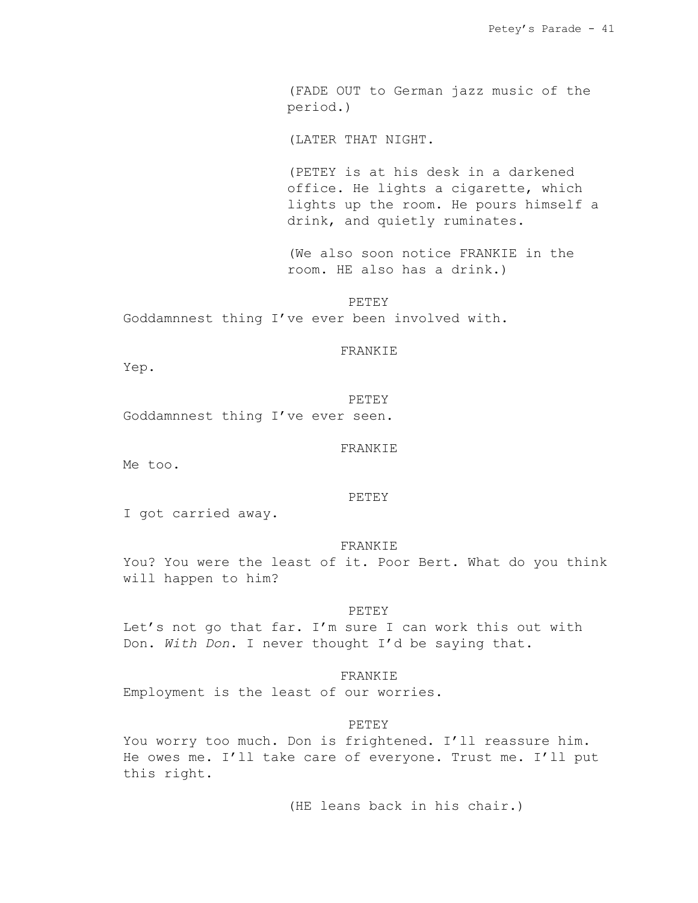(FADE OUT to German jazz music of the period.)

(LATER THAT NIGHT.

(PETEY is at his desk in a darkened office. He lights a cigarette, which lights up the room. He pours himself a drink, and quietly ruminates.

(We also soon notice FRANKIE in the room. HE also has a drink.)

PETEY

Goddamnnest thing I've ever been involved with.

FRANKIE

Yep.

PETEY

Goddamnnest thing I've ever seen.

FRANKIE

Me too.

PETEY

I got carried away.

FRANKIE

You? You were the least of it. Poor Bert. What do you think will happen to him?

PETEY

Let's not go that far. I'm sure I can work this out with Don. *With Don*. I never thought I'd be saying that.

FRANKIE

Employment is the least of our worries.

PETEY

You worry too much. Don is frightened. I'll reassure him. He owes me. I'll take care of everyone. Trust me. I'll put this right.

(HE leans back in his chair.)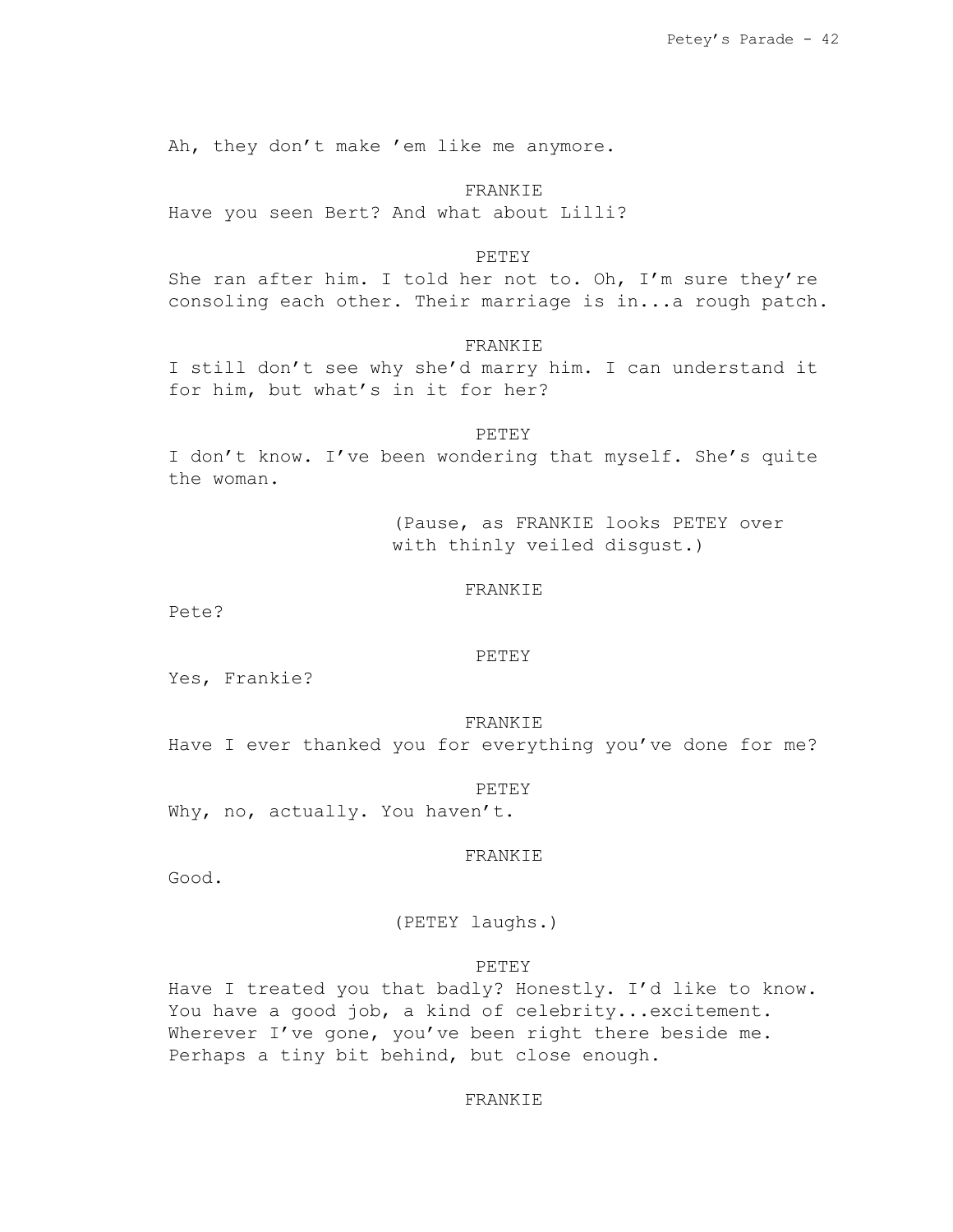Ah, they don't make 'em like me anymore.

FRANKIE

Have you seen Bert? And what about Lilli?

PETEY

She ran after him. I told her not to. Oh, I'm sure they're consoling each other. Their marriage is in...a rough patch.

FRANKIE

I still don't see why she'd marry him. I can understand it for him, but what's in it for her?

PETEY

I don't know. I've been wondering that myself. She's quite the woman.

(Pause, as FRANKIE looks PETEY over with thinly veiled disgust.)

FRANKIE

Pete?

PETEY

Yes, Frankie?

FRANKIE

Have I ever thanked you for everything you've done for me?

PETEY

Why, no, actually. You haven't.

FRANKIE

Good.

(PETEY laughs.)

PETEY

Have I treated you that badly? Honestly. I'd like to know. You have a good job, a kind of celebrity...excitement. Wherever I've gone, you've been right there beside me. Perhaps a tiny bit behind, but close enough.

FRANKIE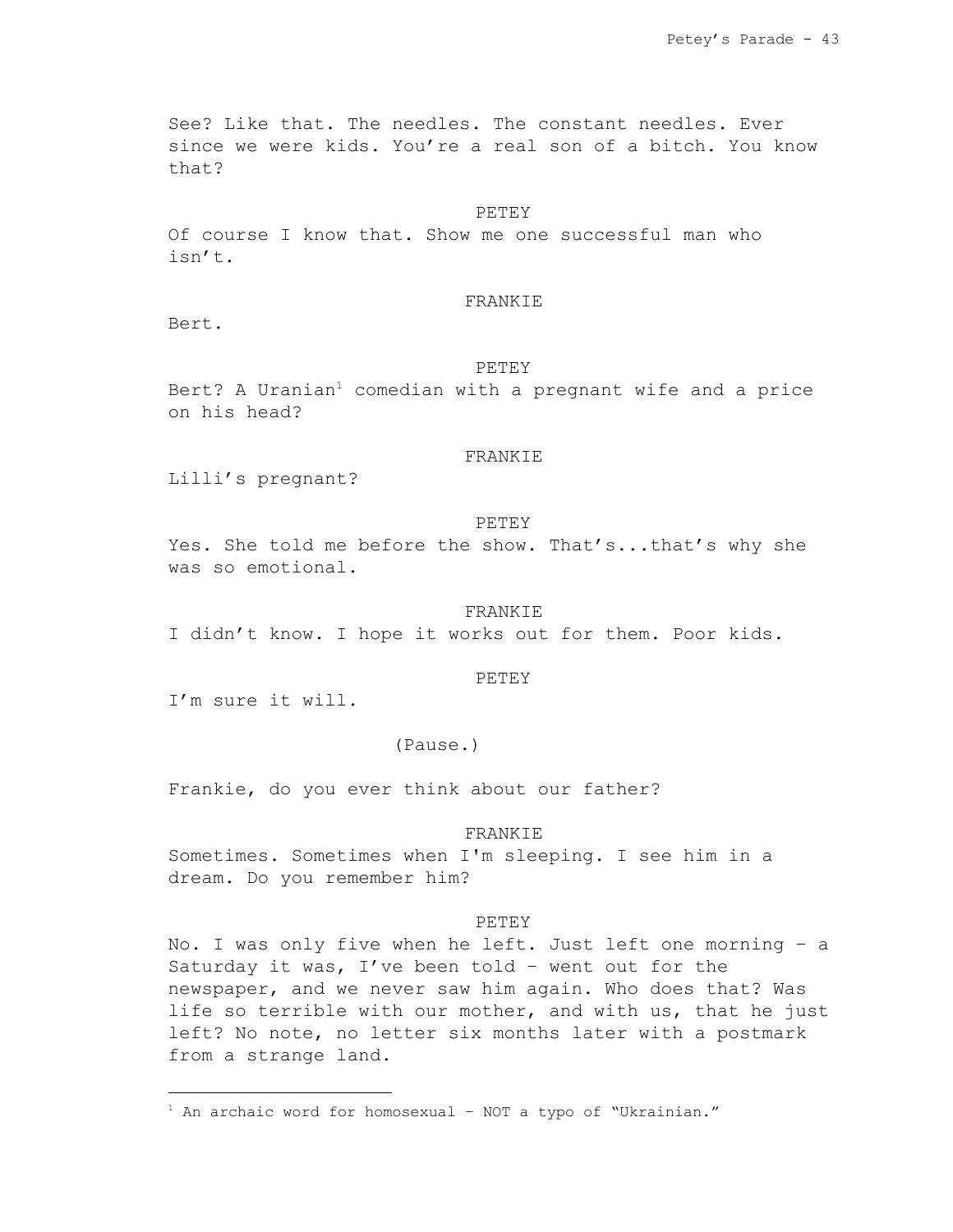See? Like that. The needles. The constant needles. Ever since we were kids. You're a real son of a bitch. You know that?

PETEY

Of course I know that. Show me one successful man who isn't.

FRANKIE

Bert.

PETEY

Bert? A Uranian[1] comedian with a pregnant wife and a price on his head?

FRANKIE

Lilli's pregnant?

PETEY

Yes. She told me before the show. That's...that's why she was so emotional.

FRANKIE

I didn't know. I hope it works out for them. Poor kids.

PETEY

I'm sure it will.

(Pause.)

Frankie, do you ever think about our father?

FRANKIE

Sometimes. Sometimes when I'm sleeping. I see him in a dream. Do you remember him?

PETEY

No. I was only five when he left. Just left one morning – a Saturday it was, I've been told – went out for the newspaper, and we never saw him again. Who does that? Was life so terrible with our mother, and with us, that he just left? No note, no letter six months later with a postmark from a strange land.

---

[1] An archaic word for homosexual – NOT a typo of "Ukrainian."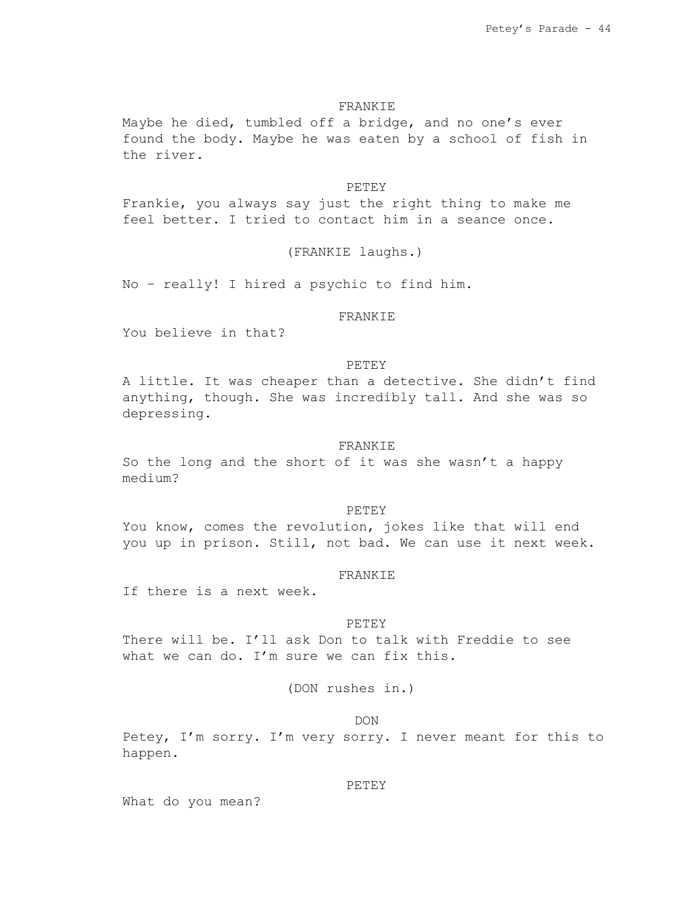FRANKIE

Maybe he died, tumbled off a bridge, and no one's ever found the body. Maybe he was eaten by a school of fish in the river.

PETEY

Frankie, you always say just the right thing to make me feel better. I tried to contact him in a seance once.

(FRANKIE laughs.)

No – really! I hired a psychic to find him.

FRANKIE

You believe in that?

PETEY

A little. It was cheaper than a detective. She didn't find anything, though. She was incredibly tall. And she was so depressing.

FRANKIE

So the long and the short of it was she wasn't a happy medium?

PETEY

You know, comes the revolution, jokes like that will end you up in prison. Still, not bad. We can use it next week.

FRANKIE

If there is a next week.

PETEY

There will be. I'll ask Don to talk with Freddie to see what we can do. I'm sure we can fix this.

(DON rushes in.)

DON

Petey, I'm sorry. I'm very sorry. I never meant for this to happen.

PETEY

What do you mean?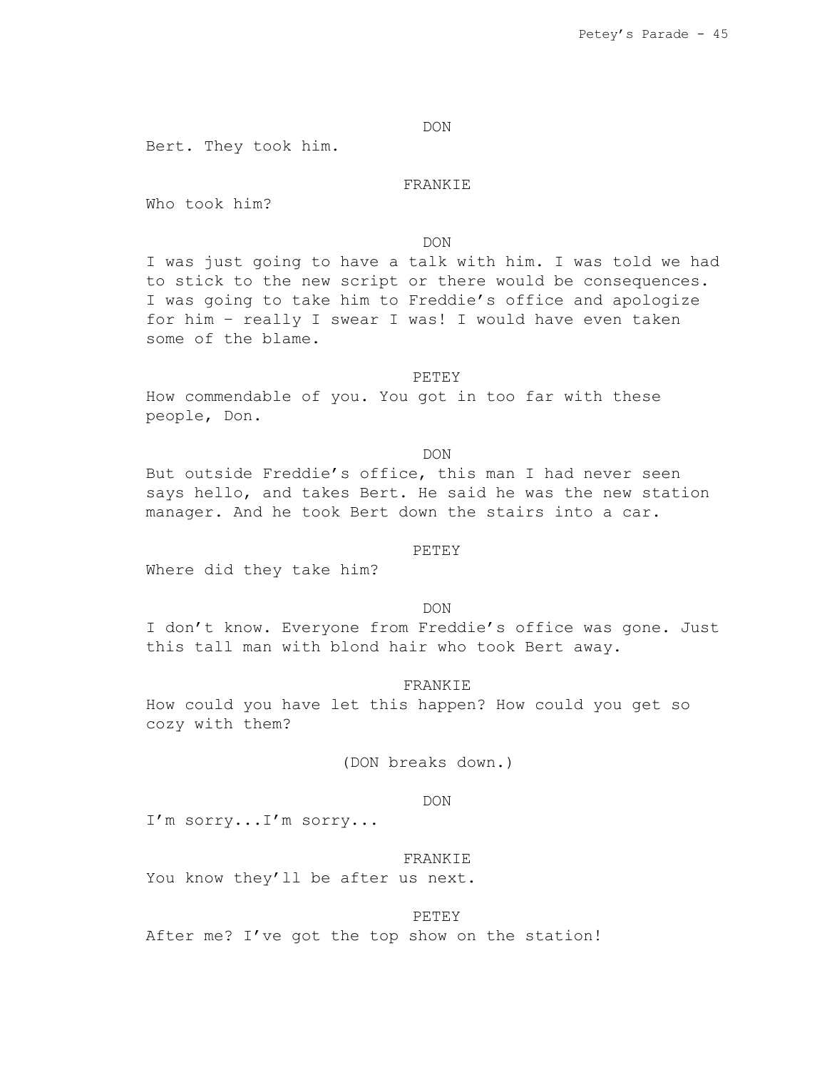DON

Bert. They took him.

FRANKIE

Who took him?

DON

I was just going to have a talk with him. I was told we had to stick to the new script or there would be consequences. I was going to take him to Freddie's office and apologize for him – really I swear I was! I would have even taken some of the blame.

PETEY

How commendable of you. You got in too far with these people, Don.

DON

But outside Freddie's office, this man I had never seen says hello, and takes Bert. He said he was the new station manager. And he took Bert down the stairs into a car.

PETEY

Where did they take him?

DON

I don't know. Everyone from Freddie's office was gone. Just this tall man with blond hair who took Bert away.

FRANKIE

How could you have let this happen? How could you get so cozy with them?

(DON breaks down.)

DON

I'm sorry...I'm sorry...

FRANKIE

You know they'll be after us next.

PETEY

After me? I've got the top show on the station!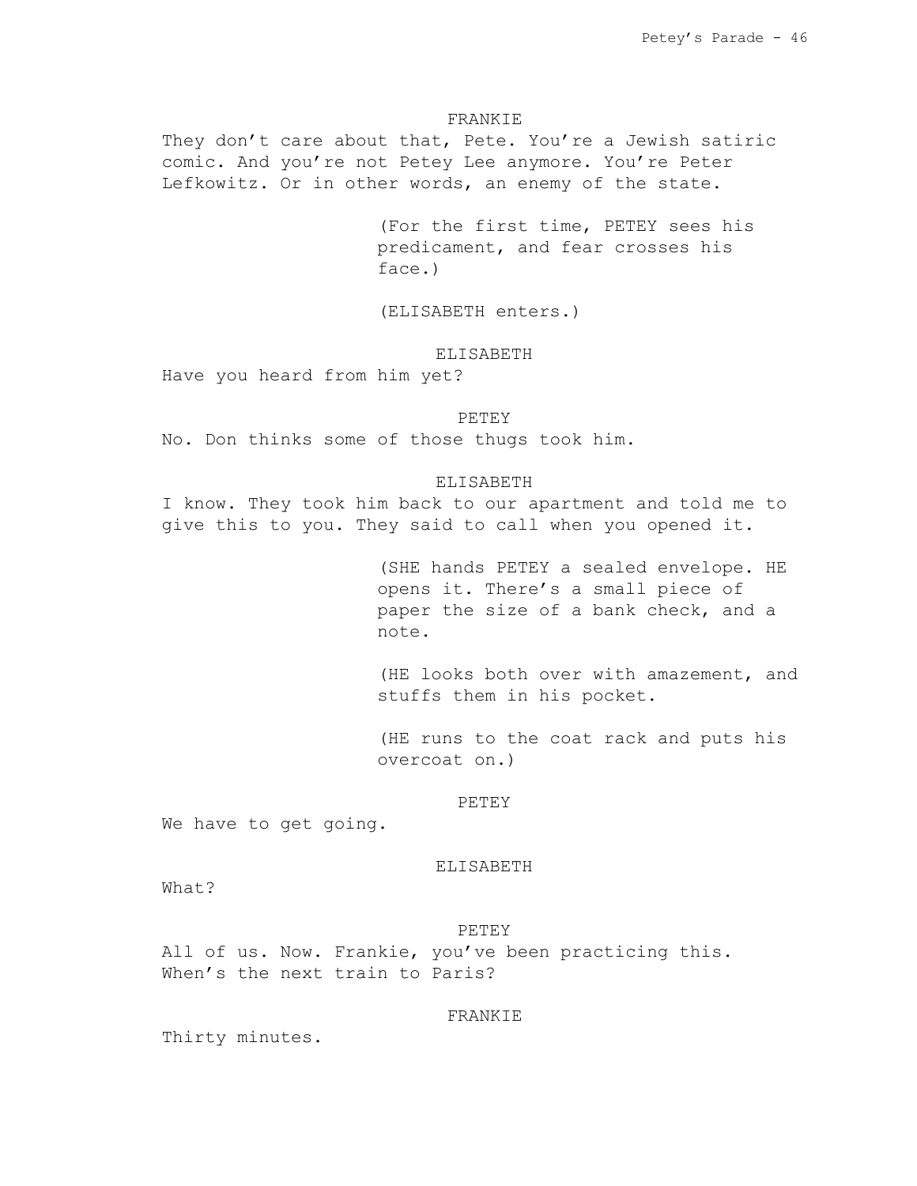FRANKIE

They don't care about that, Pete. You're a Jewish satiric comic. And you're not Petey Lee anymore. You're Peter Lefkowitz. Or in other words, an enemy of the state.

(For the first time, PETEY sees his predicament, and fear crosses his face.)

(ELISABETH enters.)

ELISABETH

Have you heard from him yet?

PETEY

No. Don thinks some of those thugs took him.

ELISABETH

I know. They took him back to our apartment and told me to give this to you. They said to call when you opened it.

(SHE hands PETEY a sealed envelope. HE opens it. There's a small piece of paper the size of a bank check, and a note.

(HE looks both over with amazement, and stuffs them in his pocket.

(HE runs to the coat rack and puts his overcoat on.)

PETEY

We have to get going.

ELISABETH

What?

PETEY

All of us. Now. Frankie, you've been practicing this. When's the next train to Paris?

FRANKIE

Thirty minutes.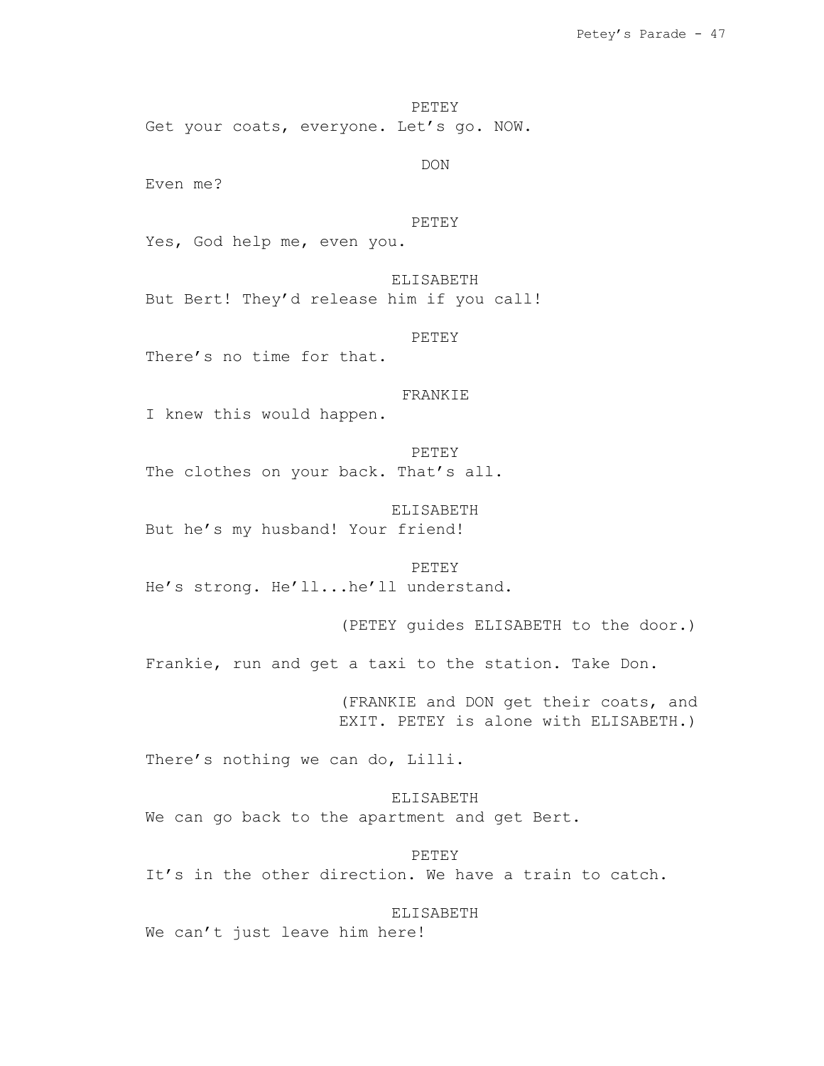PETEY

Get your coats, everyone. Let's go. NOW.

DON

Even me?

PETEY

Yes, God help me, even you.

ELISABETH

But Bert! They'd release him if you call!

PETEY

There's no time for that.

FRANKIE

I knew this would happen.

PETEY

The clothes on your back. That's all.

ELISABETH

But he's my husband! Your friend!

PETEY

He's strong. He'll...he'll understand.

(PETEY guides ELISABETH to the door.)

Frankie, run and get a taxi to the station. Take Don.

(FRANKIE and DON get their coats, and EXIT. PETEY is alone with ELISABETH.)

There's nothing we can do, Lilli.

ELISABETH

We can go back to the apartment and get Bert.

PETEY

It's in the other direction. We have a train to catch.

ELISABETH

We can't just leave him here!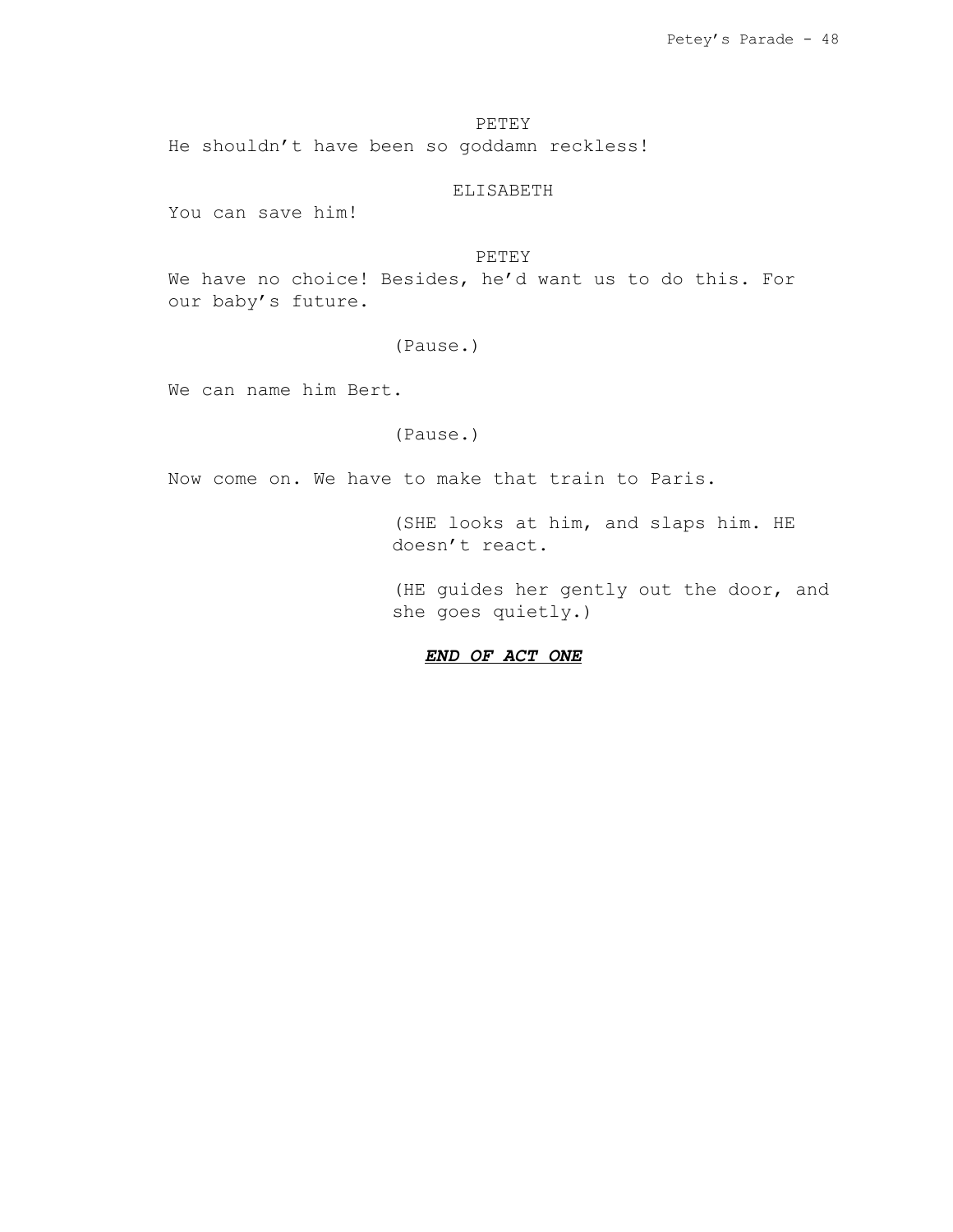PETEY

He shouldn't have been so goddamn reckless!

ELISABETH

You can save him!

PETEY

We have no choice! Besides, he'd want us to do this. For our baby's future.

(Pause.)

We can name him Bert.

(Pause.)

Now come on. We have to make that train to Paris.

(SHE looks at him, and slaps him. HE doesn't react.

(HE guides her gently out the door, and she goes quietly.)

***<u>END OF ACT ONE</u>***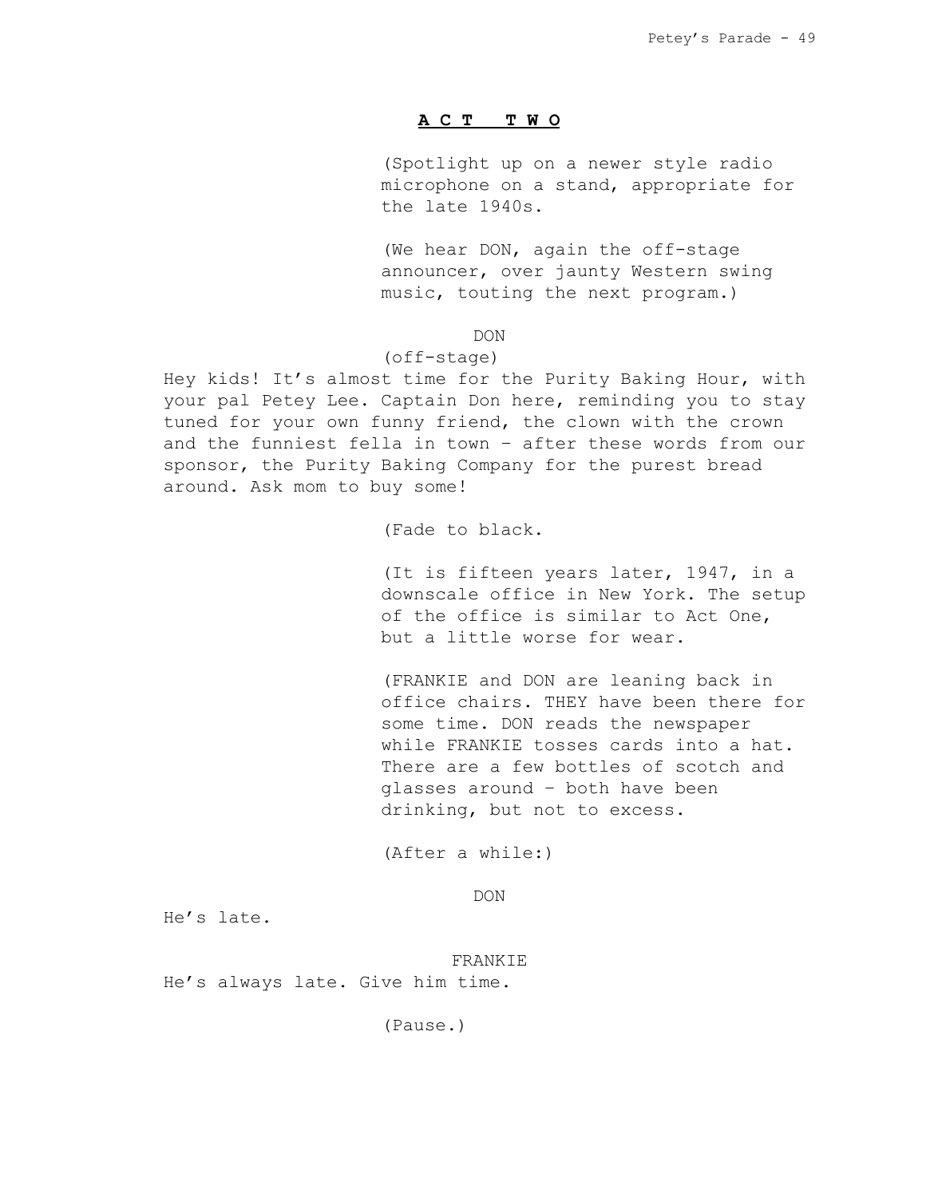## **A C T  T W O**

(Spotlight up on a newer style radio microphone on a stand, appropriate for the late 1940s.

(We hear DON, again the off-stage announcer, over jaunty Western swing music, touting the next program.)

DON
(off-stage)
Hey kids! It's almost time for the Purity Baking Hour, with your pal Petey Lee. Captain Don here, reminding you to stay tuned for your own funny friend, the clown with the crown and the funniest fella in town – after these words from our sponsor, the Purity Baking Company for the purest bread around. Ask mom to buy some!

(Fade to black.

(It is fifteen years later, 1947, in a downscale office in New York. The setup of the office is similar to Act One, but a little worse for wear.

(FRANKIE and DON are leaning back in office chairs. THEY have been there for some time. DON reads the newspaper while FRANKIE tosses cards into a hat. There are a few bottles of scotch and glasses around – both have been drinking, but not to excess.

(After a while:)

DON
He's late.

FRANKIE
He's always late. Give him time.

(Pause.)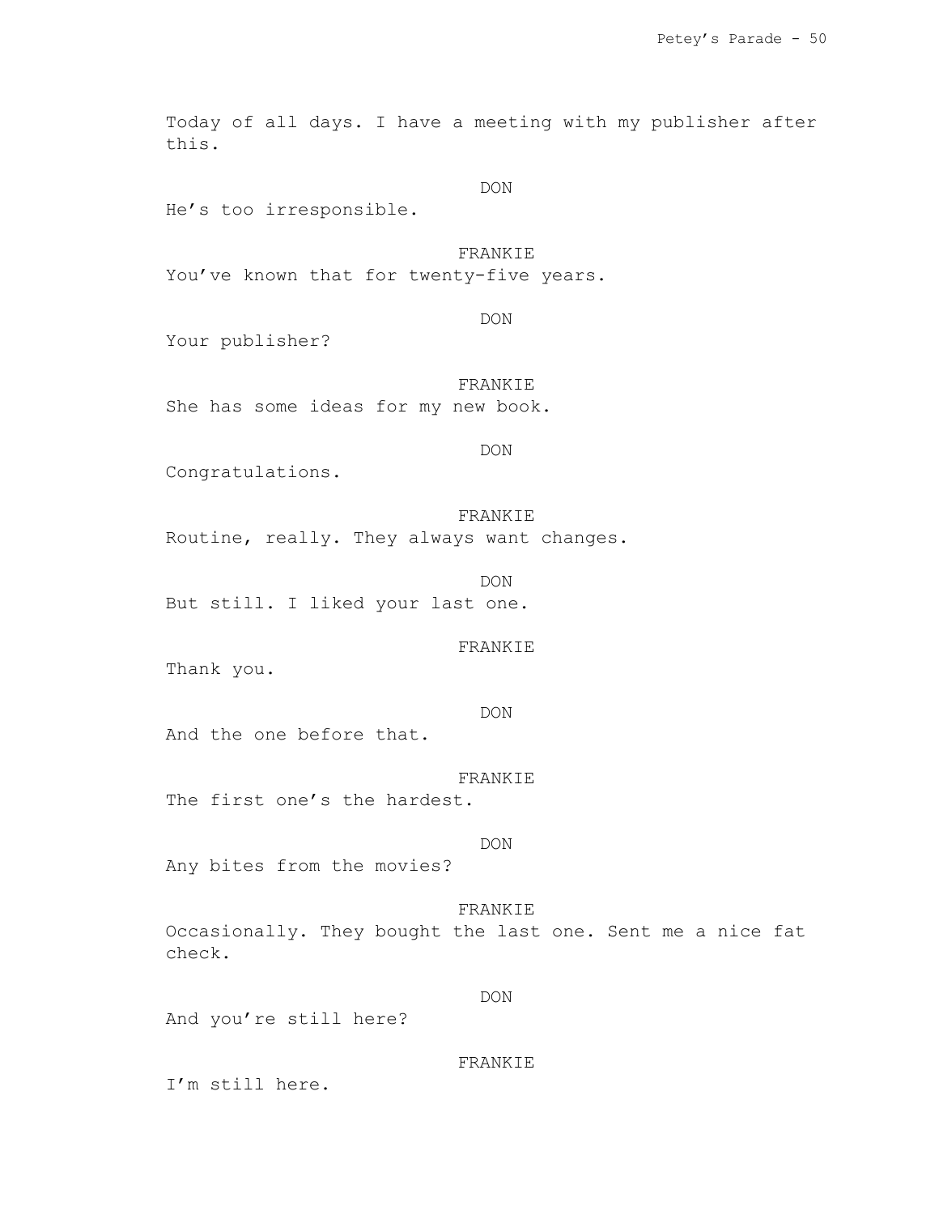Today of all days. I have a meeting with my publisher after this.

DON

He's too irresponsible.

FRANKIE

You've known that for twenty-five years.

DON

Your publisher?

FRANKIE

She has some ideas for my new book.

DON

Congratulations.

FRANKIE

Routine, really. They always want changes.

DON

But still. I liked your last one.

FRANKIE

Thank you.

DON

And the one before that.

FRANKIE

The first one's the hardest.

DON

Any bites from the movies?

FRANKIE

Occasionally. They bought the last one. Sent me a nice fat check.

DON

And you're still here?

FRANKIE

I'm still here.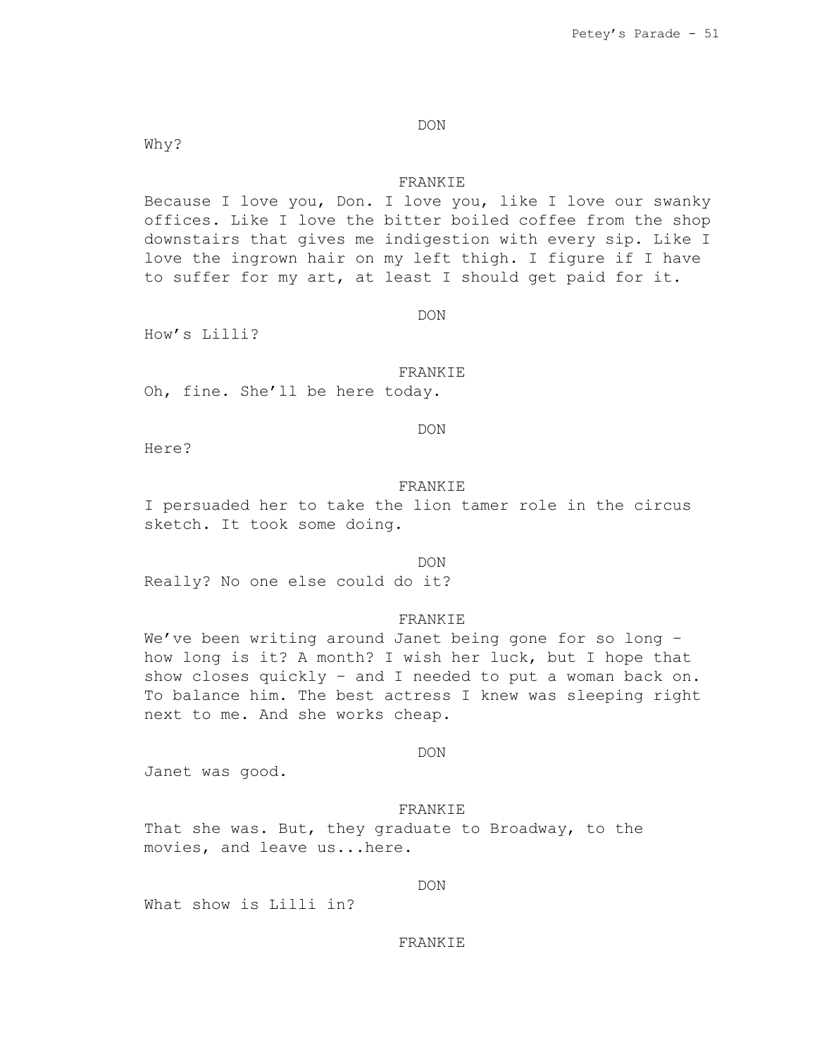DON

Why?

FRANKIE

Because I love you, Don. I love you, like I love our swanky offices. Like I love the bitter boiled coffee from the shop downstairs that gives me indigestion with every sip. Like I love the ingrown hair on my left thigh. I figure if I have to suffer for my art, at least I should get paid for it.

DON

How's Lilli?

FRANKIE

Oh, fine. She'll be here today.

DON

Here?

FRANKIE

I persuaded her to take the lion tamer role in the circus sketch. It took some doing.

DON

Really? No one else could do it?

FRANKIE

We've been writing around Janet being gone for so long – how long is it? A month? I wish her luck, but I hope that show closes quickly – and I needed to put a woman back on. To balance him. The best actress I knew was sleeping right next to me. And she works cheap.

DON

Janet was good.

FRANKIE

That she was. But, they graduate to Broadway, to the movies, and leave us...here.

DON

What show is Lilli in?

FRANKIE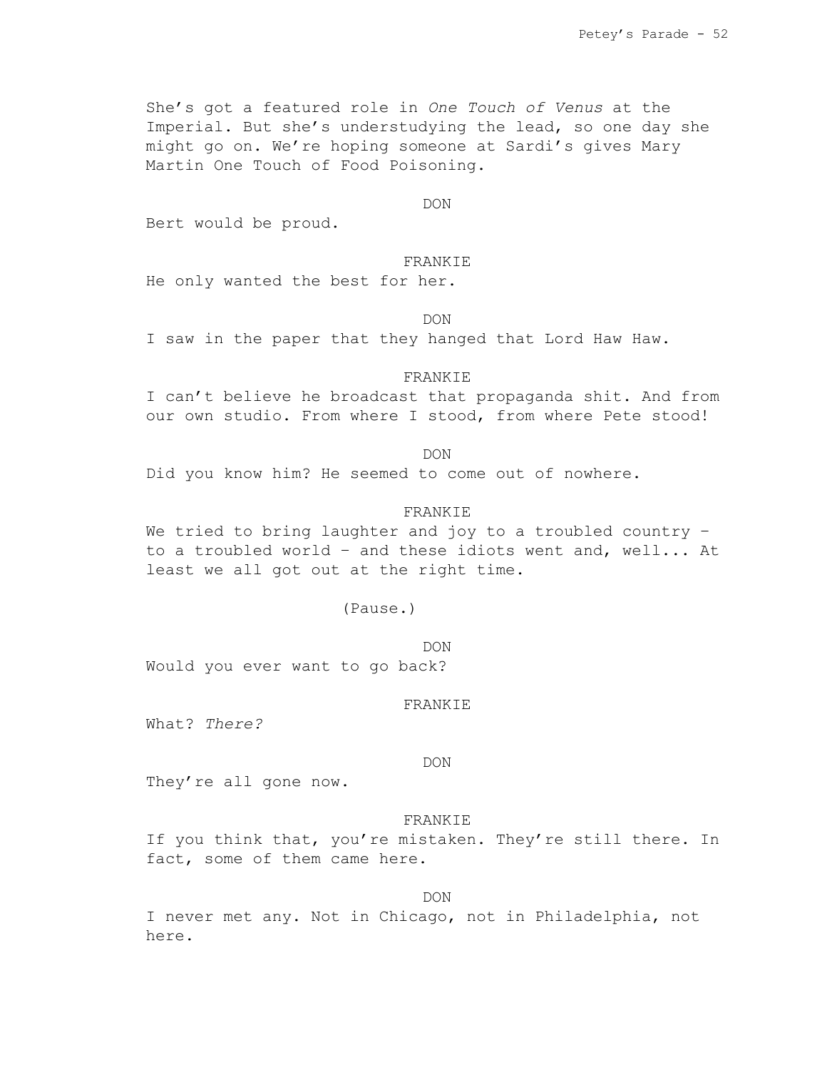She's got a featured role in *One Touch of Venus* at the Imperial. But she's understudying the lead, so one day she might go on. We're hoping someone at Sardi's gives Mary Martin One Touch of Food Poisoning.

DON

Bert would be proud.

FRANKIE

He only wanted the best for her.

DON

I saw in the paper that they hanged that Lord Haw Haw.

FRANKIE

I can't believe he broadcast that propaganda shit. And from our own studio. From where I stood, from where Pete stood!

DON

Did you know him? He seemed to come out of nowhere.

FRANKIE

We tried to bring laughter and joy to a troubled country – to a troubled world – and these idiots went and, well... At least we all got out at the right time.

(Pause.)

DON

Would you ever want to go back?

FRANKIE

What? *There?*

DON

They're all gone now.

FRANKIE

If you think that, you're mistaken. They're still there. In fact, some of them came here.

DON

I never met any. Not in Chicago, not in Philadelphia, not here.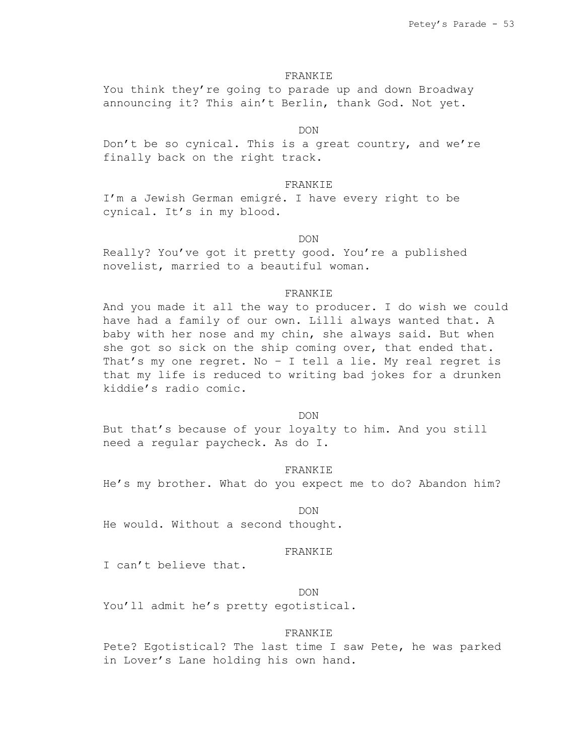FRANKIE

You think they're going to parade up and down Broadway announcing it? This ain't Berlin, thank God. Not yet.

DON

Don't be so cynical. This is a great country, and we're finally back on the right track.

FRANKIE

I'm a Jewish German emigré. I have every right to be cynical. It's in my blood.

DON

Really? You've got it pretty good. You're a published novelist, married to a beautiful woman.

FRANKIE

And you made it all the way to producer. I do wish we could have had a family of our own. Lilli always wanted that. A baby with her nose and my chin, she always said. But when she got so sick on the ship coming over, that ended that. That's my one regret. No – I tell a lie. My real regret is that my life is reduced to writing bad jokes for a drunken kiddie's radio comic.

DON

But that's because of your loyalty to him. And you still need a regular paycheck. As do I.

FRANKIE

He's my brother. What do you expect me to do? Abandon him?

DON

He would. Without a second thought.

FRANKIE

I can't believe that.

DON

You'll admit he's pretty egotistical.

FRANKIE

Pete? Egotistical? The last time I saw Pete, he was parked in Lover's Lane holding his own hand.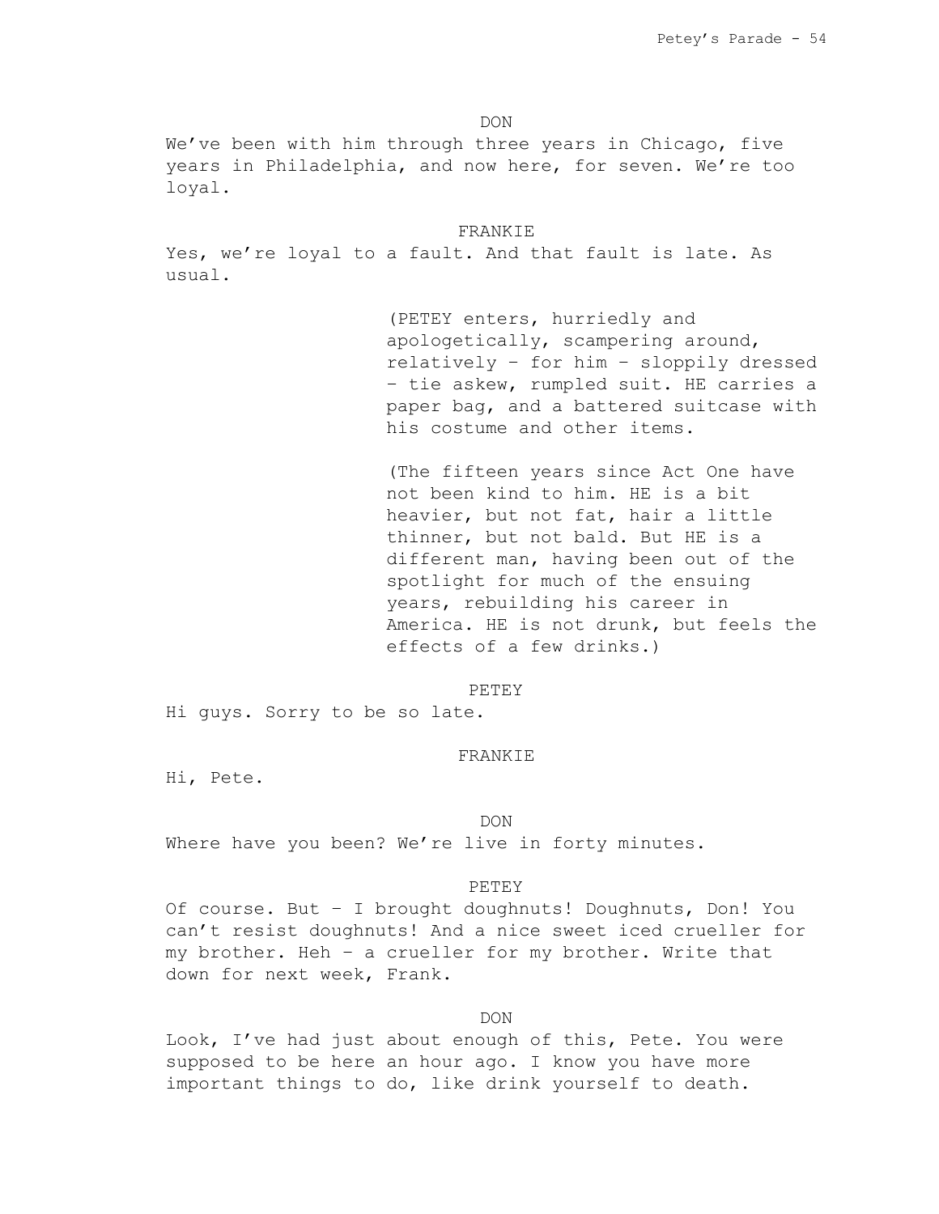DON

We've been with him through three years in Chicago, five years in Philadelphia, and now here, for seven. We're too loyal.

FRANKIE

Yes, we're loyal to a fault. And that fault is late. As usual.

(PETEY enters, hurriedly and apologetically, scampering around, relatively – for him – sloppily dressed – tie askew, rumpled suit. HE carries a paper bag, and a battered suitcase with his costume and other items.

(The fifteen years since Act One have not been kind to him. HE is a bit heavier, but not fat, hair a little thinner, but not bald. But HE is a different man, having been out of the spotlight for much of the ensuing years, rebuilding his career in America. HE is not drunk, but feels the effects of a few drinks.)

PETEY

Hi guys. Sorry to be so late.

FRANKIE

Hi, Pete.

DON

Where have you been? We're live in forty minutes.

PETEY

Of course. But – I brought doughnuts! Doughnuts, Don! You can't resist doughnuts! And a nice sweet iced crueller for my brother. Heh – a crueller for my brother. Write that down for next week, Frank.

DON

Look, I've had just about enough of this, Pete. You were supposed to be here an hour ago. I know you have more important things to do, like drink yourself to death.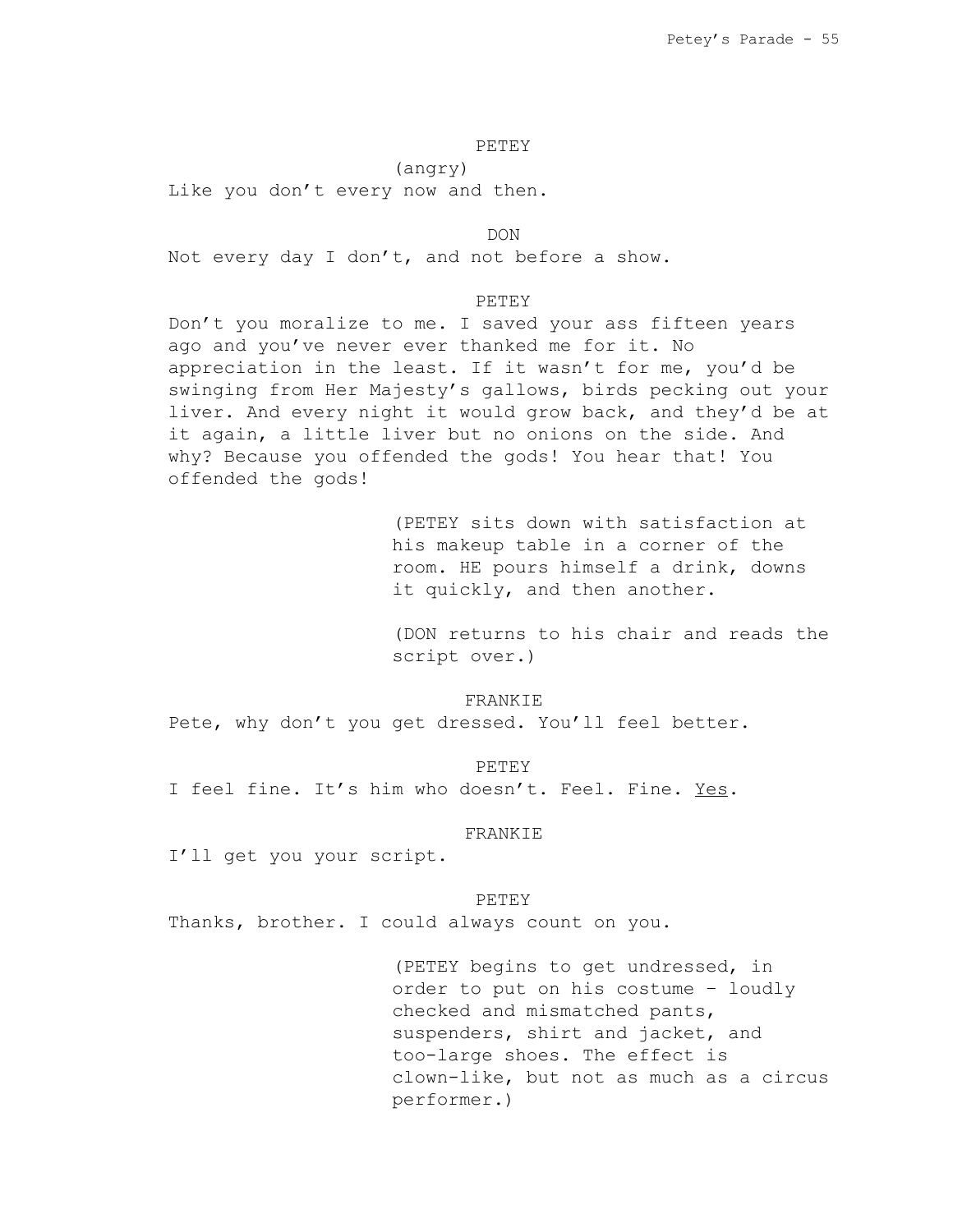PETEY

(angry)

Like you don't every now and then.

DON

Not every day I don't, and not before a show.

PETEY

Don't you moralize to me. I saved your ass fifteen years ago and you've never ever thanked me for it. No appreciation in the least. If it wasn't for me, you'd be swinging from Her Majesty's gallows, birds pecking out your liver. And every night it would grow back, and they'd be at it again, a little liver but no onions on the side. And why? Because you offended the gods! You hear that! You offended the gods!

(PETEY sits down with satisfaction at his makeup table in a corner of the room. HE pours himself a drink, downs it quickly, and then another.

(DON returns to his chair and reads the script over.)

FRANKIE

Pete, why don't you get dressed. You'll feel better.

PETEY

I feel fine. It's him who doesn't. Feel. Fine. <u>Yes</u>.

FRANKIE

I'll get you your script.

PETEY

Thanks, brother. I could always count on you.

(PETEY begins to get undressed, in order to put on his costume – loudly checked and mismatched pants, suspenders, shirt and jacket, and too-large shoes. The effect is clown-like, but not as much as a circus performer.)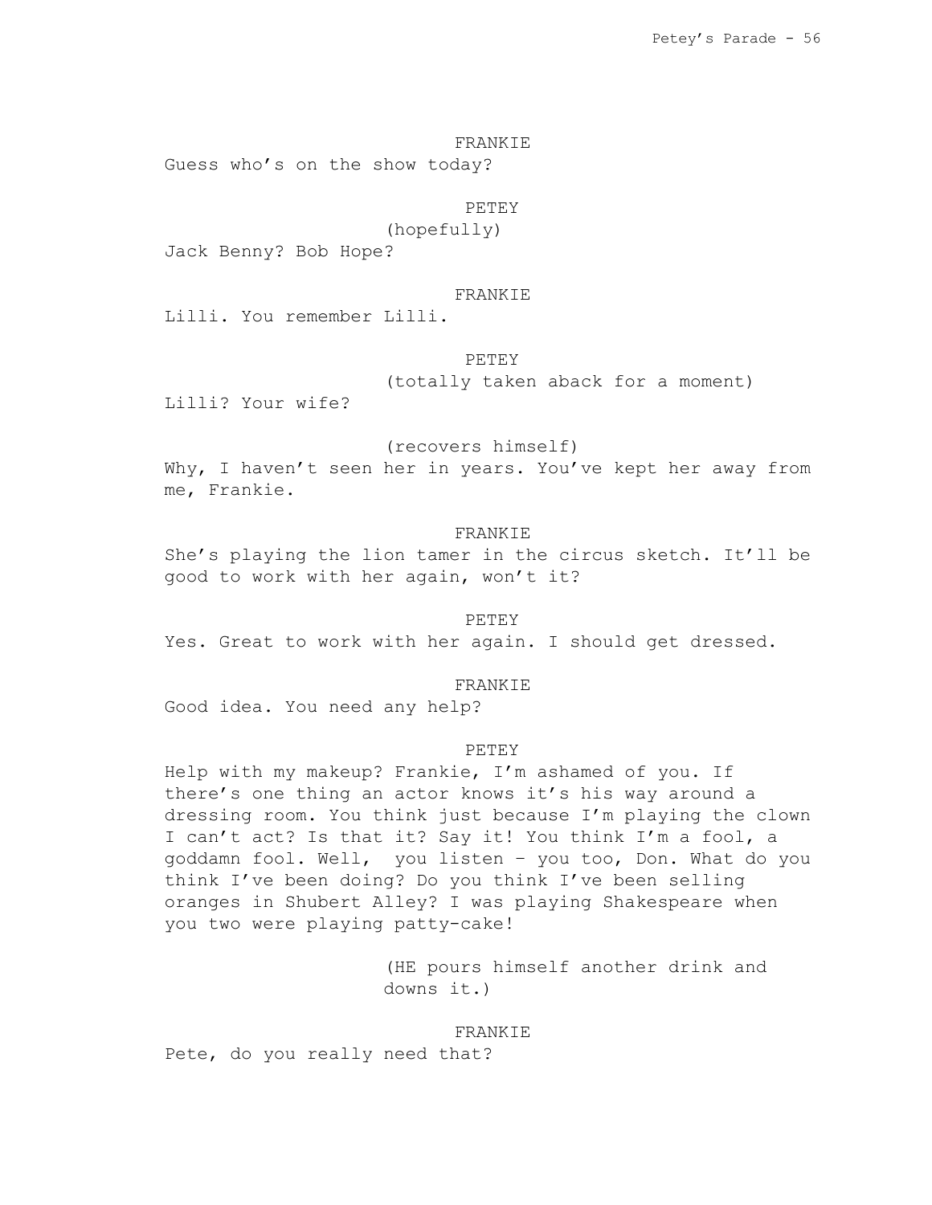FRANKIE

Guess who's on the show today?

PETEY

(hopefully)

Jack Benny? Bob Hope?

FRANKIE

Lilli. You remember Lilli.

PETEY

(totally taken aback for a moment)

Lilli? Your wife?

(recovers himself)

Why, I haven't seen her in years. You've kept her away from me, Frankie.

FRANKIE

She's playing the lion tamer in the circus sketch. It'll be good to work with her again, won't it?

PETEY

Yes. Great to work with her again. I should get dressed.

FRANKIE

Good idea. You need any help?

PETEY

Help with my makeup? Frankie, I'm ashamed of you. If there's one thing an actor knows it's his way around a dressing room. You think just because I'm playing the clown I can't act? Is that it? Say it! You think I'm a fool, a goddamn fool. Well, you listen – you too, Don. What do you think I've been doing? Do you think I've been selling oranges in Shubert Alley? I was playing Shakespeare when you two were playing patty-cake!

(HE pours himself another drink and downs it.)

FRANKIE

Pete, do you really need that?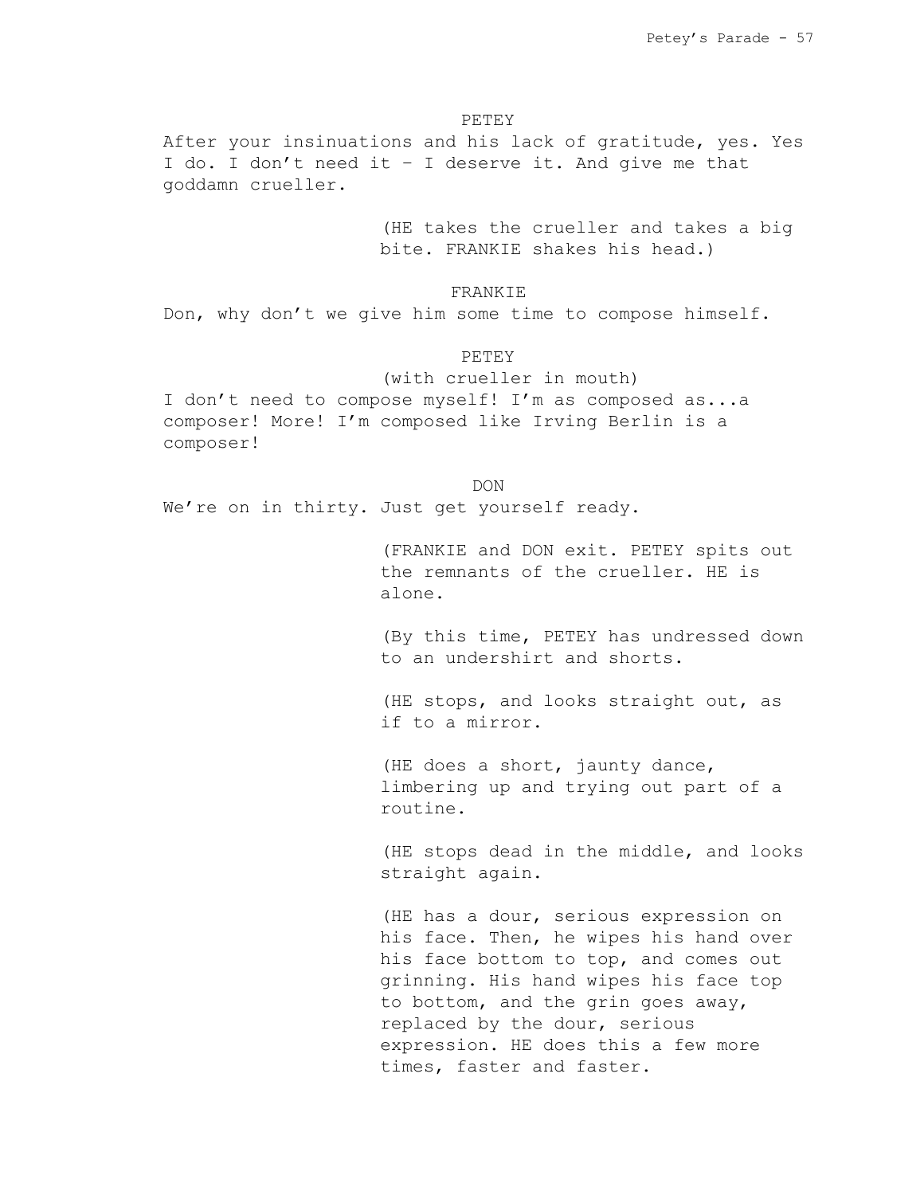PETEY

After your insinuations and his lack of gratitude, yes. Yes I do. I don't need it – I deserve it. And give me that goddamn crueller.

(HE takes the crueller and takes a big bite. FRANKIE shakes his head.)

FRANKIE

Don, why don't we give him some time to compose himself.

PETEY

(with crueller in mouth)

I don't need to compose myself! I'm as composed as...a composer! More! I'm composed like Irving Berlin is a composer!

DON

We're on in thirty. Just get yourself ready.

(FRANKIE and DON exit. PETEY spits out the remnants of the crueller. HE is alone.

(By this time, PETEY has undressed down to an undershirt and shorts.

(HE stops, and looks straight out, as if to a mirror.

(HE does a short, jaunty dance, limbering up and trying out part of a routine.

(HE stops dead in the middle, and looks straight again.

(HE has a dour, serious expression on his face. Then, he wipes his hand over his face bottom to top, and comes out grinning. His hand wipes his face top to bottom, and the grin goes away, replaced by the dour, serious expression. HE does this a few more times, faster and faster.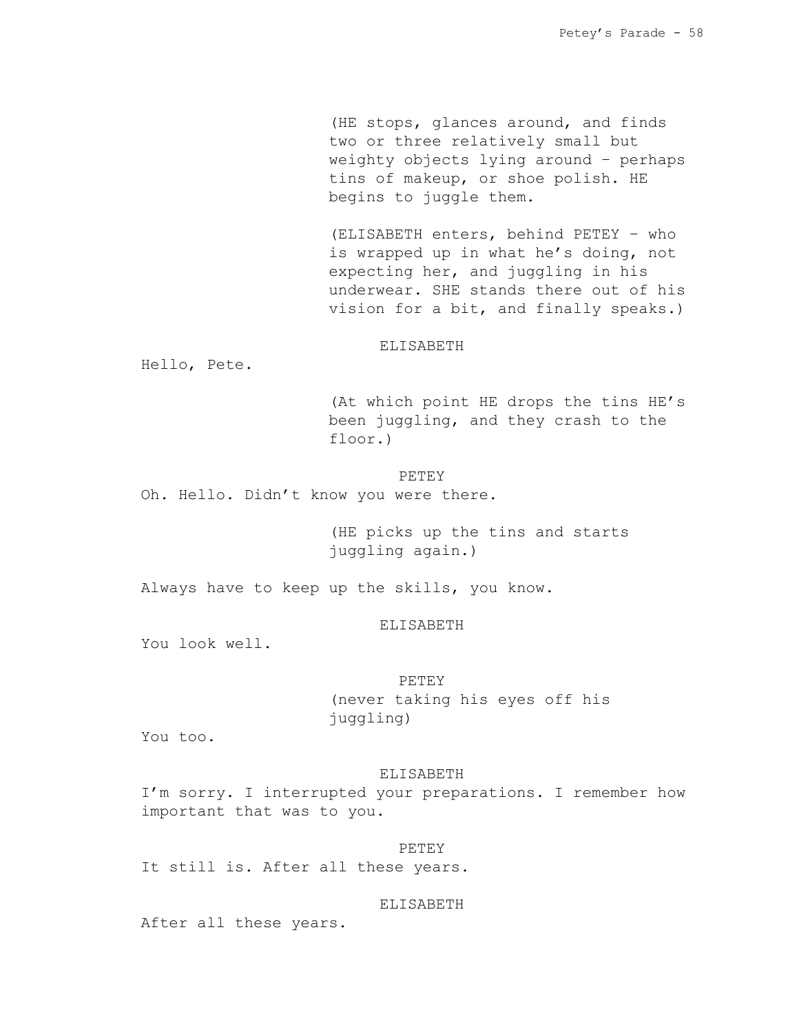(HE stops, glances around, and finds two or three relatively small but weighty objects lying around – perhaps tins of makeup, or shoe polish. HE begins to juggle them.

(ELISABETH enters, behind PETEY – who is wrapped up in what he's doing, not expecting her, and juggling in his underwear. SHE stands there out of his vision for a bit, and finally speaks.)

ELISABETH

Hello, Pete.

(At which point HE drops the tins HE's been juggling, and they crash to the floor.)

PETEY

Oh. Hello. Didn't know you were there.

(HE picks up the tins and starts juggling again.)

Always have to keep up the skills, you know.

ELISABETH

You look well.

PETEY

(never taking his eyes off his juggling)

You too.

ELISABETH

I'm sorry. I interrupted your preparations. I remember how important that was to you.

PETEY

It still is. After all these years.

ELISABETH

After all these years.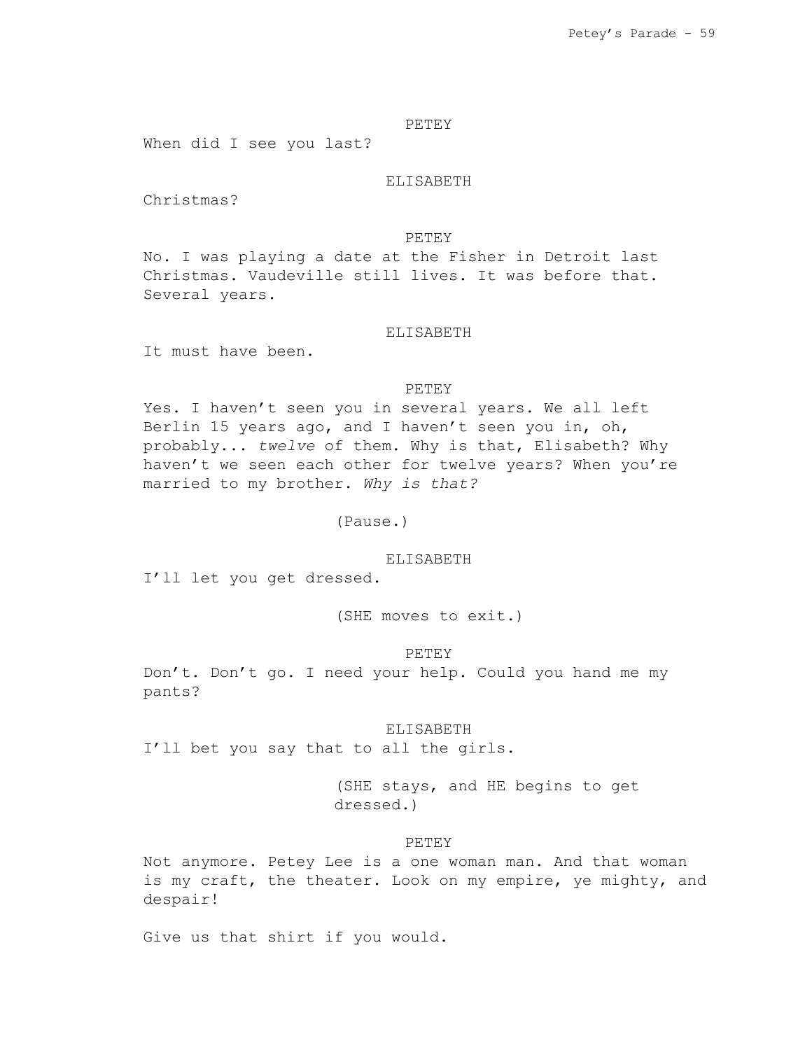PETEY

When did I see you last?

ELISABETH

Christmas?

PETEY

No. I was playing a date at the Fisher in Detroit last Christmas. Vaudeville still lives. It was before that. Several years.

ELISABETH

It must have been.

PETEY

Yes. I haven't seen you in several years. We all left Berlin 15 years ago, and I haven't seen you in, oh, probably... *twelve* of them. Why is that, Elisabeth? Why haven't we seen each other for twelve years? When you're married to my brother. *Why is that?*

(Pause.)

ELISABETH

I'll let you get dressed.

(SHE moves to exit.)

PETEY

Don't. Don't go. I need your help. Could you hand me my pants?

ELISABETH

I'll bet you say that to all the girls.

(SHE stays, and HE begins to get dressed.)

PETEY

Not anymore. Petey Lee is a one woman man. And that woman is my craft, the theater. Look on my empire, ye mighty, and despair!

Give us that shirt if you would.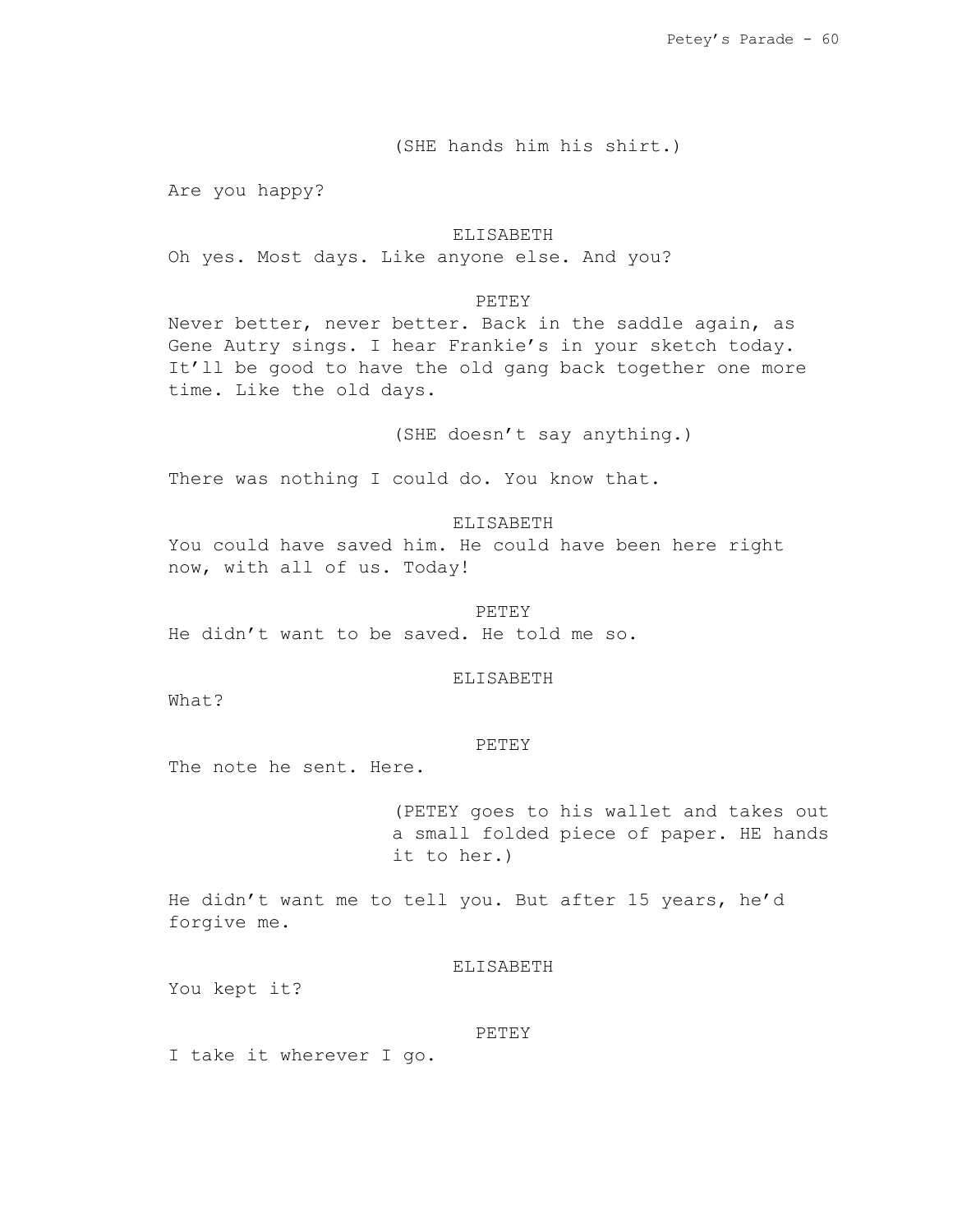(SHE hands him his shirt.)

Are you happy?

ELISABETH

Oh yes. Most days. Like anyone else. And you?

PETEY

Never better, never better. Back in the saddle again, as Gene Autry sings. I hear Frankie's in your sketch today. It'll be good to have the old gang back together one more time. Like the old days.

(SHE doesn't say anything.)

There was nothing I could do. You know that.

ELISABETH

You could have saved him. He could have been here right now, with all of us. Today!

PETEY

He didn't want to be saved. He told me so.

ELISABETH

What?

PETEY

The note he sent. Here.

(PETEY goes to his wallet and takes out a small folded piece of paper. HE hands it to her.)

He didn't want me to tell you. But after 15 years, he'd forgive me.

ELISABETH

You kept it?

PETEY

I take it wherever I go.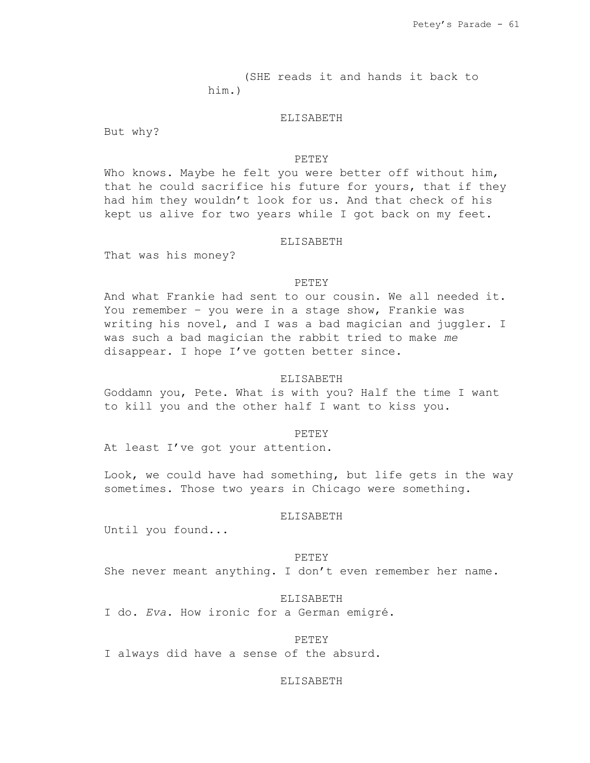(SHE reads it and hands it back to him.)

ELISABETH

But why?

PETEY

Who knows. Maybe he felt you were better off without him, that he could sacrifice his future for yours, that if they had him they wouldn't look for us. And that check of his kept us alive for two years while I got back on my feet.

ELISABETH

That was his money?

PETEY

And what Frankie had sent to our cousin. We all needed it. You remember – you were in a stage show, Frankie was writing his novel, and I was a bad magician and juggler. I was such a bad magician the rabbit tried to make *me* disappear. I hope I've gotten better since.

ELISABETH

Goddamn you, Pete. What is with you? Half the time I want to kill you and the other half I want to kiss you.

PETEY

At least I've got your attention.

Look, we could have had something, but life gets in the way sometimes. Those two years in Chicago were something.

ELISABETH

Until you found...

PETEY

She never meant anything. I don't even remember her name.

ELISABETH

I do. *Eva*. How ironic for a German emigré.

PETEY

I always did have a sense of the absurd.

ELISABETH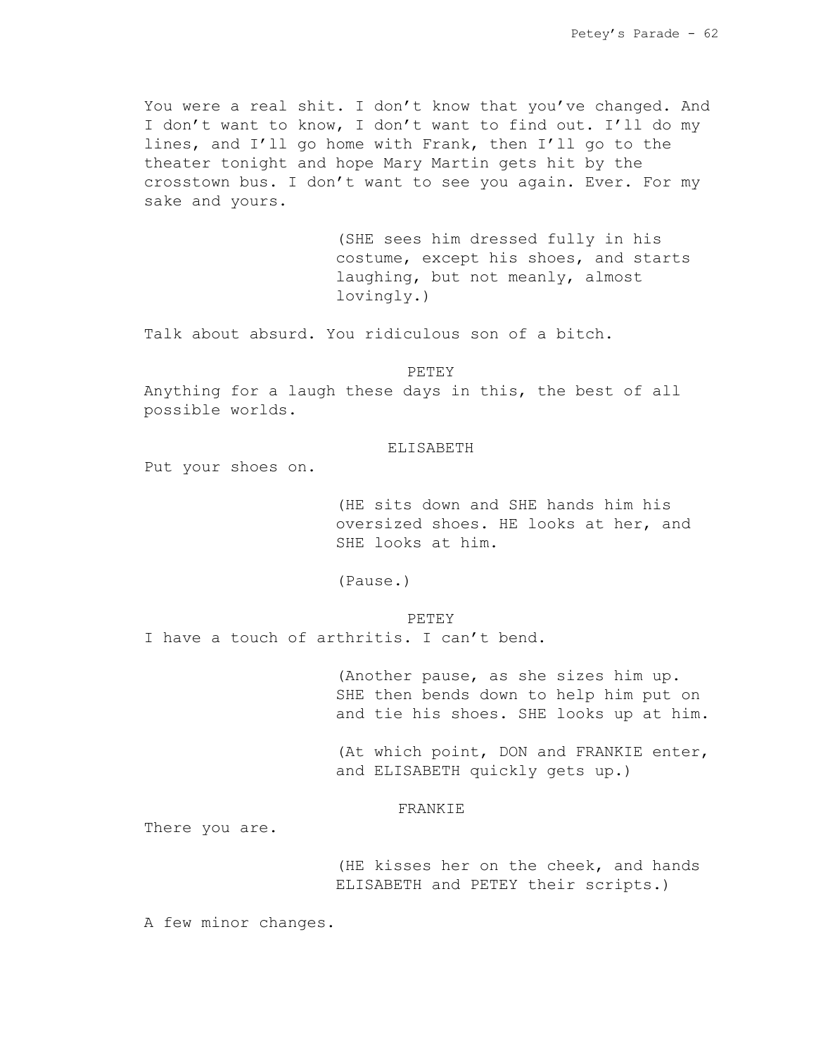You were a real shit. I don't know that you've changed. And I don't want to know, I don't want to find out. I'll do my lines, and I'll go home with Frank, then I'll go to the theater tonight and hope Mary Martin gets hit by the crosstown bus. I don't want to see you again. Ever. For my sake and yours.

(SHE sees him dressed fully in his costume, except his shoes, and starts laughing, but not meanly, almost lovingly.)

Talk about absurd. You ridiculous son of a bitch.

PETEY

Anything for a laugh these days in this, the best of all possible worlds.

ELISABETH

Put your shoes on.

(HE sits down and SHE hands him his oversized shoes. HE looks at her, and SHE looks at him.

(Pause.)

PETEY

I have a touch of arthritis. I can't bend.

(Another pause, as she sizes him up. SHE then bends down to help him put on and tie his shoes. SHE looks up at him.

(At which point, DON and FRANKIE enter, and ELISABETH quickly gets up.)

FRANKIE

There you are.

(HE kisses her on the cheek, and hands ELISABETH and PETEY their scripts.)

A few minor changes.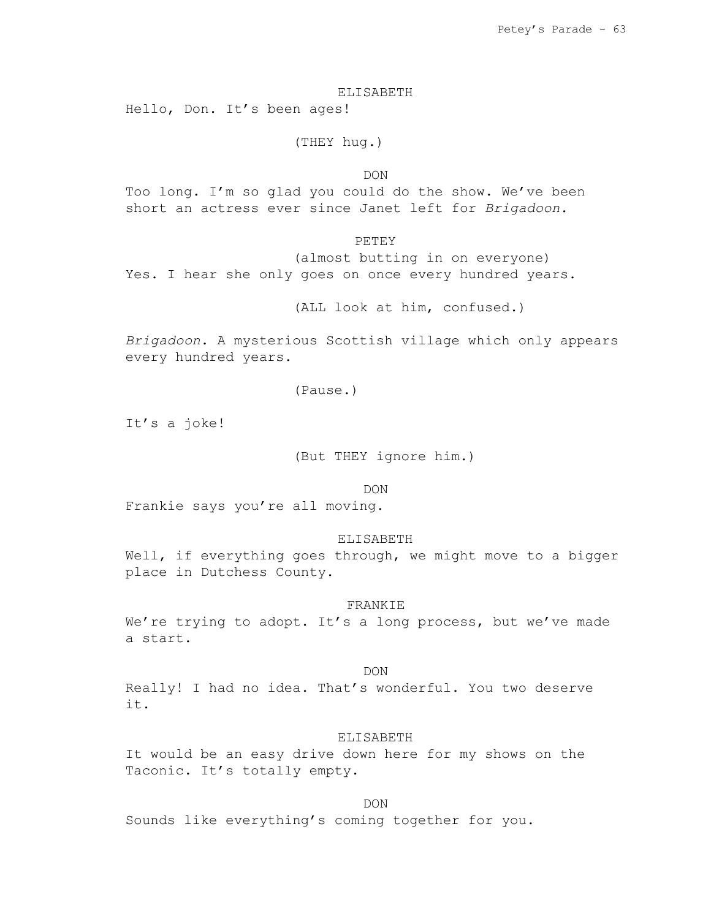ELISABETH

Hello, Don. It's been ages!

(THEY hug.)

DON

Too long. I'm so glad you could do the show. We've been short an actress ever since Janet left for *Brigadoon*.

PETEY

(almost butting in on everyone)

Yes. I hear she only goes on once every hundred years.

(ALL look at him, confused.)

*Brigadoon*. A mysterious Scottish village which only appears every hundred years.

(Pause.)

It's a joke!

(But THEY ignore him.)

DON

Frankie says you're all moving.

ELISABETH

Well, if everything goes through, we might move to a bigger place in Dutchess County.

FRANKIE

We're trying to adopt. It's a long process, but we've made a start.

DON

Really! I had no idea. That's wonderful. You two deserve it.

ELISABETH

It would be an easy drive down here for my shows on the Taconic. It's totally empty.

DON

Sounds like everything's coming together for you.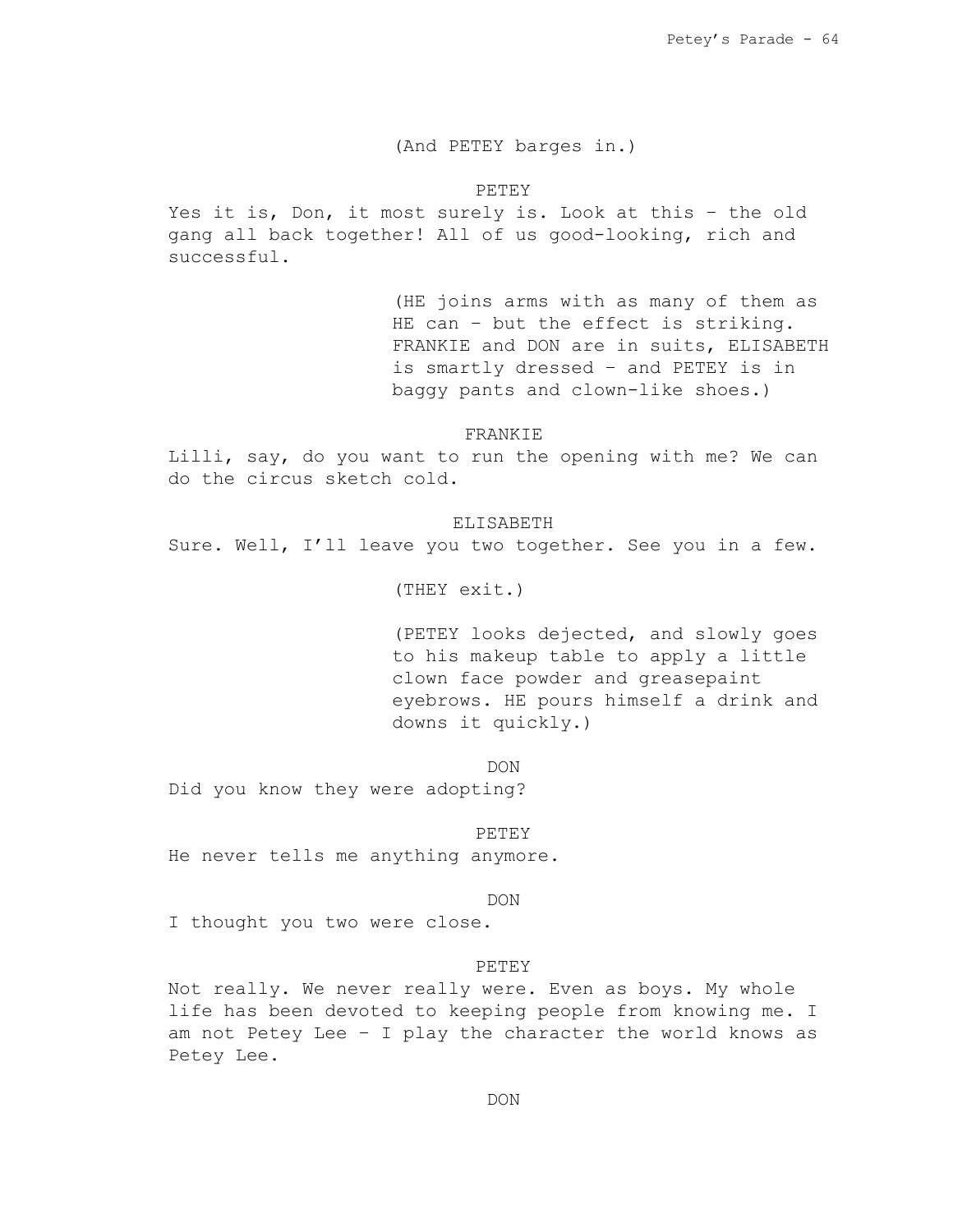(And PETEY barges in.)

PETEY

Yes it is, Don, it most surely is. Look at this – the old gang all back together! All of us good-looking, rich and successful.

(HE joins arms with as many of them as HE can – but the effect is striking. FRANKIE and DON are in suits, ELISABETH is smartly dressed – and PETEY is in baggy pants and clown-like shoes.)

FRANKIE

Lilli, say, do you want to run the opening with me? We can do the circus sketch cold.

ELISABETH

Sure. Well, I'll leave you two together. See you in a few.

(THEY exit.)

(PETEY looks dejected, and slowly goes to his makeup table to apply a little clown face powder and greasepaint eyebrows. HE pours himself a drink and downs it quickly.)

DON

Did you know they were adopting?

PETEY

He never tells me anything anymore.

DON

I thought you two were close.

PETEY

Not really. We never really were. Even as boys. My whole life has been devoted to keeping people from knowing me. I am not Petey Lee – I play the character the world knows as Petey Lee.

DON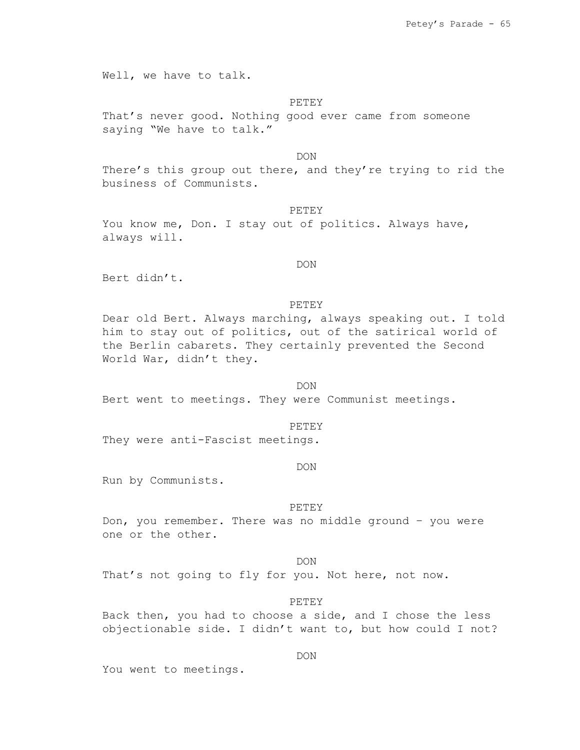Well, we have to talk.

PETEY

That's never good. Nothing good ever came from someone saying "We have to talk."

DON

There's this group out there, and they're trying to rid the business of Communists.

PETEY

You know me, Don. I stay out of politics. Always have, always will.

DON

Bert didn't.

PETEY

Dear old Bert. Always marching, always speaking out. I told him to stay out of politics, out of the satirical world of the Berlin cabarets. They certainly prevented the Second World War, didn't they.

DON

Bert went to meetings. They were Communist meetings.

PETEY

They were anti-Fascist meetings.

DON

Run by Communists.

PETEY

Don, you remember. There was no middle ground – you were one or the other.

DON

That's not going to fly for you. Not here, not now.

PETEY

Back then, you had to choose a side, and I chose the less objectionable side. I didn't want to, but how could I not?

DON

You went to meetings.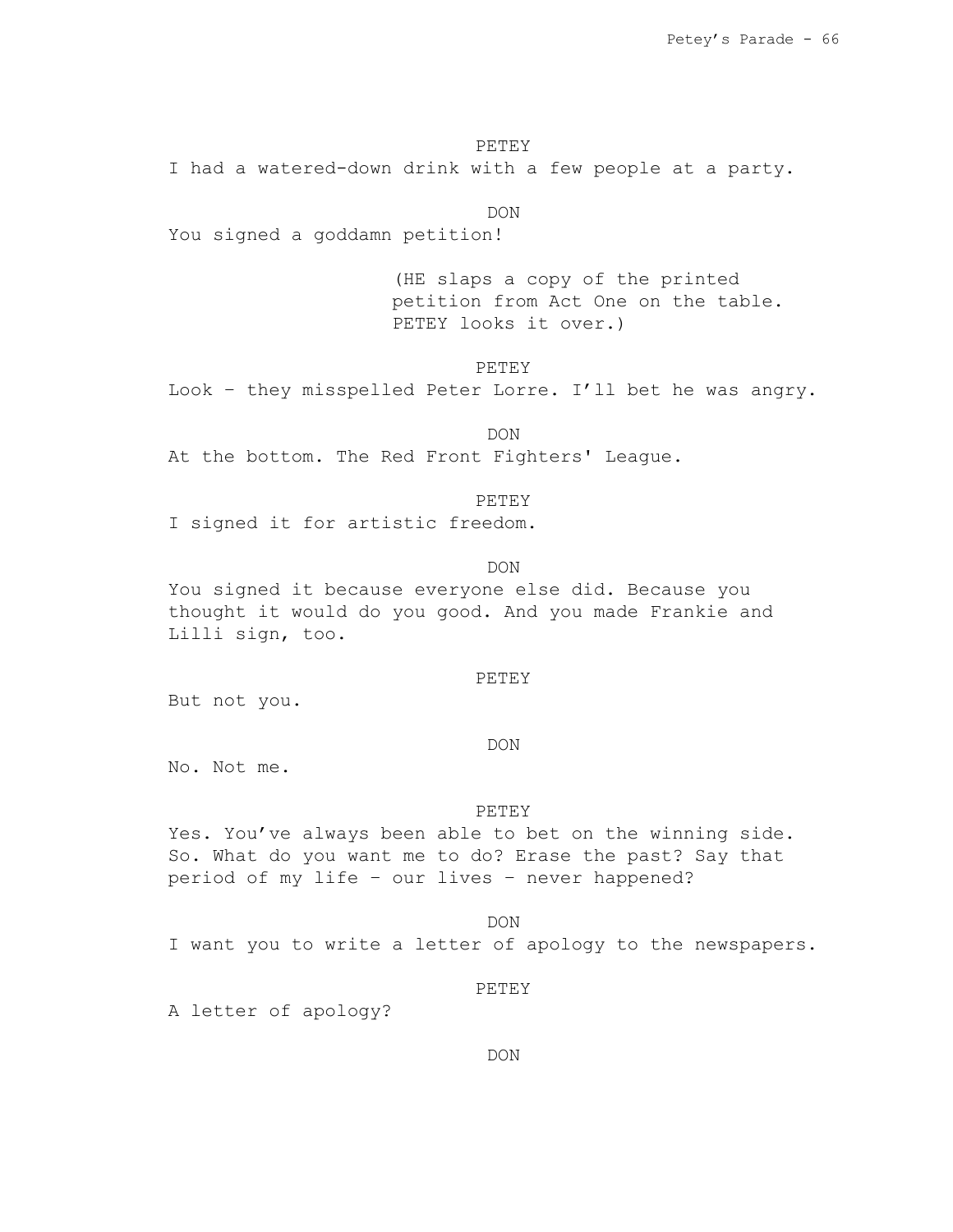PETEY

I had a watered-down drink with a few people at a party.

DON

You signed a goddamn petition!

(HE slaps a copy of the printed petition from Act One on the table. PETEY looks it over.)

PETEY

Look – they misspelled Peter Lorre. I'll bet he was angry.

DON

At the bottom. The Red Front Fighters' League.

PETEY

I signed it for artistic freedom.

DON

You signed it because everyone else did. Because you thought it would do you good. And you made Frankie and Lilli sign, too.

PETEY

But not you.

DON

No. Not me.

PETEY

Yes. You've always been able to bet on the winning side. So. What do you want me to do? Erase the past? Say that period of my life – our lives – never happened?

DON

I want you to write a letter of apology to the newspapers.

PETEY

A letter of apology?

DON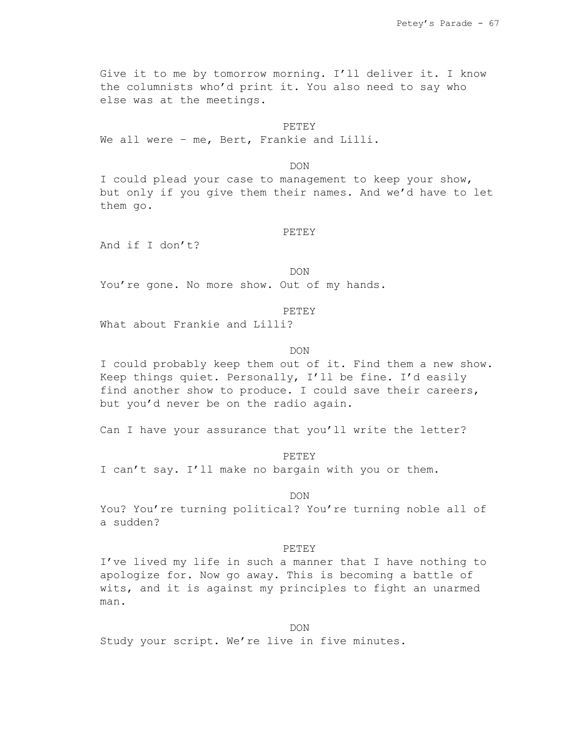Give it to me by tomorrow morning. I'll deliver it. I know the columnists who'd print it. You also need to say who else was at the meetings.

PETEY

We all were – me, Bert, Frankie and Lilli.

DON

I could plead your case to management to keep your show, but only if you give them their names. And we'd have to let them go.

PETEY

And if I don't?

DON

You're gone. No more show. Out of my hands.

PETEY

What about Frankie and Lilli?

DON

I could probably keep them out of it. Find them a new show. Keep things quiet. Personally, I'll be fine. I'd easily find another show to produce. I could save their careers, but you'd never be on the radio again.

Can I have your assurance that you'll write the letter?

PETEY

I can't say. I'll make no bargain with you or them.

DON

You? You're turning political? You're turning noble all of a sudden?

PETEY

I've lived my life in such a manner that I have nothing to apologize for. Now go away. This is becoming a battle of wits, and it is against my principles to fight an unarmed man.

DON

Study your script. We're live in five minutes.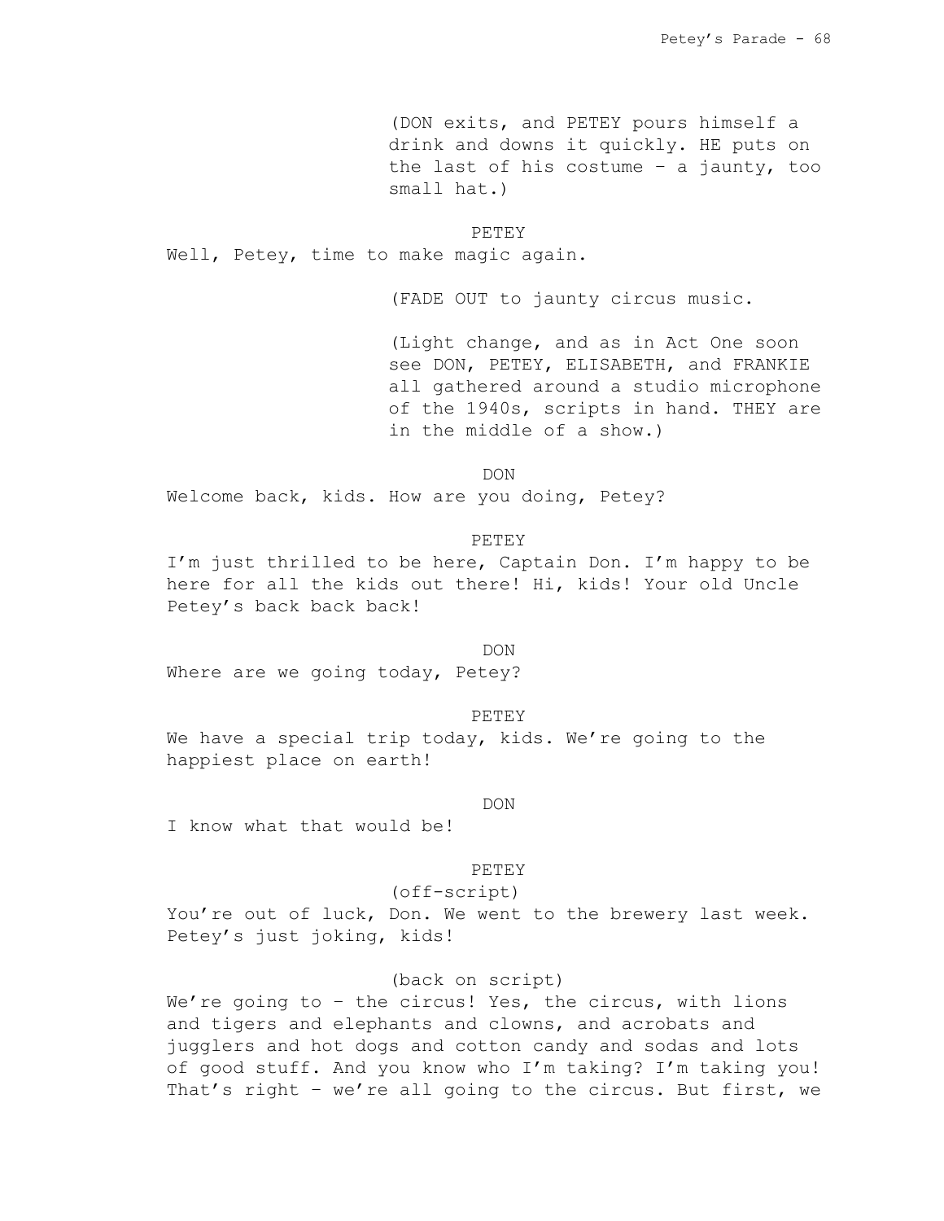(DON exits, and PETEY pours himself a drink and downs it quickly. HE puts on the last of his costume – a jaunty, too small hat.)

PETEY

Well, Petey, time to make magic again.

(FADE OUT to jaunty circus music.

(Light change, and as in Act One soon see DON, PETEY, ELISABETH, and FRANKIE all gathered around a studio microphone of the 1940s, scripts in hand. THEY are in the middle of a show.)

DON

Welcome back, kids. How are you doing, Petey?

PETEY

I'm just thrilled to be here, Captain Don. I'm happy to be here for all the kids out there! Hi, kids! Your old Uncle Petey's back back back!

DON

Where are we going today, Petey?

PETEY

We have a special trip today, kids. We're going to the happiest place on earth!

DON

I know what that would be!

PETEY

(off-script)

You're out of luck, Don. We went to the brewery last week. Petey's just joking, kids!

(back on script)

We're going to – the circus! Yes, the circus, with lions and tigers and elephants and clowns, and acrobats and jugglers and hot dogs and cotton candy and sodas and lots of good stuff. And you know who I'm taking? I'm taking you! That's right – we're all going to the circus. But first, we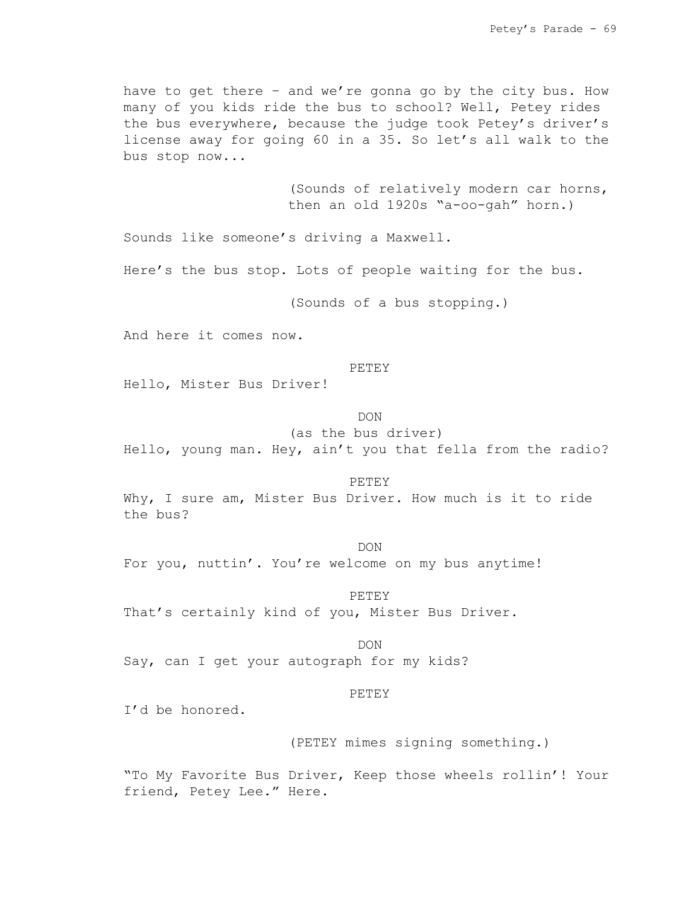have to get there – and we're gonna go by the city bus. How many of you kids ride the bus to school? Well, Petey rides the bus everywhere, because the judge took Petey's driver's license away for going 60 in a 35. So let's all walk to the bus stop now...

(Sounds of relatively modern car horns, then an old 1920s "a-oo-gah" horn.)

Sounds like someone's driving a Maxwell.

Here's the bus stop. Lots of people waiting for the bus.

(Sounds of a bus stopping.)

And here it comes now.

PETEY

Hello, Mister Bus Driver!

DON

(as the bus driver)

Hello, young man. Hey, ain't you that fella from the radio?

PETEY

Why, I sure am, Mister Bus Driver. How much is it to ride the bus?

DON

For you, nuttin'. You're welcome on my bus anytime!

PETEY

That's certainly kind of you, Mister Bus Driver.

DON

Say, can I get your autograph for my kids?

PETEY

I'd be honored.

(PETEY mimes signing something.)

"To My Favorite Bus Driver, Keep those wheels rollin'! Your friend, Petey Lee." Here.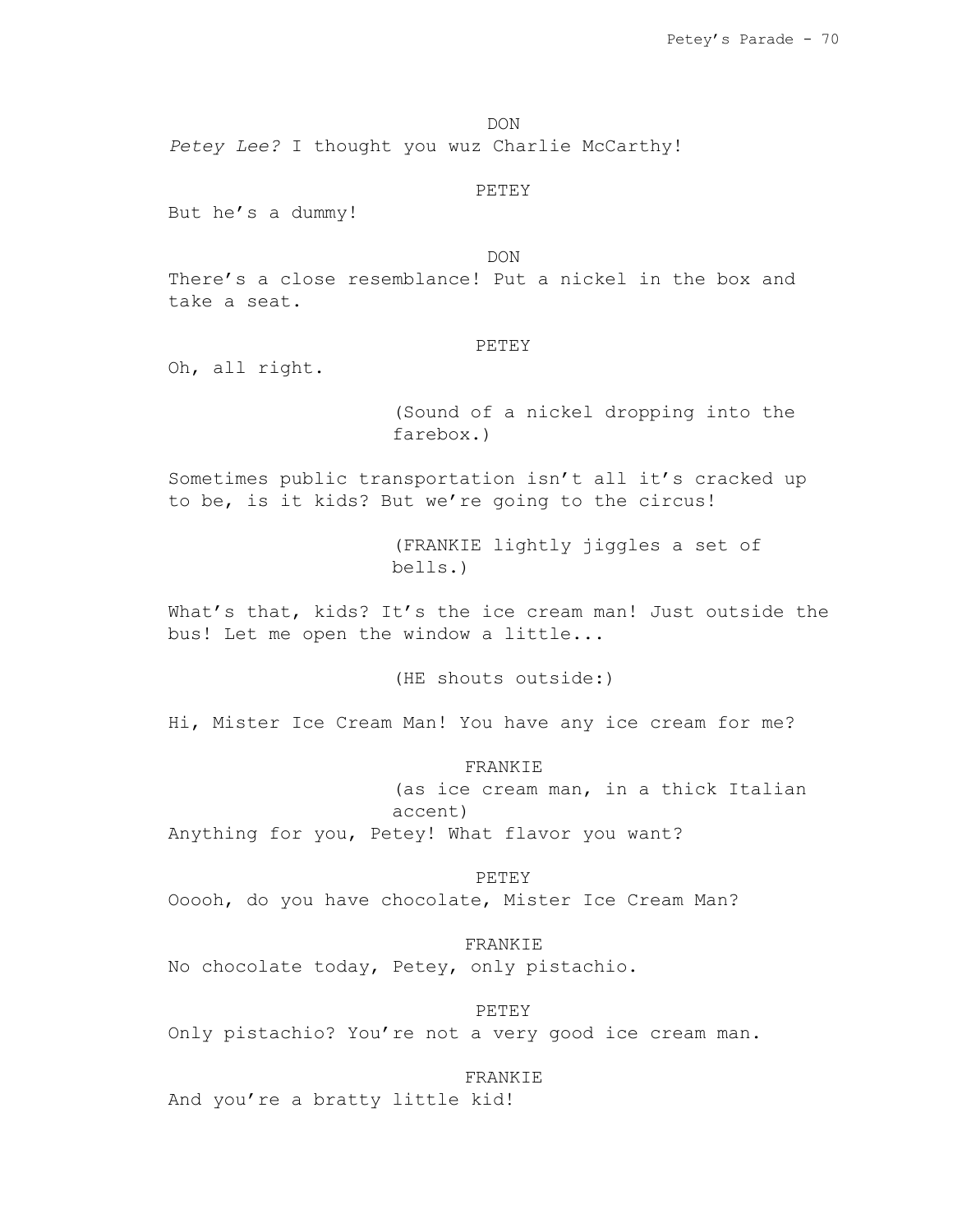DON

*Petey Lee?* I thought you wuz Charlie McCarthy!

PETEY

But he's a dummy!

DON

There's a close resemblance! Put a nickel in the box and take a seat.

PETEY

Oh, all right.

(Sound of a nickel dropping into the farebox.)

Sometimes public transportation isn't all it's cracked up to be, is it kids? But we're going to the circus!

(FRANKIE lightly jiggles a set of bells.)

What's that, kids? It's the ice cream man! Just outside the bus! Let me open the window a little...

(HE shouts outside:)

Hi, Mister Ice Cream Man! You have any ice cream for me?

FRANKIE

(as ice cream man, in a thick Italian accent)

Anything for you, Petey! What flavor you want?

PETEY

Ooooh, do you have chocolate, Mister Ice Cream Man?

FRANKIE

No chocolate today, Petey, only pistachio.

PETEY

Only pistachio? You're not a very good ice cream man.

FRANKIE

And you're a bratty little kid!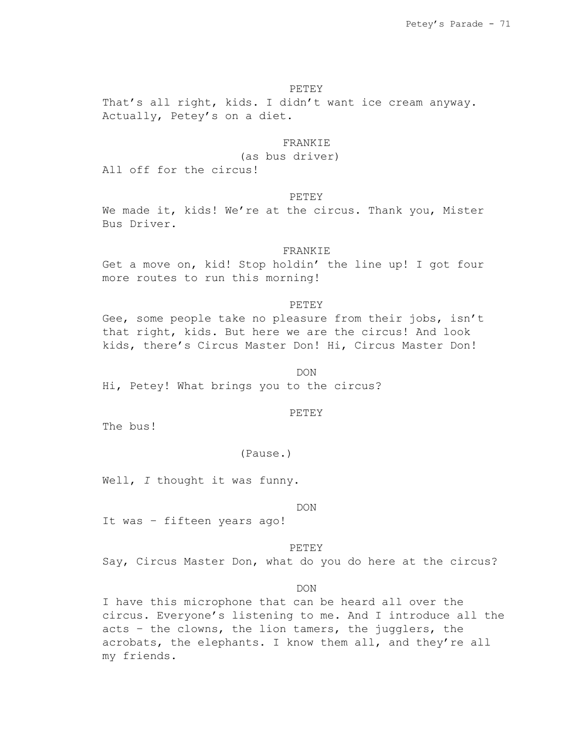PETEY

That's all right, kids. I didn't want ice cream anyway. Actually, Petey's on a diet.

FRANKIE

(as bus driver)

All off for the circus!

PETEY

We made it, kids! We're at the circus. Thank you, Mister Bus Driver.

FRANKIE

Get a move on, kid! Stop holdin' the line up! I got four more routes to run this morning!

PETEY

Gee, some people take no pleasure from their jobs, isn't that right, kids. But here we are the circus! And look kids, there's Circus Master Don! Hi, Circus Master Don!

DON

Hi, Petey! What brings you to the circus?

PETEY

The bus!

(Pause.)

Well, *I* thought it was funny.

DON

It was – fifteen years ago!

PETEY

Say, Circus Master Don, what do you do here at the circus?

DON

I have this microphone that can be heard all over the circus. Everyone's listening to me. And I introduce all the acts – the clowns, the lion tamers, the jugglers, the acrobats, the elephants. I know them all, and they're all my friends.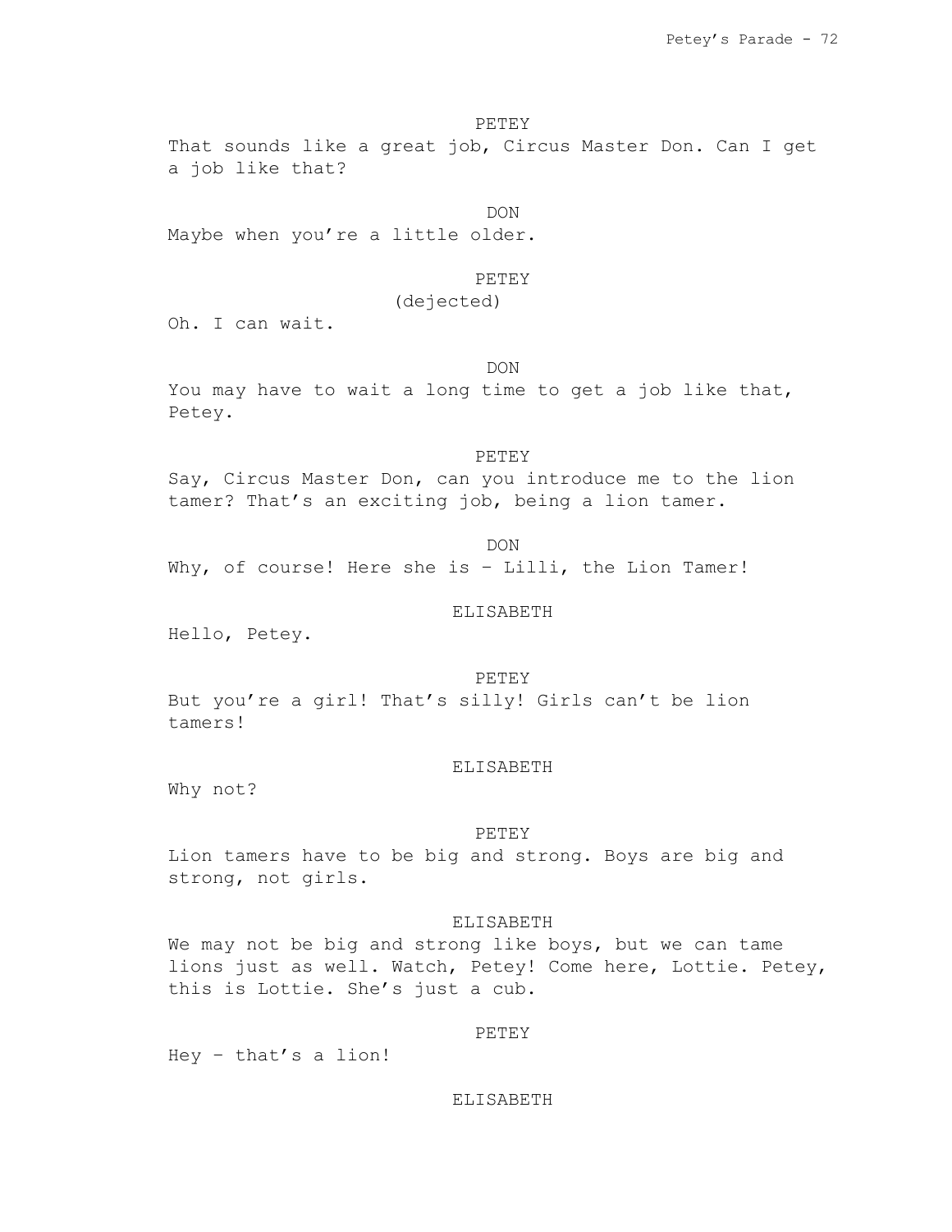PETEY

That sounds like a great job, Circus Master Don. Can I get a job like that?

DON

Maybe when you're a little older.

PETEY

(dejected)

Oh. I can wait.

DON

You may have to wait a long time to get a job like that, Petey.

PETEY

Say, Circus Master Don, can you introduce me to the lion tamer? That's an exciting job, being a lion tamer.

DON

Why, of course! Here she is – Lilli, the Lion Tamer!

ELISABETH

Hello, Petey.

PETEY

But you're a girl! That's silly! Girls can't be lion tamers!

ELISABETH

Why not?

PETEY

Lion tamers have to be big and strong. Boys are big and strong, not girls.

ELISABETH

We may not be big and strong like boys, but we can tame lions just as well. Watch, Petey! Come here, Lottie. Petey, this is Lottie. She's just a cub.

PETEY

Hey – that's a lion!

ELISABETH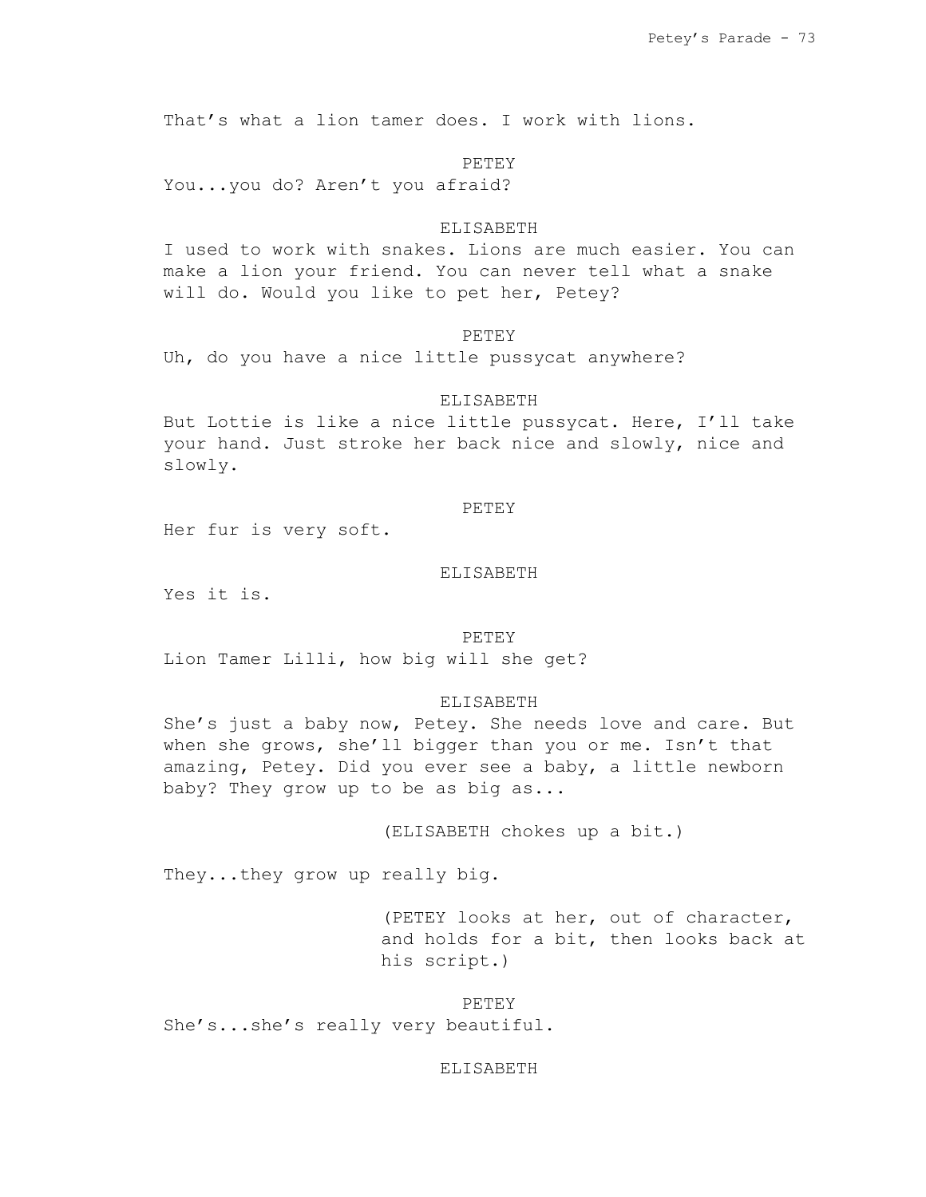That's what a lion tamer does. I work with lions.

PETEY

You...you do? Aren't you afraid?

ELISABETH

I used to work with snakes. Lions are much easier. You can make a lion your friend. You can never tell what a snake will do. Would you like to pet her, Petey?

PETEY

Uh, do you have a nice little pussycat anywhere?

ELISABETH

But Lottie is like a nice little pussycat. Here, I'll take your hand. Just stroke her back nice and slowly, nice and slowly.

PETEY

Her fur is very soft.

ELISABETH

Yes it is.

PETEY

Lion Tamer Lilli, how big will she get?

ELISABETH

She's just a baby now, Petey. She needs love and care. But when she grows, she'll bigger than you or me. Isn't that amazing, Petey. Did you ever see a baby, a little newborn baby? They grow up to be as big as...

(ELISABETH chokes up a bit.)

They...they grow up really big.

(PETEY looks at her, out of character, and holds for a bit, then looks back at his script.)

PETEY

She's...she's really very beautiful.

ELISABETH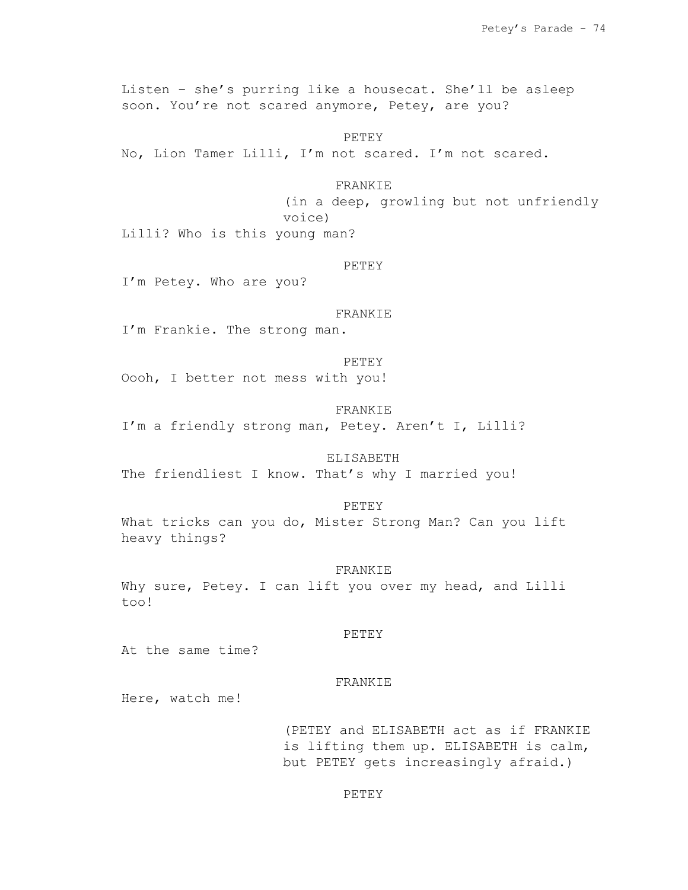Listen – she's purring like a housecat. She'll be asleep soon. You're not scared anymore, Petey, are you?

PETEY

No, Lion Tamer Lilli, I'm not scared. I'm not scared.

FRANKIE

(in a deep, growling but not unfriendly voice)

Lilli? Who is this young man?

PETEY

I'm Petey. Who are you?

FRANKIE

I'm Frankie. The strong man.

PETEY

Oooh, I better not mess with you!

FRANKIE

I'm a friendly strong man, Petey. Aren't I, Lilli?

ELISABETH

The friendliest I know. That's why I married you!

PETEY

What tricks can you do, Mister Strong Man? Can you lift heavy things?

FRANKIE

Why sure, Petey. I can lift you over my head, and Lilli too!

PETEY

At the same time?

FRANKIE

Here, watch me!

(PETEY and ELISABETH act as if FRANKIE is lifting them up. ELISABETH is calm, but PETEY gets increasingly afraid.)

PETEY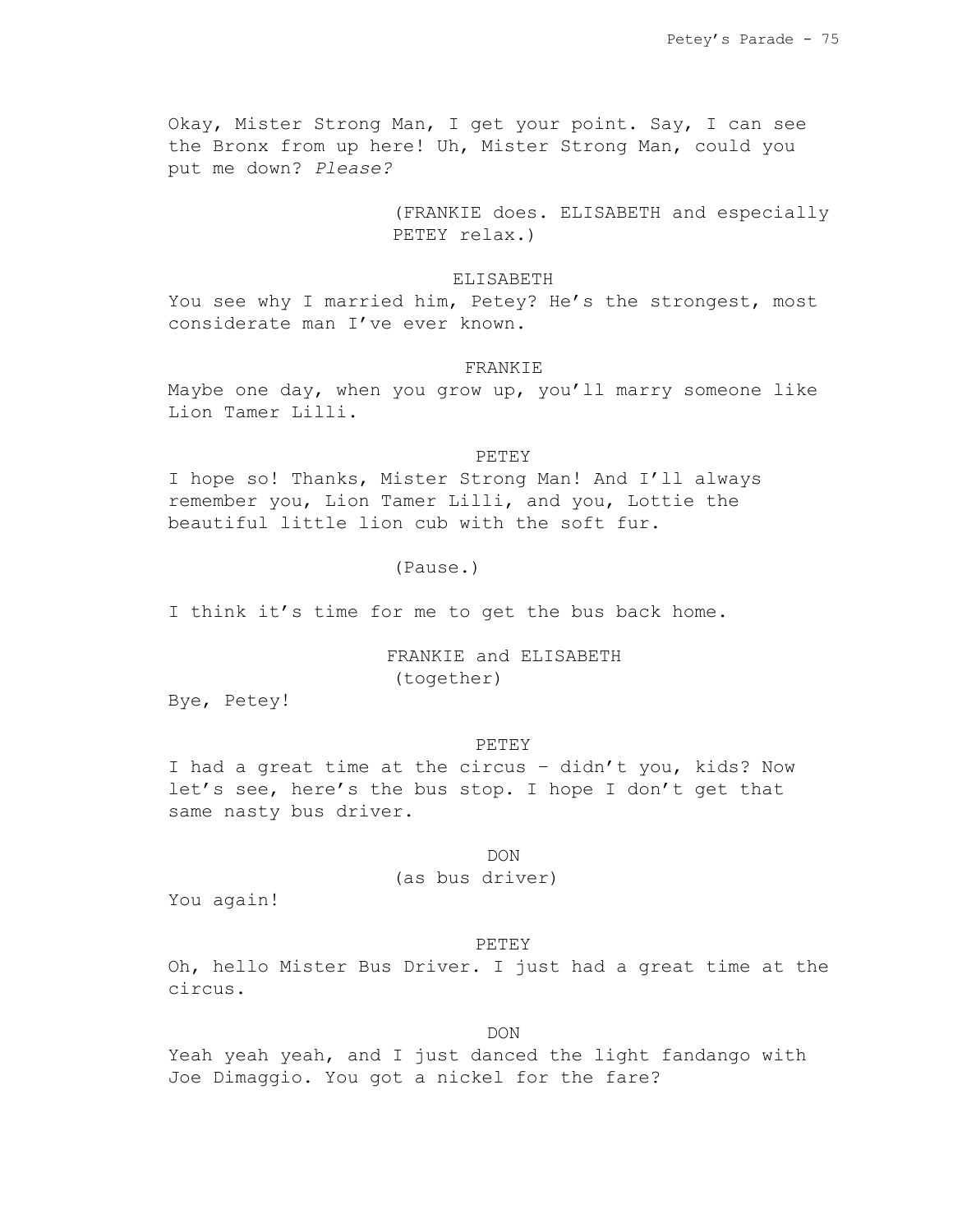Okay, Mister Strong Man, I get your point. Say, I can see the Bronx from up here! Uh, Mister Strong Man, could you put me down? *Please?*

(FRANKIE does. ELISABETH and especially PETEY relax.)

ELISABETH

You see why I married him, Petey? He's the strongest, most considerate man I've ever known.

FRANKIE

Maybe one day, when you grow up, you'll marry someone like Lion Tamer Lilli.

PETEY

I hope so! Thanks, Mister Strong Man! And I'll always remember you, Lion Tamer Lilli, and you, Lottie the beautiful little lion cub with the soft fur.

(Pause.)

I think it's time for me to get the bus back home.

FRANKIE and ELISABETH
(together)

Bye, Petey!

PETEY

I had a great time at the circus – didn't you, kids? Now let's see, here's the bus stop. I hope I don't get that same nasty bus driver.

DON
(as bus driver)

You again!

PETEY

Oh, hello Mister Bus Driver. I just had a great time at the circus.

DON

Yeah yeah yeah, and I just danced the light fandango with Joe Dimaggio. You got a nickel for the fare?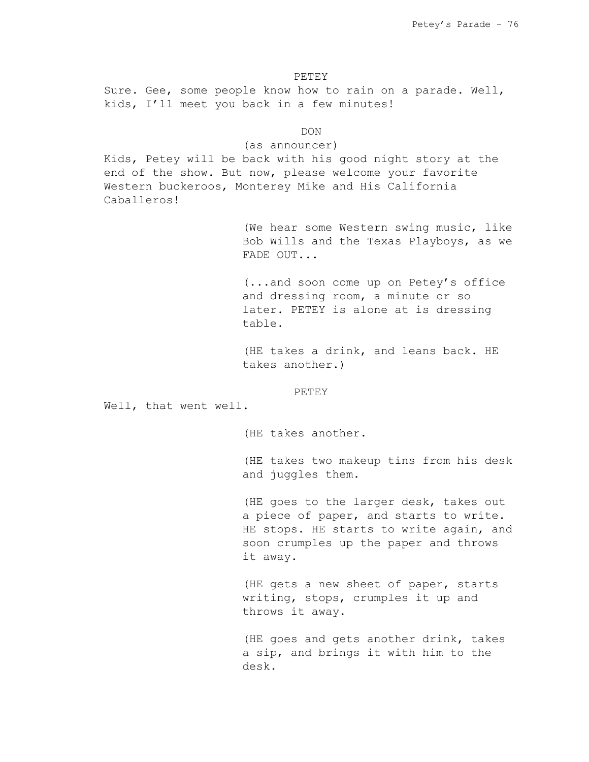PETEY

Sure. Gee, some people know how to rain on a parade. Well, kids, I'll meet you back in a few minutes!

DON

(as announcer)

Kids, Petey will be back with his good night story at the end of the show. But now, please welcome your favorite Western buckeroos, Monterey Mike and His California Caballeros!

(We hear some Western swing music, like Bob Wills and the Texas Playboys, as we FADE OUT...

(...and soon come up on Petey's office and dressing room, a minute or so later. PETEY is alone at is dressing table.

(HE takes a drink, and leans back. HE takes another.)

PETEY

Well, that went well.

(HE takes another.

(HE takes two makeup tins from his desk and juggles them.

(HE goes to the larger desk, takes out a piece of paper, and starts to write. HE stops. HE starts to write again, and soon crumples up the paper and throws it away.

(HE gets a new sheet of paper, starts writing, stops, crumples it up and throws it away.

(HE goes and gets another drink, takes a sip, and brings it with him to the desk.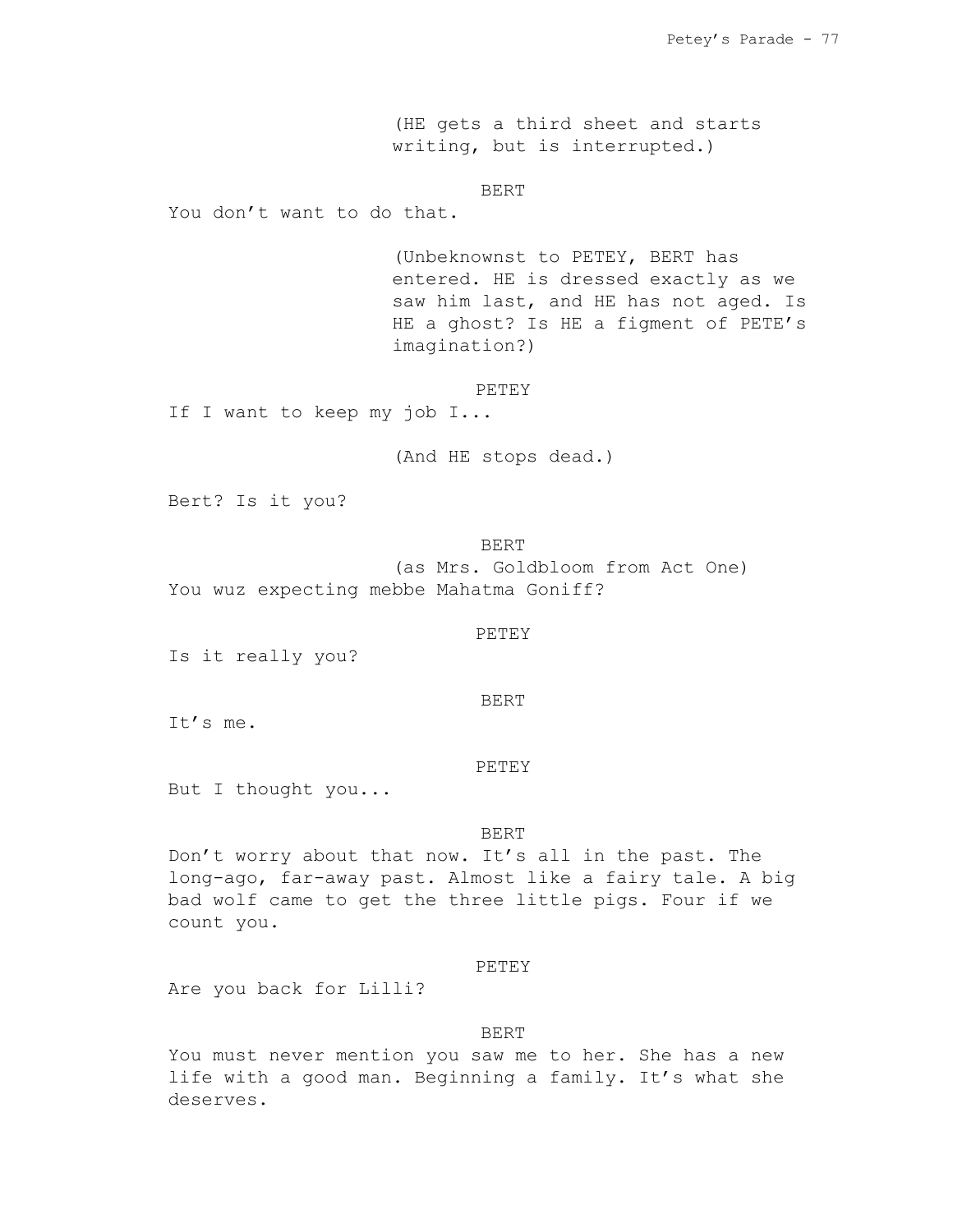(HE gets a third sheet and starts writing, but is interrupted.)

BERT

You don't want to do that.

(Unbeknownst to PETEY, BERT has entered. HE is dressed exactly as we saw him last, and HE has not aged. Is HE a ghost? Is HE a figment of PETE's imagination?)

PETEY

If I want to keep my job I...

(And HE stops dead.)

Bert? Is it you?

BERT

(as Mrs. Goldbloom from Act One)

You wuz expecting mebbe Mahatma Goniff?

PETEY

Is it really you?

BERT

It's me.

PETEY

But I thought you...

BERT

Don't worry about that now. It's all in the past. The long-ago, far-away past. Almost like a fairy tale. A big bad wolf came to get the three little pigs. Four if we count you.

PETEY

Are you back for Lilli?

BERT

You must never mention you saw me to her. She has a new life with a good man. Beginning a family. It's what she deserves.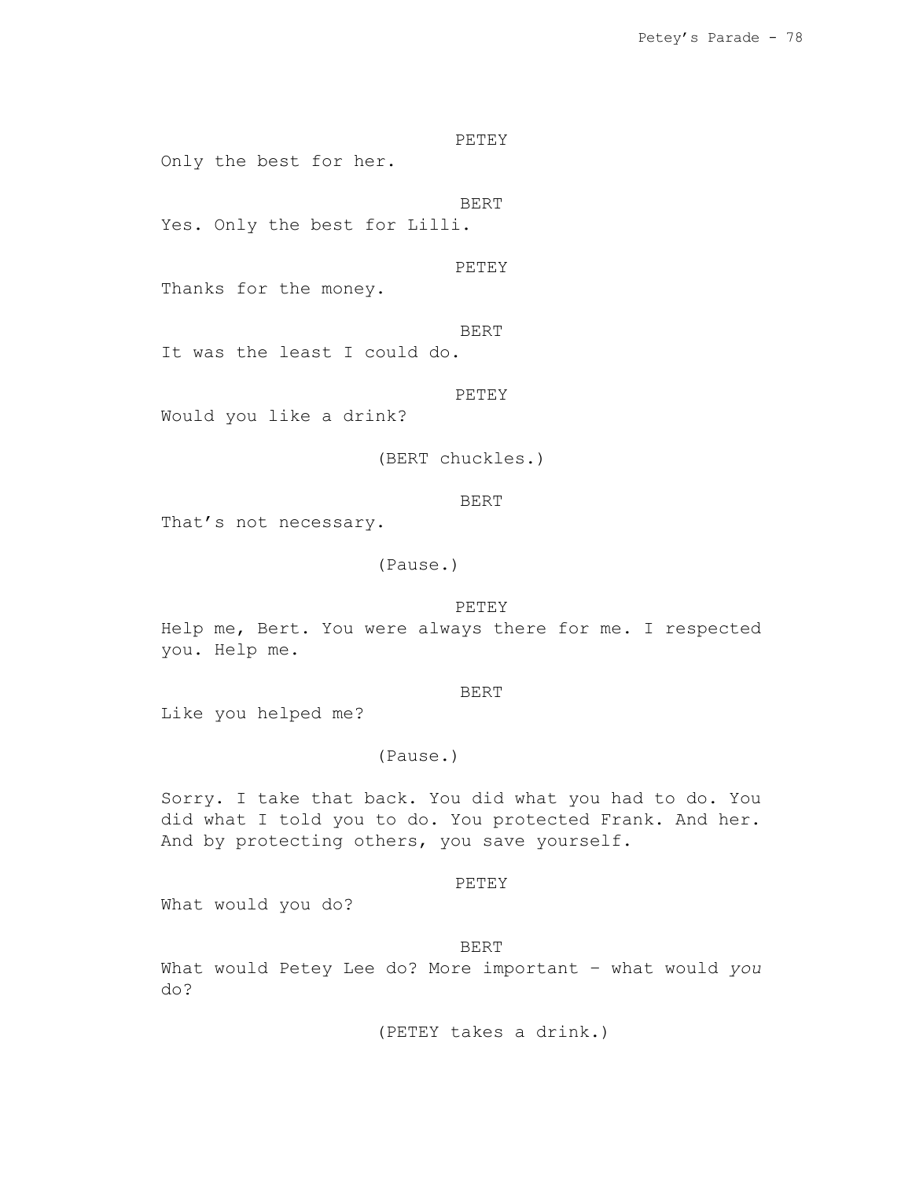PETEY

Only the best for her.

BERT

Yes. Only the best for Lilli.

PETEY

Thanks for the money.

BERT

It was the least I could do.

PETEY

Would you like a drink?

(BERT chuckles.)

BERT

That's not necessary.

(Pause.)

PETEY

Help me, Bert. You were always there for me. I respected you. Help me.

BERT

Like you helped me?

(Pause.)

Sorry. I take that back. You did what you had to do. You did what I told you to do. You protected Frank. And her. And by protecting others, you save yourself.

PETEY

What would you do?

BERT

What would Petey Lee do? More important – what would *you* do?

(PETEY takes a drink.)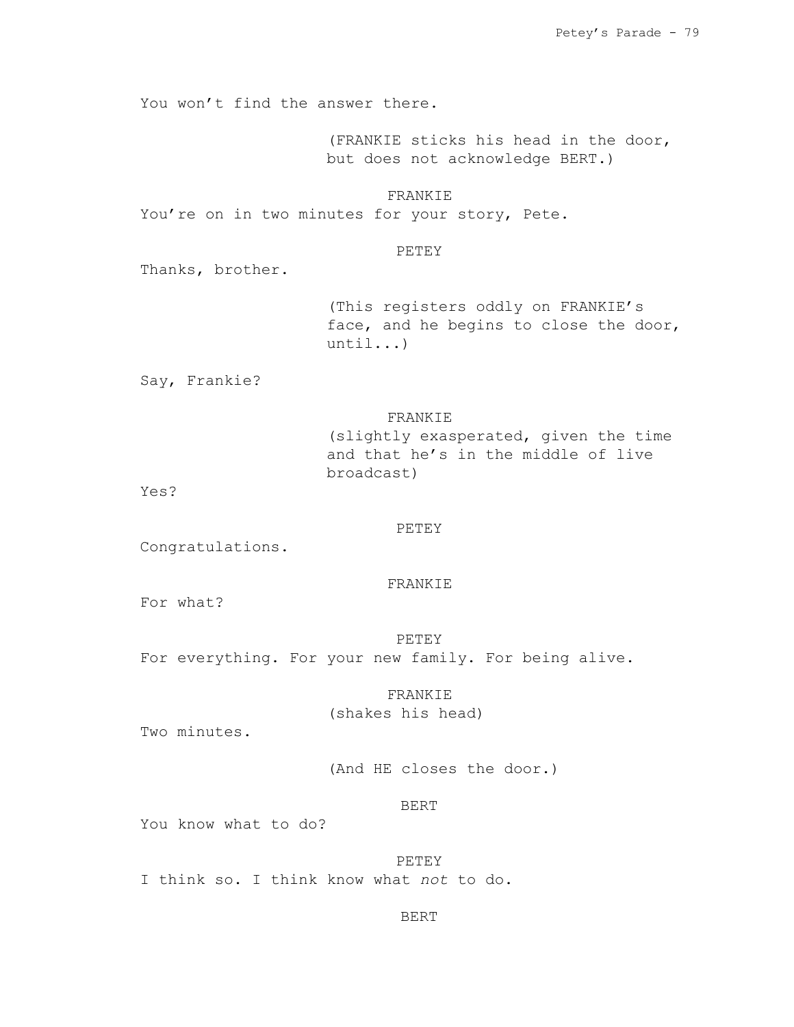You won't find the answer there.

(FRANKIE sticks his head in the door, but does not acknowledge BERT.)

FRANKIE

You're on in two minutes for your story, Pete.

PETEY

Thanks, brother.

(This registers oddly on FRANKIE's face, and he begins to close the door, until...)

Say, Frankie?

FRANKIE

(slightly exasperated, given the time and that he's in the middle of live broadcast)

Yes?

PETEY

Congratulations.

FRANKIE

For what?

PETEY

For everything. For your new family. For being alive.

FRANKIE

(shakes his head)

Two minutes.

(And HE closes the door.)

BERT

You know what to do?

PETEY

I think so. I think know what *not* to do.

BERT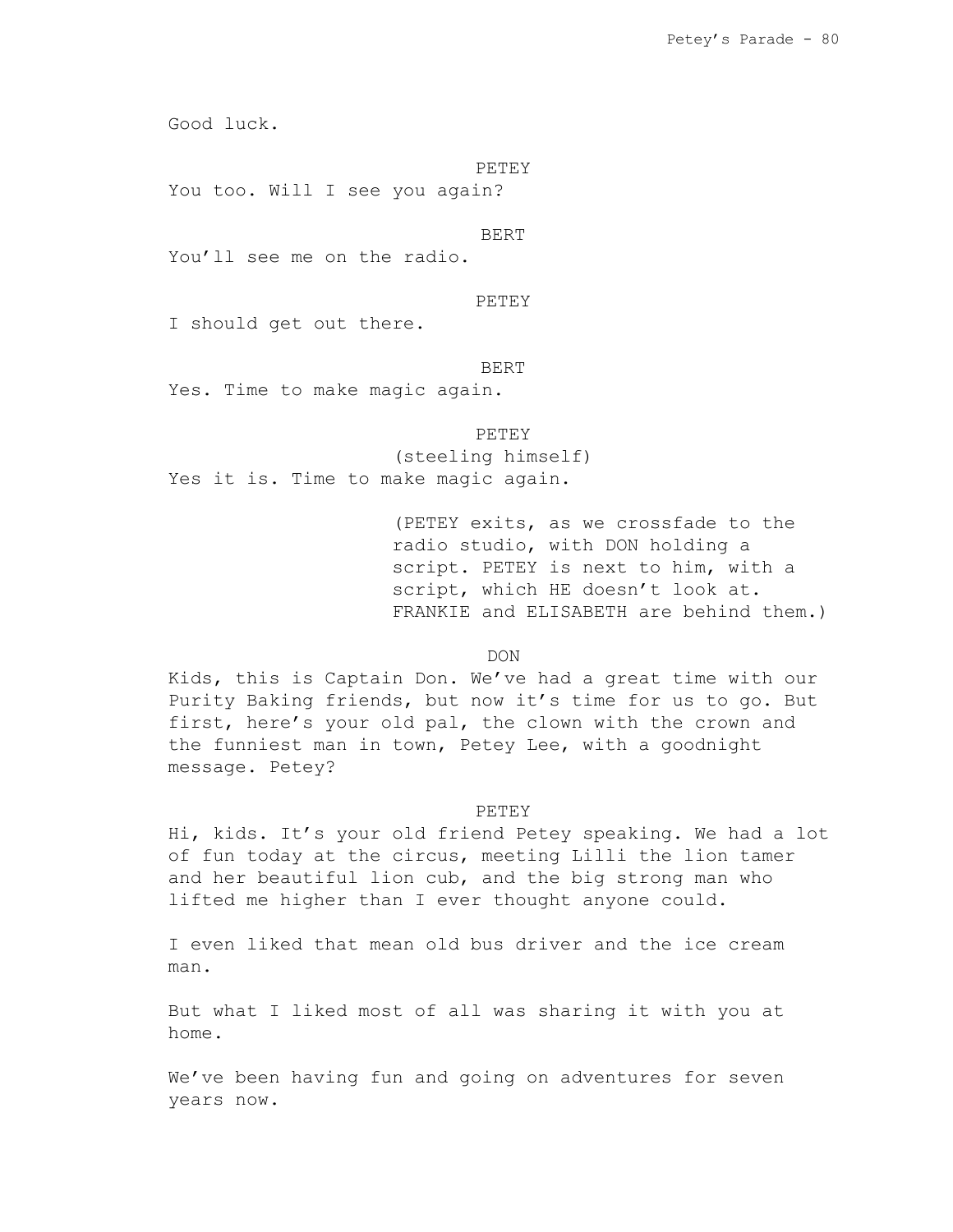Good luck.

PETEY

You too. Will I see you again?

BERT

You'll see me on the radio.

PETEY

I should get out there.

BERT

Yes. Time to make magic again.

PETEY

(steeling himself)

Yes it is. Time to make magic again.

(PETEY exits, as we crossfade to the radio studio, with DON holding a script. PETEY is next to him, with a script, which HE doesn't look at. FRANKIE and ELISABETH are behind them.)

DON

Kids, this is Captain Don. We've had a great time with our Purity Baking friends, but now it's time for us to go. But first, here's your old pal, the clown with the crown and the funniest man in town, Petey Lee, with a goodnight message. Petey?

PETEY

Hi, kids. It's your old friend Petey speaking. We had a lot of fun today at the circus, meeting Lilli the lion tamer and her beautiful lion cub, and the big strong man who lifted me higher than I ever thought anyone could.

I even liked that mean old bus driver and the ice cream man.

But what I liked most of all was sharing it with you at home.

We've been having fun and going on adventures for seven years now.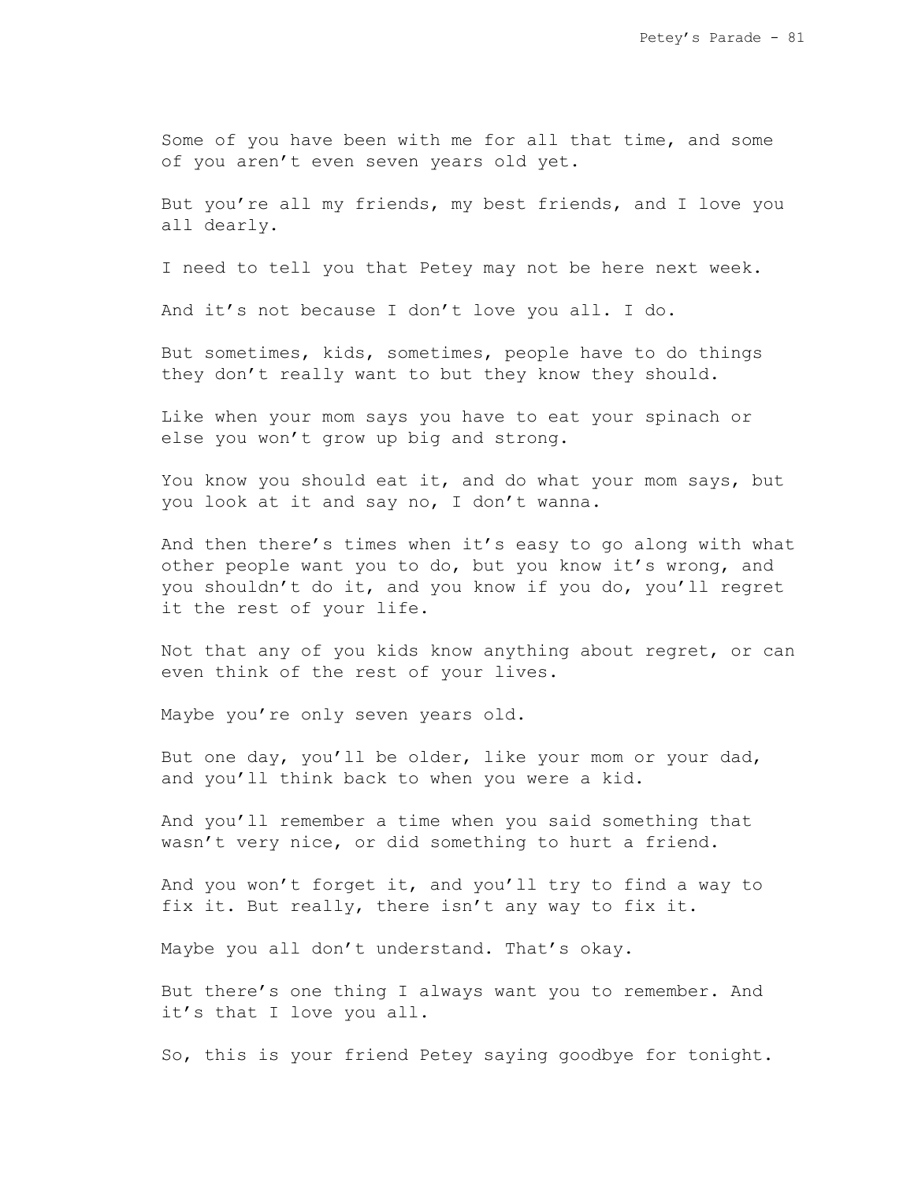Some of you have been with me for all that time, and some of you aren't even seven years old yet.

But you're all my friends, my best friends, and I love you all dearly.

I need to tell you that Petey may not be here next week.

And it's not because I don't love you all. I do.

But sometimes, kids, sometimes, people have to do things they don't really want to but they know they should.

Like when your mom says you have to eat your spinach or else you won't grow up big and strong.

You know you should eat it, and do what your mom says, but you look at it and say no, I don't wanna.

And then there's times when it's easy to go along with what other people want you to do, but you know it's wrong, and you shouldn't do it, and you know if you do, you'll regret it the rest of your life.

Not that any of you kids know anything about regret, or can even think of the rest of your lives.

Maybe you're only seven years old.

But one day, you'll be older, like your mom or your dad, and you'll think back to when you were a kid.

And you'll remember a time when you said something that wasn't very nice, or did something to hurt a friend.

And you won't forget it, and you'll try to find a way to fix it. But really, there isn't any way to fix it.

Maybe you all don't understand. That's okay.

But there's one thing I always want you to remember. And it's that I love you all.

So, this is your friend Petey saying goodbye for tonight.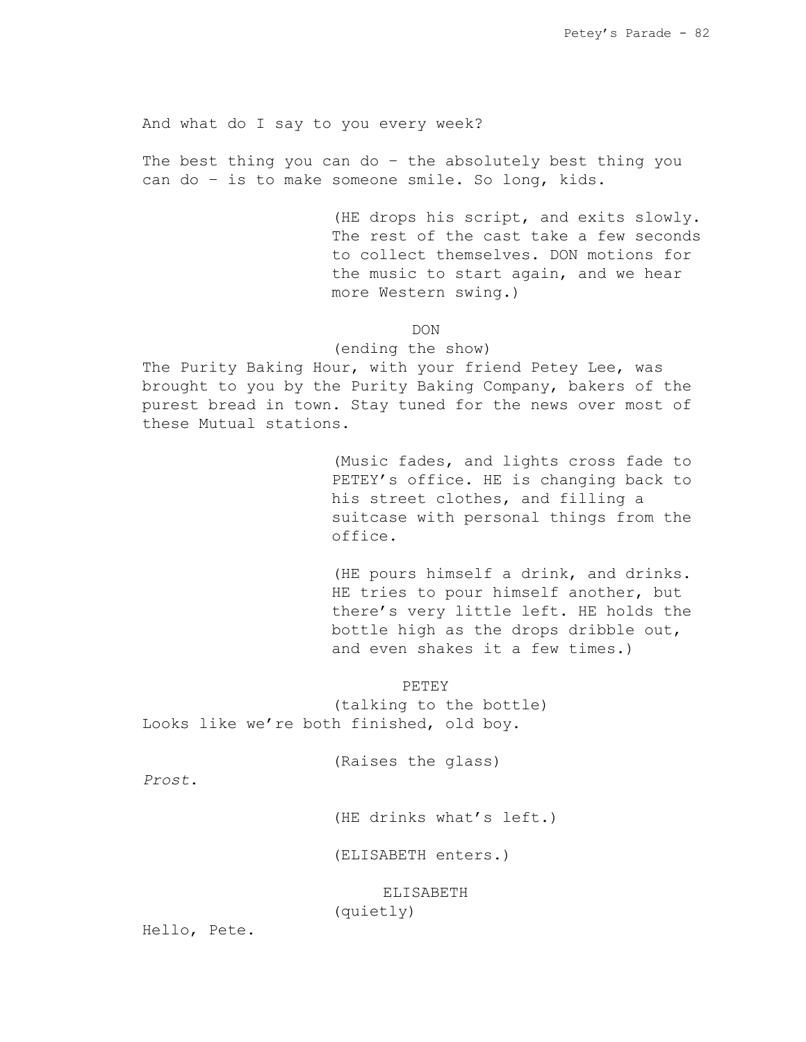And what do I say to you every week?

The best thing you can do – the absolutely best thing you can do – is to make someone smile. So long, kids.

(HE drops his script, and exits slowly. The rest of the cast take a few seconds to collect themselves. DON motions for the music to start again, and we hear more Western swing.)

DON
(ending the show)
The Purity Baking Hour, with your friend Petey Lee, was brought to you by the Purity Baking Company, bakers of the purest bread in town. Stay tuned for the news over most of these Mutual stations.

(Music fades, and lights cross fade to PETEY's office. HE is changing back to his street clothes, and filling a suitcase with personal things from the office.

(HE pours himself a drink, and drinks. HE tries to pour himself another, but there's very little left. HE holds the bottle high as the drops dribble out, and even shakes it a few times.)

PETEY
(talking to the bottle)
Looks like we're both finished, old boy.

(Raises the glass)

*Prost*.

(HE drinks what's left.)

(ELISABETH enters.)

ELISABETH
(quietly)
Hello, Pete.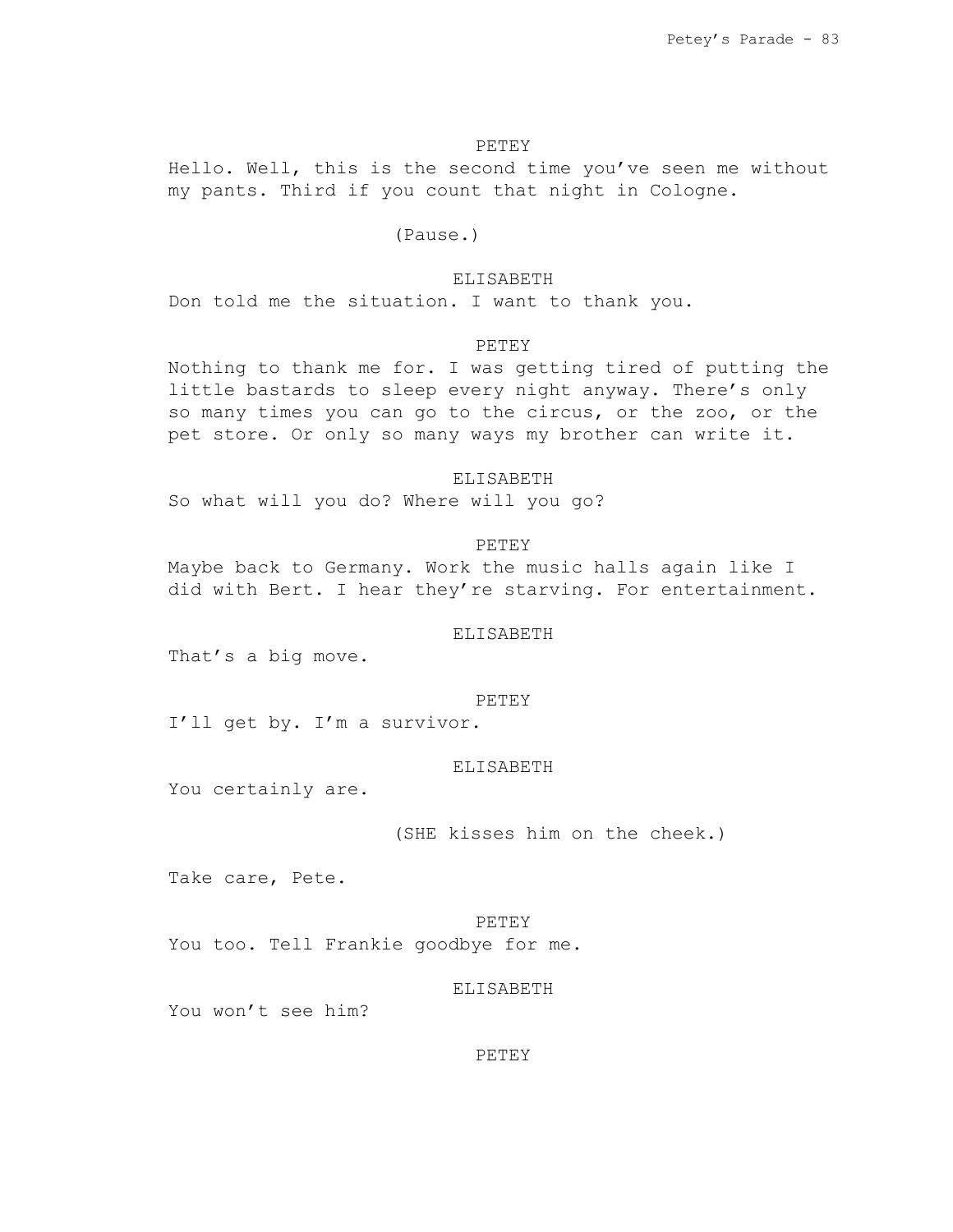PETEY

Hello. Well, this is the second time you've seen me without my pants. Third if you count that night in Cologne.

(Pause.)

ELISABETH

Don told me the situation. I want to thank you.

PETEY

Nothing to thank me for. I was getting tired of putting the little bastards to sleep every night anyway. There's only so many times you can go to the circus, or the zoo, or the pet store. Or only so many ways my brother can write it.

ELISABETH

So what will you do? Where will you go?

PETEY

Maybe back to Germany. Work the music halls again like I did with Bert. I hear they're starving. For entertainment.

ELISABETH

That's a big move.

PETEY

I'll get by. I'm a survivor.

ELISABETH

You certainly are.

(SHE kisses him on the cheek.)

Take care, Pete.

PETEY

You too. Tell Frankie goodbye for me.

ELISABETH

You won't see him?

PETEY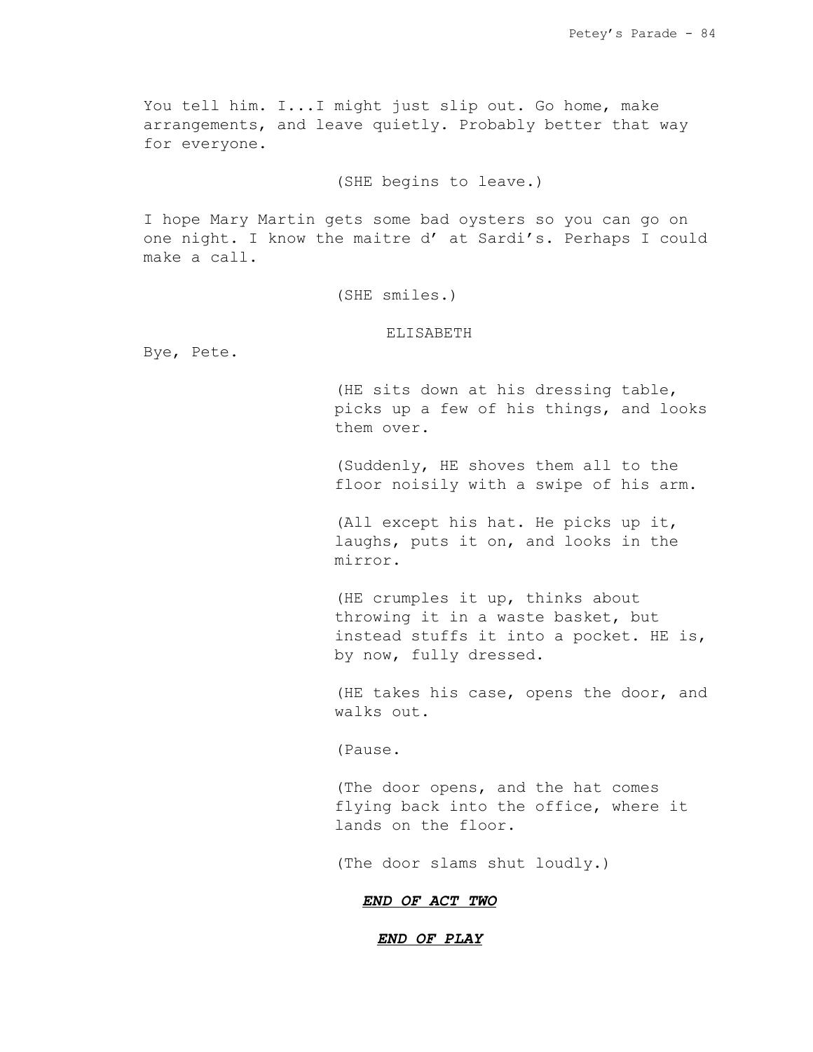You tell him. I...I might just slip out. Go home, make arrangements, and leave quietly. Probably better that way for everyone.

(SHE begins to leave.)

I hope Mary Martin gets some bad oysters so you can go on one night. I know the maitre d' at Sardi's. Perhaps I could make a call.

(SHE smiles.)

ELISABETH

Bye, Pete.

(HE sits down at his dressing table, picks up a few of his things, and looks them over.

(Suddenly, HE shoves them all to the floor noisily with a swipe of his arm.

(All except his hat. He picks up it, laughs, puts it on, and looks in the mirror.

(HE crumples it up, thinks about throwing it in a waste basket, but instead stuffs it into a pocket. HE is, by now, fully dressed.

(HE takes his case, opens the door, and walks out.

(Pause.

(The door opens, and the hat comes flying back into the office, where it lands on the floor.

(The door slams shut loudly.)

***END OF ACT TWO***

***END OF PLAY***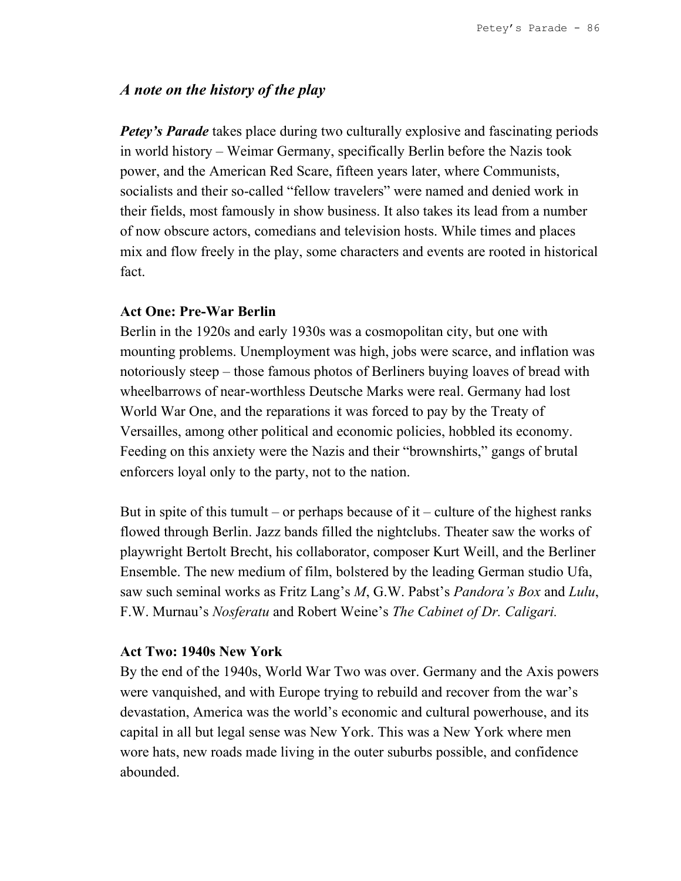## *A note on the history of the play*

***Petey's Parade*** takes place during two culturally explosive and fascinating periods in world history – Weimar Germany, specifically Berlin before the Nazis took power, and the American Red Scare, fifteen years later, where Communists, socialists and their so-called "fellow travelers" were named and denied work in their fields, most famously in show business. It also takes its lead from a number of now obscure actors, comedians and television hosts. While times and places mix and flow freely in the play, some characters and events are rooted in historical fact.

### Act One: Pre-War Berlin

Berlin in the 1920s and early 1930s was a cosmopolitan city, but one with mounting problems. Unemployment was high, jobs were scarce, and inflation was notoriously steep – those famous photos of Berliners buying loaves of bread with wheelbarrows of near-worthless Deutsche Marks were real. Germany had lost World War One, and the reparations it was forced to pay by the Treaty of Versailles, among other political and economic policies, hobbled its economy. Feeding on this anxiety were the Nazis and their "brownshirts," gangs of brutal enforcers loyal only to the party, not to the nation.

But in spite of this tumult – or perhaps because of it – culture of the highest ranks flowed through Berlin. Jazz bands filled the nightclubs. Theater saw the works of playwright Bertolt Brecht, his collaborator, composer Kurt Weill, and the Berliner Ensemble. The new medium of film, bolstered by the leading German studio Ufa, saw such seminal works as Fritz Lang's *M*, G.W. Pabst's *Pandora's Box* and *Lulu*, F.W. Murnau's *Nosferatu* and Robert Weine's *The Cabinet of Dr. Caligari.*

### Act Two: 1940s New York

By the end of the 1940s, World War Two was over. Germany and the Axis powers were vanquished, and with Europe trying to rebuild and recover from the war's devastation, America was the world's economic and cultural powerhouse, and its capital in all but legal sense was New York. This was a New York where men wore hats, new roads made living in the outer suburbs possible, and confidence abounded.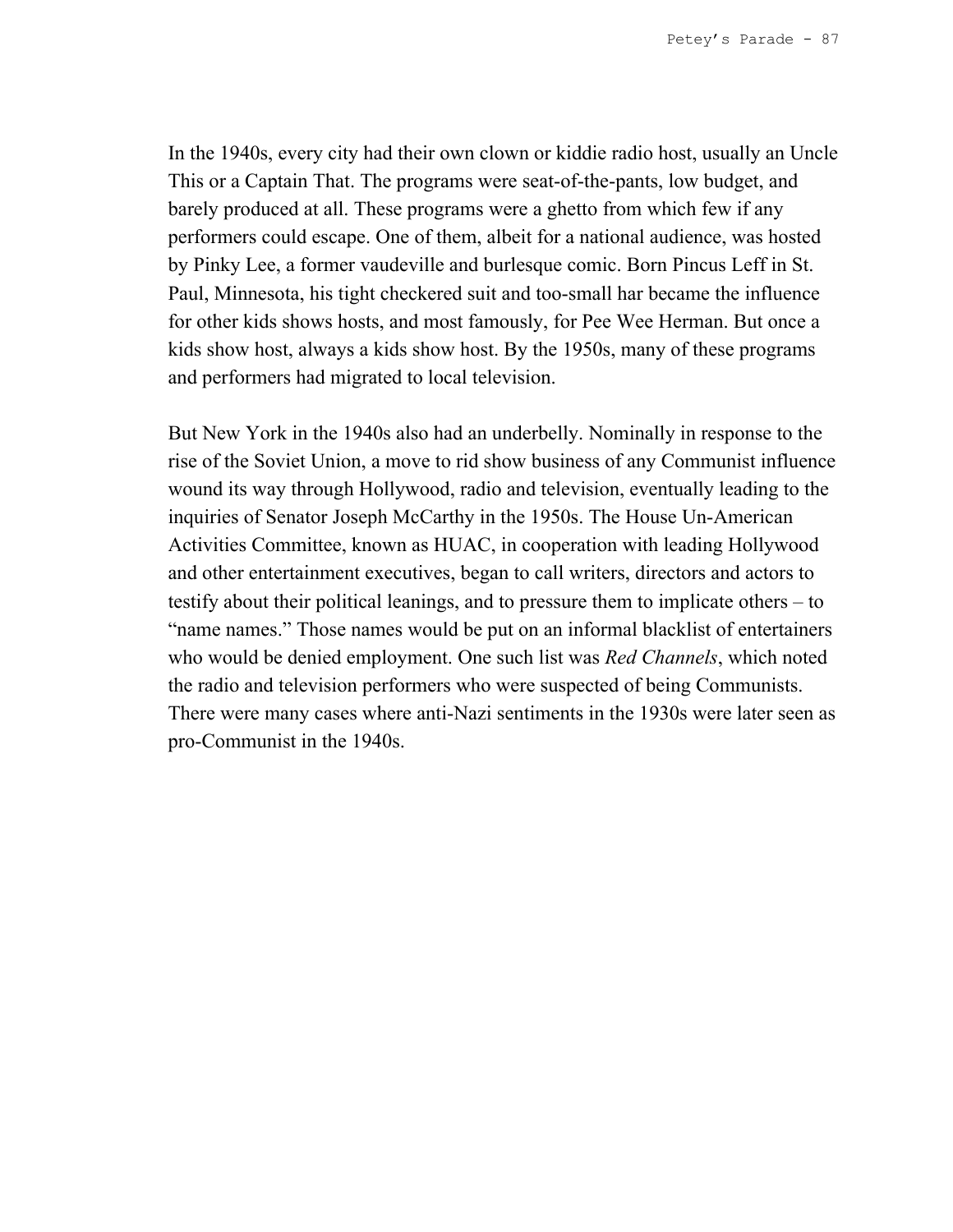In the 1940s, every city had their own clown or kiddie radio host, usually an Uncle This or a Captain That. The programs were seat-of-the-pants, low budget, and barely produced at all. These programs were a ghetto from which few if any performers could escape. One of them, albeit for a national audience, was hosted by Pinky Lee, a former vaudeville and burlesque comic. Born Pincus Leff in St. Paul, Minnesota, his tight checkered suit and too-small har became the influence for other kids shows hosts, and most famously, for Pee Wee Herman. But once a kids show host, always a kids show host. By the 1950s, many of these programs and performers had migrated to local television.

But New York in the 1940s also had an underbelly. Nominally in response to the rise of the Soviet Union, a move to rid show business of any Communist influence wound its way through Hollywood, radio and television, eventually leading to the inquiries of Senator Joseph McCarthy in the 1950s. The House Un-American Activities Committee, known as HUAC, in cooperation with leading Hollywood and other entertainment executives, began to call writers, directors and actors to testify about their political leanings, and to pressure them to implicate others – to "name names." Those names would be put on an informal blacklist of entertainers who would be denied employment. One such list was *Red Channels*, which noted the radio and television performers who were suspected of being Communists. There were many cases where anti-Nazi sentiments in the 1930s were later seen as pro-Communist in the 1940s.